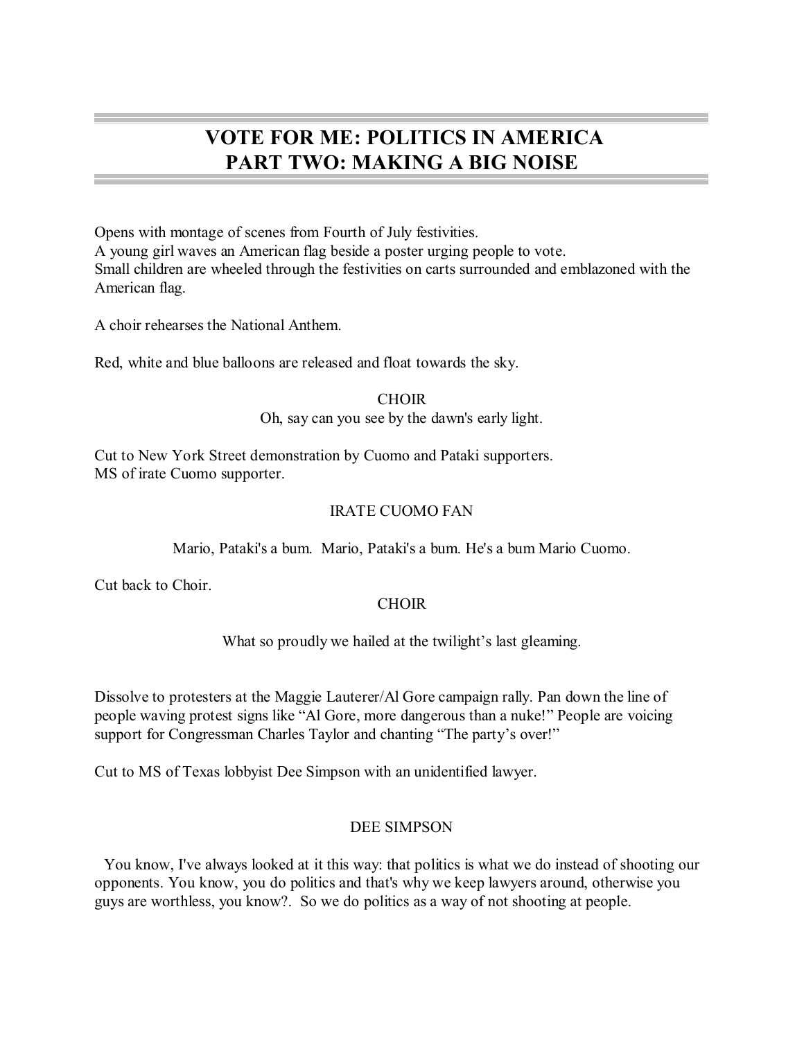# VOTE FOR ME: POLITICS IN AMERICA
# PART TWO: MAKING A BIG NOISE

Opens with montage of scenes from Fourth of July festivities.
A young girl waves an American flag beside a poster urging people to vote.
Small children are wheeled through the festivities on carts surrounded and emblazoned with the American flag.

A choir rehearses the National Anthem.

Red, white and blue balloons are released and float towards the sky.

CHOIR

Oh, say can you see by the dawn's early light.

Cut to New York Street demonstration by Cuomo and Pataki supporters.
MS of irate Cuomo supporter.

IRATE CUOMO FAN

Mario, Pataki's a bum. Mario, Pataki's a bum. He's a bum Mario Cuomo.

Cut back to Choir.

CHOIR

What so proudly we hailed at the twilight's last gleaming.

Dissolve to protesters at the Maggie Lauterer/Al Gore campaign rally. Pan down the line of people waving protest signs like "Al Gore, more dangerous than a nuke!" People are voicing support for Congressman Charles Taylor and chanting "The party's over!"

Cut to MS of Texas lobbyist Dee Simpson with an unidentified lawyer.

DEE SIMPSON

You know, I've always looked at it this way: that politics is what we do instead of shooting our opponents. You know, you do politics and that's why we keep lawyers around, otherwise you guys are worthless, you know?. So we do politics as a way of not shooting at people.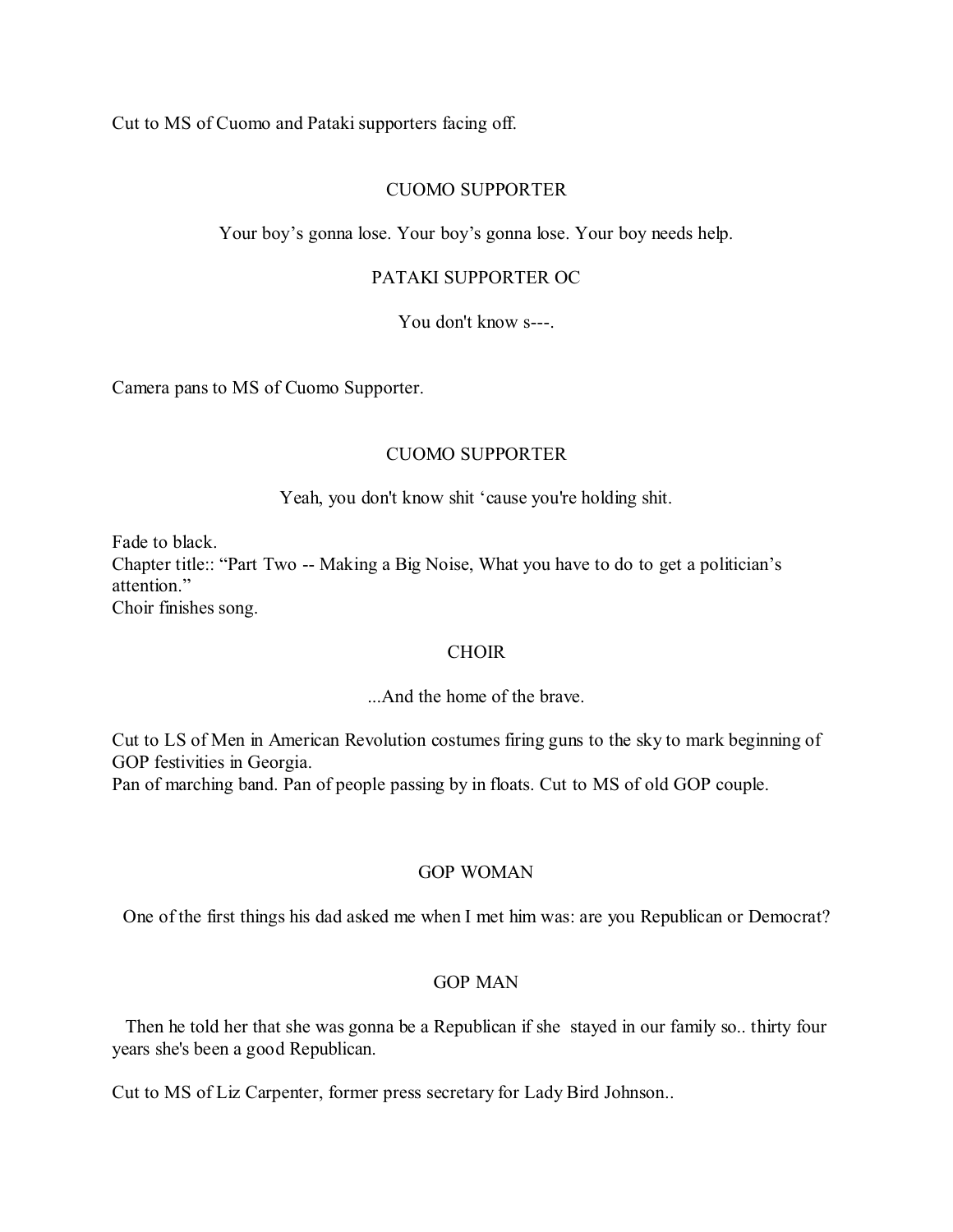Cut to MS of Cuomo and Pataki supporters facing off.

CUOMO SUPPORTER

Your boy's gonna lose. Your boy's gonna lose. Your boy needs help.

PATAKI SUPPORTER OC

You don't know s---.

Camera pans to MS of Cuomo Supporter.

CUOMO SUPPORTER

Yeah, you don't know shit 'cause you're holding shit.

Fade to black.
Chapter title:: "Part Two -- Making a Big Noise, What you have to do to get a politician's attention."
Choir finishes song.

CHOIR

...And the home of the brave.

Cut to LS of Men in American Revolution costumes firing guns to the sky to mark beginning of GOP festivities in Georgia.
Pan of marching band. Pan of people passing by in floats. Cut to MS of old GOP couple.

GOP WOMAN

One of the first things his dad asked me when I met him was: are you Republican or Democrat?

GOP MAN

Then he told her that she was gonna be a Republican if she stayed in our family so.. thirty four years she's been a good Republican.

Cut to MS of Liz Carpenter, former press secretary for Lady Bird Johnson..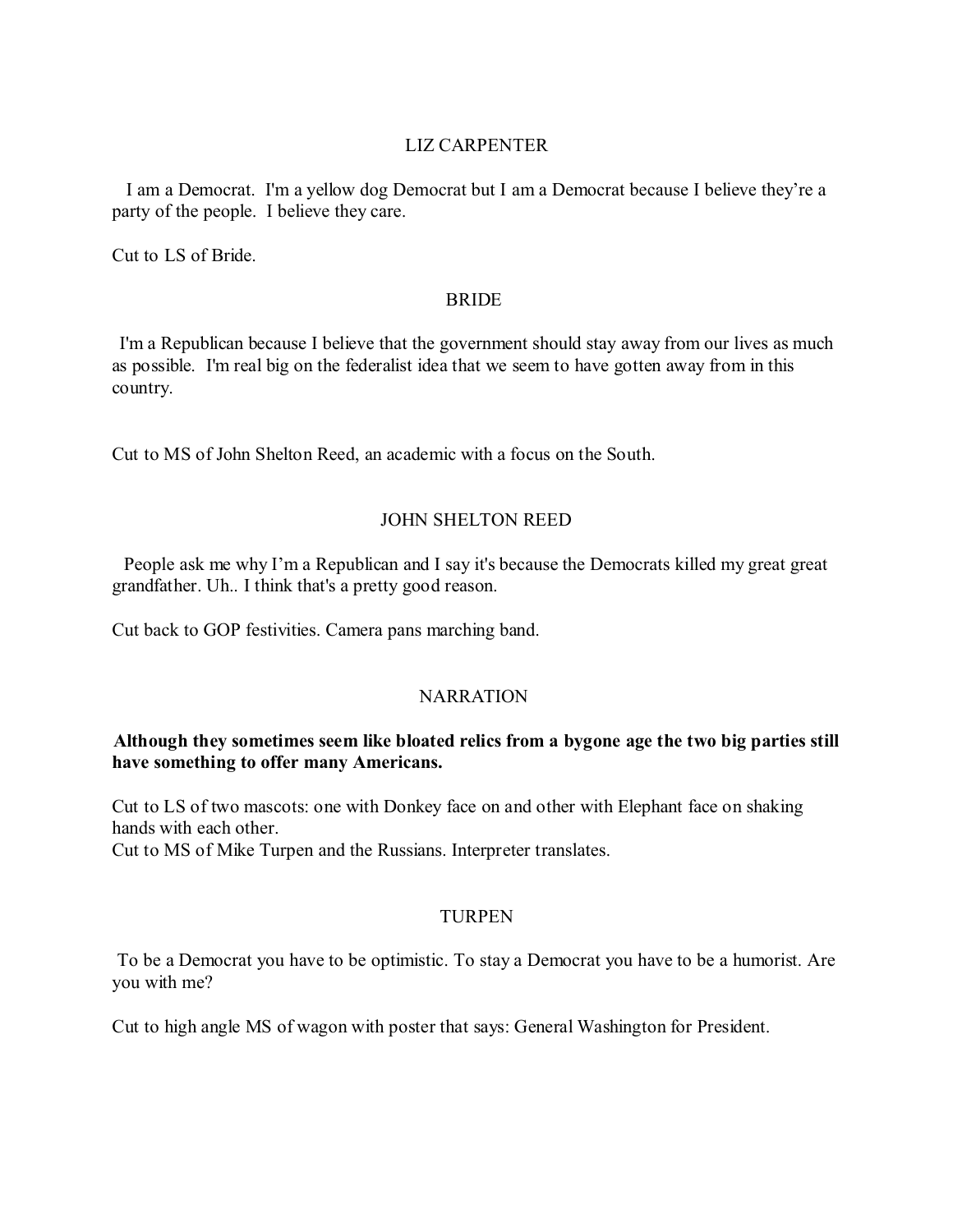LIZ CARPENTER

I am a Democrat. I'm a yellow dog Democrat but I am a Democrat because I believe they're a party of the people. I believe they care.

Cut to LS of Bride.

BRIDE

I'm a Republican because I believe that the government should stay away from our lives as much as possible. I'm real big on the federalist idea that we seem to have gotten away from in this country.

Cut to MS of John Shelton Reed, an academic with a focus on the South.

JOHN SHELTON REED

People ask me why I'm a Republican and I say it's because the Democrats killed my great great grandfather. Uh.. I think that's a pretty good reason.

Cut back to GOP festivities. Camera pans marching band.

NARRATION

**Although they sometimes seem like bloated relics from a bygone age the two big parties still have something to offer many Americans.**

Cut to LS of two mascots: one with Donkey face on and other with Elephant face on shaking hands with each other.
Cut to MS of Mike Turpen and the Russians. Interpreter translates.

TURPEN

To be a Democrat you have to be optimistic. To stay a Democrat you have to be a humorist. Are you with me?

Cut to high angle MS of wagon with poster that says: General Washington for President.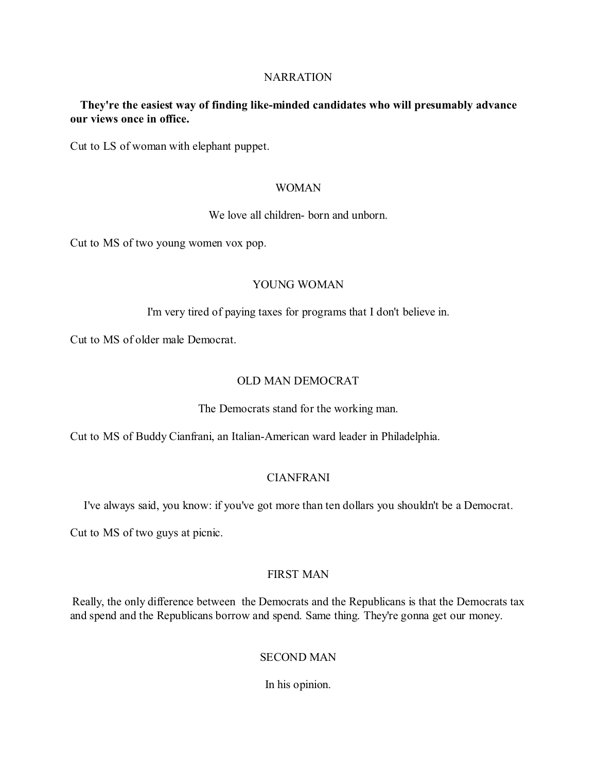NARRATION

**They're the easiest way of finding like-minded candidates who will presumably advance our views once in office.**

Cut to LS of woman with elephant puppet.

WOMAN

We love all children- born and unborn.

Cut to MS of two young women vox pop.

YOUNG WOMAN

I'm very tired of paying taxes for programs that I don't believe in.

Cut to MS of older male Democrat.

OLD MAN DEMOCRAT

The Democrats stand for the working man.

Cut to MS of Buddy Cianfrani, an Italian-American ward leader in Philadelphia.

CIANFRANI

I've always said, you know: if you've got more than ten dollars you shouldn't be a Democrat.

Cut to MS of two guys at picnic.

FIRST MAN

Really, the only difference between the Democrats and the Republicans is that the Democrats tax and spend and the Republicans borrow and spend. Same thing. They're gonna get our money.

SECOND MAN

In his opinion.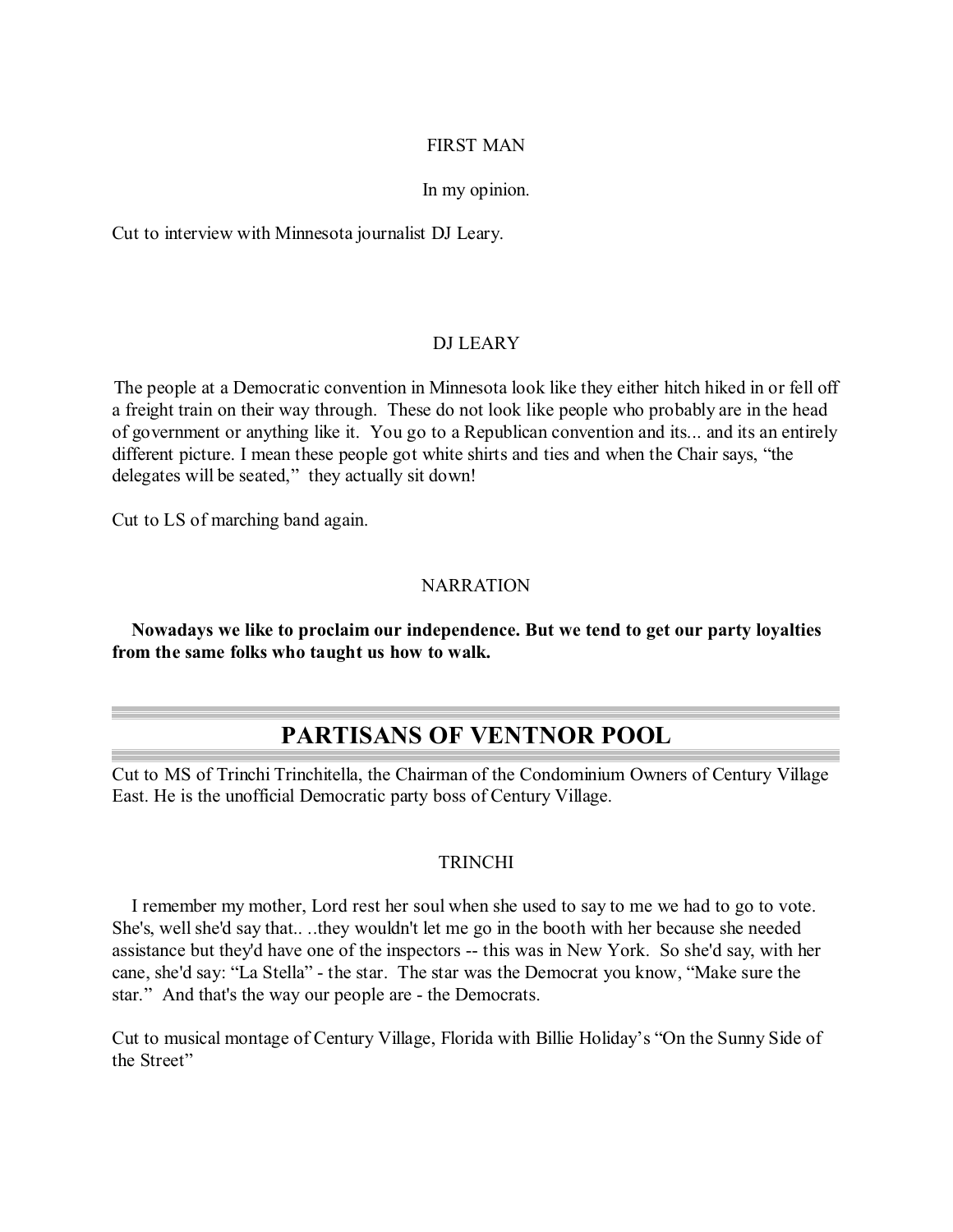FIRST MAN

In my opinion.

Cut to interview with Minnesota journalist DJ Leary.

DJ LEARY

The people at a Democratic convention in Minnesota look like they either hitch hiked in or fell off a freight train on their way through. These do not look like people who probably are in the head of government or anything like it. You go to a Republican convention and its... and its an entirely different picture. I mean these people got white shirts and ties and when the Chair says, "the delegates will be seated," they actually sit down!

Cut to LS of marching band again.

NARRATION

**Nowadays we like to proclaim our independence. But we tend to get our party loyalties from the same folks who taught us how to walk.**

## PARTISANS OF VENTNOR POOL

Cut to MS of Trinchi Trinchitella, the Chairman of the Condominium Owners of Century Village East. He is the unofficial Democratic party boss of Century Village.

TRINCHI

I remember my mother, Lord rest her soul when she used to say to me we had to go to vote. She's, well she'd say that.. ..they wouldn't let me go in the booth with her because she needed assistance but they'd have one of the inspectors -- this was in New York. So she'd say, with her cane, she'd say: "La Stella" - the star. The star was the Democrat you know, "Make sure the star." And that's the way our people are - the Democrats.

Cut to musical montage of Century Village, Florida with Billie Holiday's "On the Sunny Side of the Street"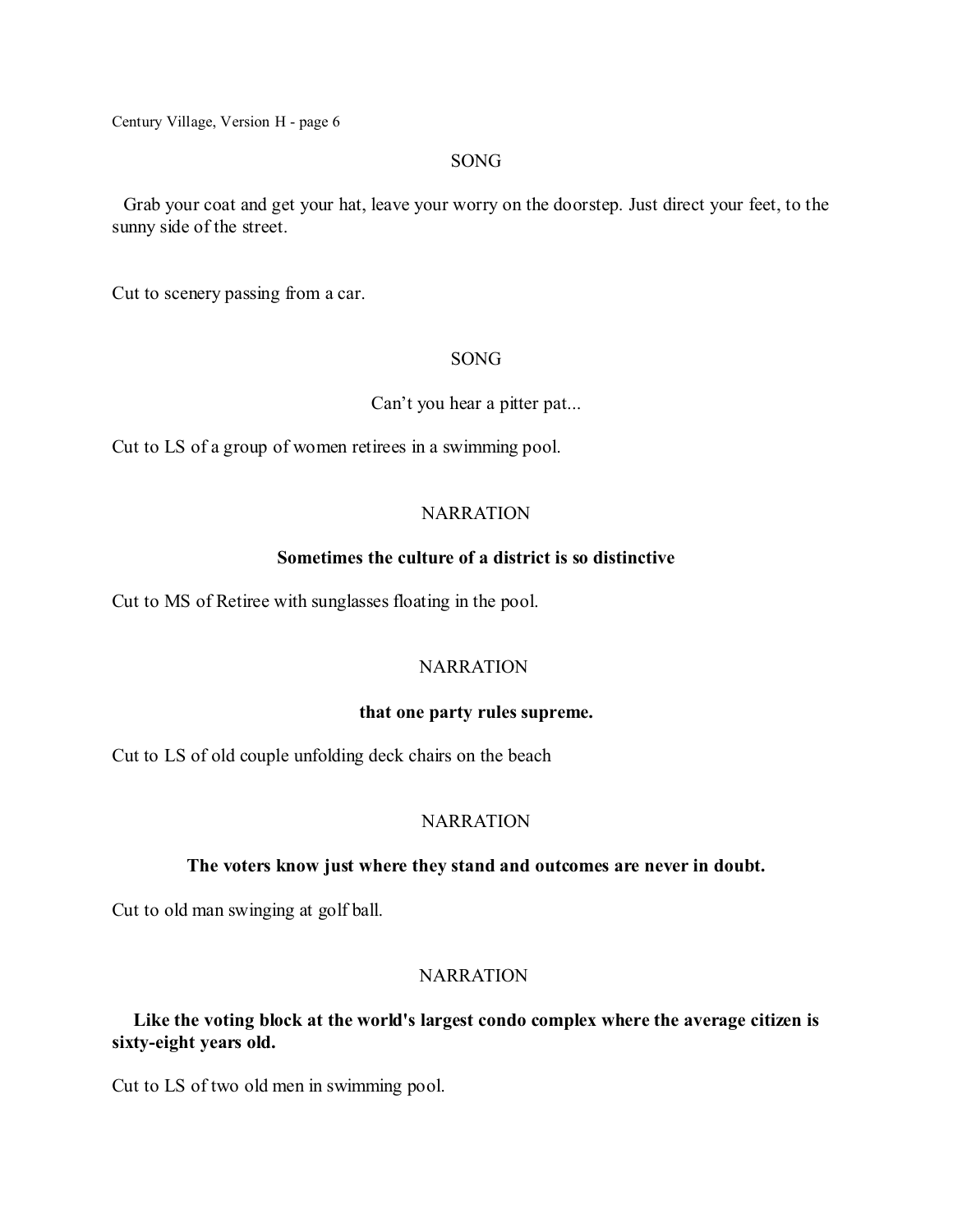SONG

Grab your coat and get your hat, leave your worry on the doorstep. Just direct your feet, to the sunny side of the street.

Cut to scenery passing from a car.

SONG

Can't you hear a pitter pat...

Cut to LS of a group of women retirees in a swimming pool.

NARRATION

**Sometimes the culture of a district is so distinctive**

Cut to MS of Retiree with sunglasses floating in the pool.

NARRATION

**that one party rules supreme.**

Cut to LS of old couple unfolding deck chairs on the beach

NARRATION

**The voters know just where they stand and outcomes are never in doubt.**

Cut to old man swinging at golf ball.

NARRATION

**Like the voting block at the world's largest condo complex where the average citizen is sixty-eight years old.**

Cut to LS of two old men in swimming pool.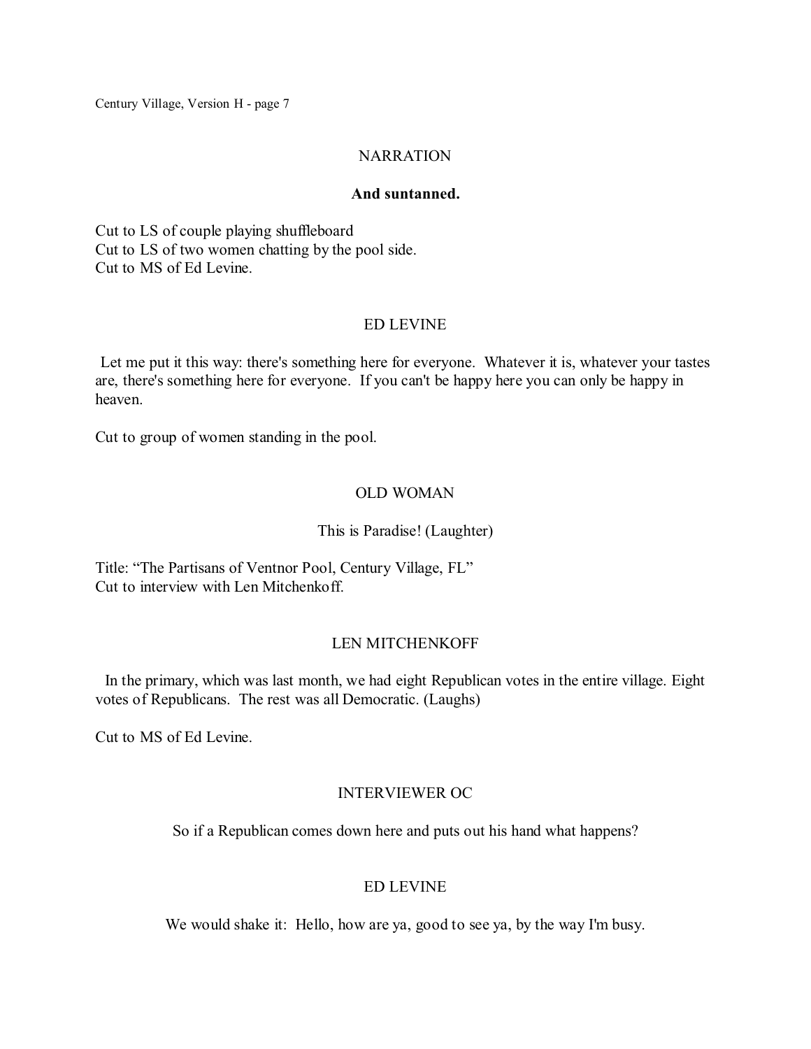NARRATION

**And suntanned.**

Cut to LS of couple playing shuffleboard
Cut to LS of two women chatting by the pool side.
Cut to MS of Ed Levine.

ED LEVINE

Let me put it this way: there's something here for everyone. Whatever it is, whatever your tastes are, there's something here for everyone. If you can't be happy here you can only be happy in heaven.

Cut to group of women standing in the pool.

OLD WOMAN

This is Paradise! (Laughter)

Title: "The Partisans of Ventnor Pool, Century Village, FL"
Cut to interview with Len Mitchenkoff.

LEN MITCHENKOFF

In the primary, which was last month, we had eight Republican votes in the entire village. Eight votes of Republicans. The rest was all Democratic. (Laughs)

Cut to MS of Ed Levine.

INTERVIEWER OC

So if a Republican comes down here and puts out his hand what happens?

ED LEVINE

We would shake it: Hello, how are ya, good to see ya, by the way I'm busy.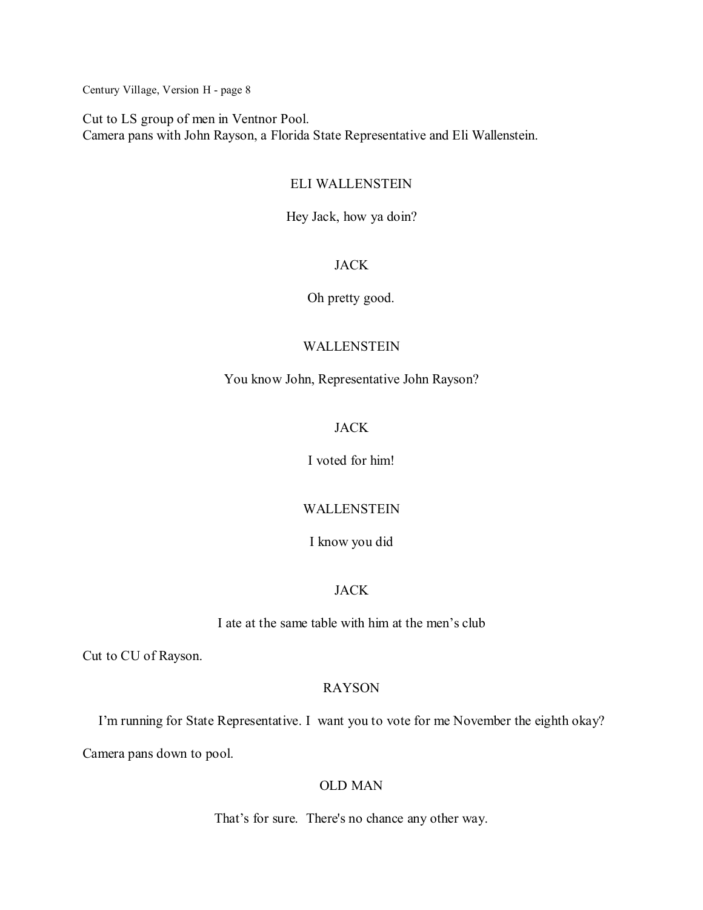Cut to LS group of men in Ventnor Pool.
Camera pans with John Rayson, a Florida State Representative and Eli Wallenstein.

ELI WALLENSTEIN

Hey Jack, how ya doin?

JACK

Oh pretty good.

WALLENSTEIN

You know John, Representative John Rayson?

JACK

I voted for him!

WALLENSTEIN

I know you did

JACK

I ate at the same table with him at the men's club

Cut to CU of Rayson.

RAYSON

I'm running for State Representative. I want you to vote for me November the eighth okay?

Camera pans down to pool.

OLD MAN

That's for sure. There's no chance any other way.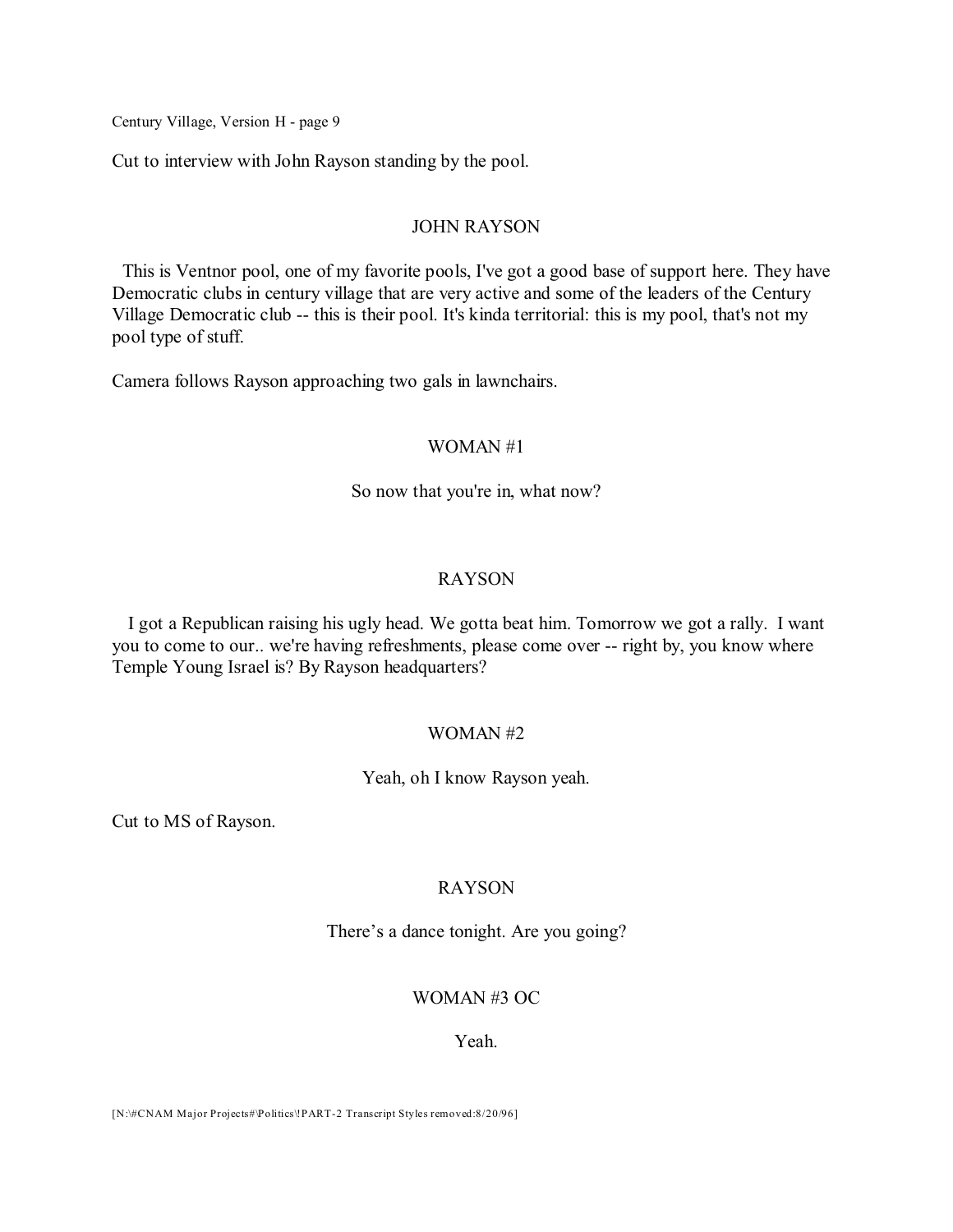Cut to interview with John Rayson standing by the pool.

JOHN RAYSON

This is Ventnor pool, one of my favorite pools, I've got a good base of support here. They have Democratic clubs in century village that are very active and some of the leaders of the Century Village Democratic club -- this is their pool. It's kinda territorial: this is my pool, that's not my pool type of stuff.

Camera follows Rayson approaching two gals in lawnchairs.

WOMAN #1

So now that you're in, what now?

RAYSON

I got a Republican raising his ugly head. We gotta beat him. Tomorrow we got a rally. I want you to come to our.. we're having refreshments, please come over -- right by, you know where Temple Young Israel is? By Rayson headquarters?

WOMAN #2

Yeah, oh I know Rayson yeah.

Cut to MS of Rayson.

RAYSON

There's a dance tonight. Are you going?

WOMAN #3 OC

Yeah.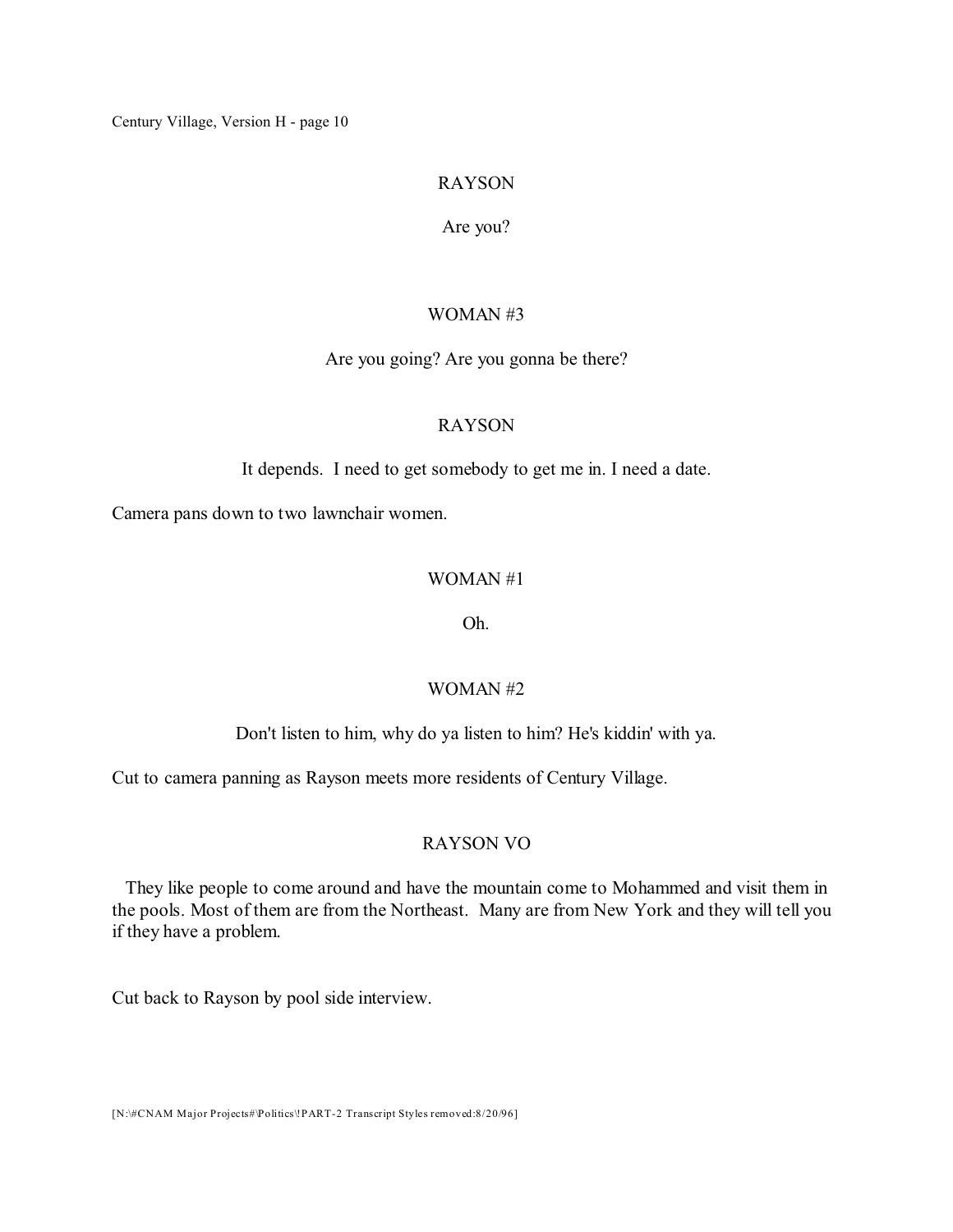RAYSON

Are you?

WOMAN #3

Are you going? Are you gonna be there?

RAYSON

It depends. I need to get somebody to get me in. I need a date.

Camera pans down to two lawnchair women.

WOMAN #1

Oh.

WOMAN #2

Don't listen to him, why do ya listen to him? He's kiddin' with ya.

Cut to camera panning as Rayson meets more residents of Century Village.

RAYSON VO

They like people to come around and have the mountain come to Mohammed and visit them in the pools. Most of them are from the Northeast. Many are from New York and they will tell you if they have a problem.

Cut back to Rayson by pool side interview.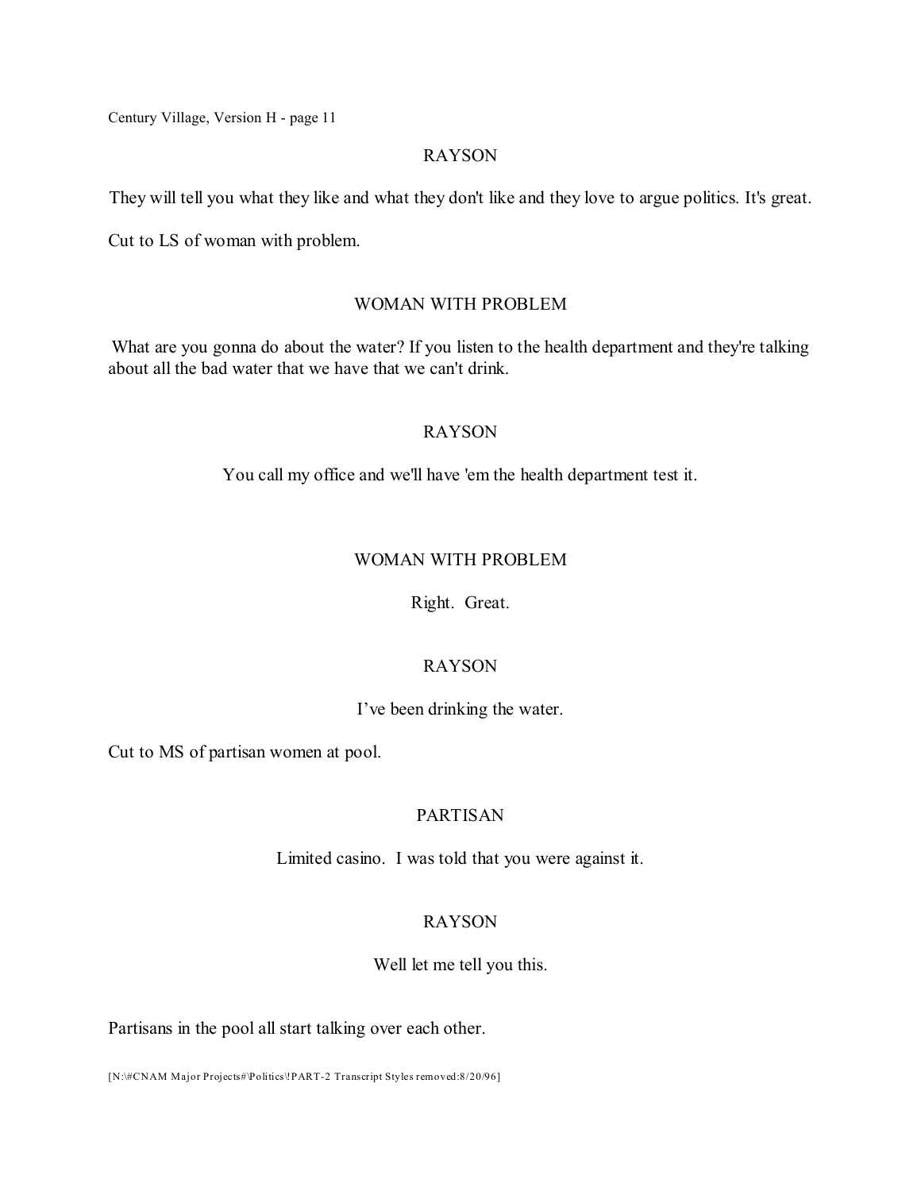RAYSON

They will tell you what they like and what they don't like and they love to argue politics. It's great.

Cut to LS of woman with problem.

WOMAN WITH PROBLEM

What are you gonna do about the water? If you listen to the health department and they're talking about all the bad water that we have that we can't drink.

RAYSON

You call my office and we'll have 'em the health department test it.

WOMAN WITH PROBLEM

Right. Great.

RAYSON

I've been drinking the water.

Cut to MS of partisan women at pool.

PARTISAN

Limited casino. I was told that you were against it.

RAYSON

Well let me tell you this.

Partisans in the pool all start talking over each other.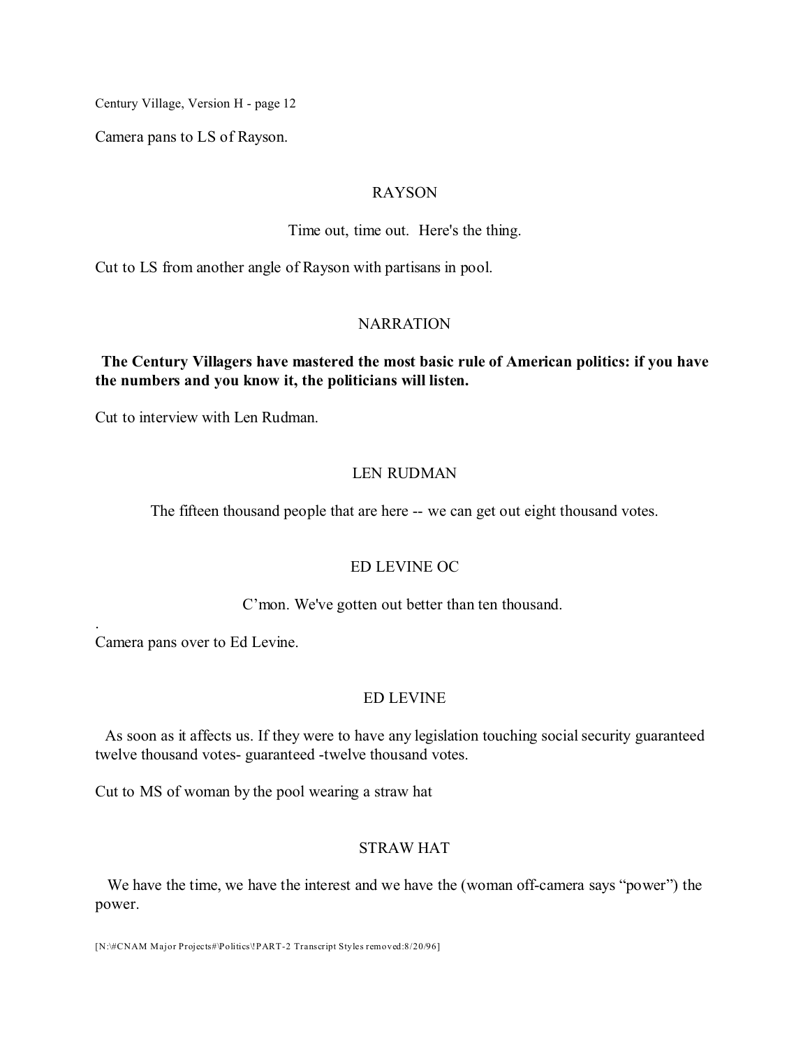Camera pans to LS of Rayson.

RAYSON

Time out, time out. Here's the thing.

Cut to LS from another angle of Rayson with partisans in pool.

NARRATION

**The Century Villagers have mastered the most basic rule of American politics: if you have the numbers and you know it, the politicians will listen.**

Cut to interview with Len Rudman.

LEN RUDMAN

The fifteen thousand people that are here -- we can get out eight thousand votes.

ED LEVINE OC

C'mon. We've gotten out better than ten thousand.

.
Camera pans over to Ed Levine.

ED LEVINE

As soon as it affects us. If they were to have any legislation touching social security guaranteed twelve thousand votes- guaranteed -twelve thousand votes.

Cut to MS of woman by the pool wearing a straw hat

STRAW HAT

We have the time, we have the interest and we have the (woman off-camera says "power") the power.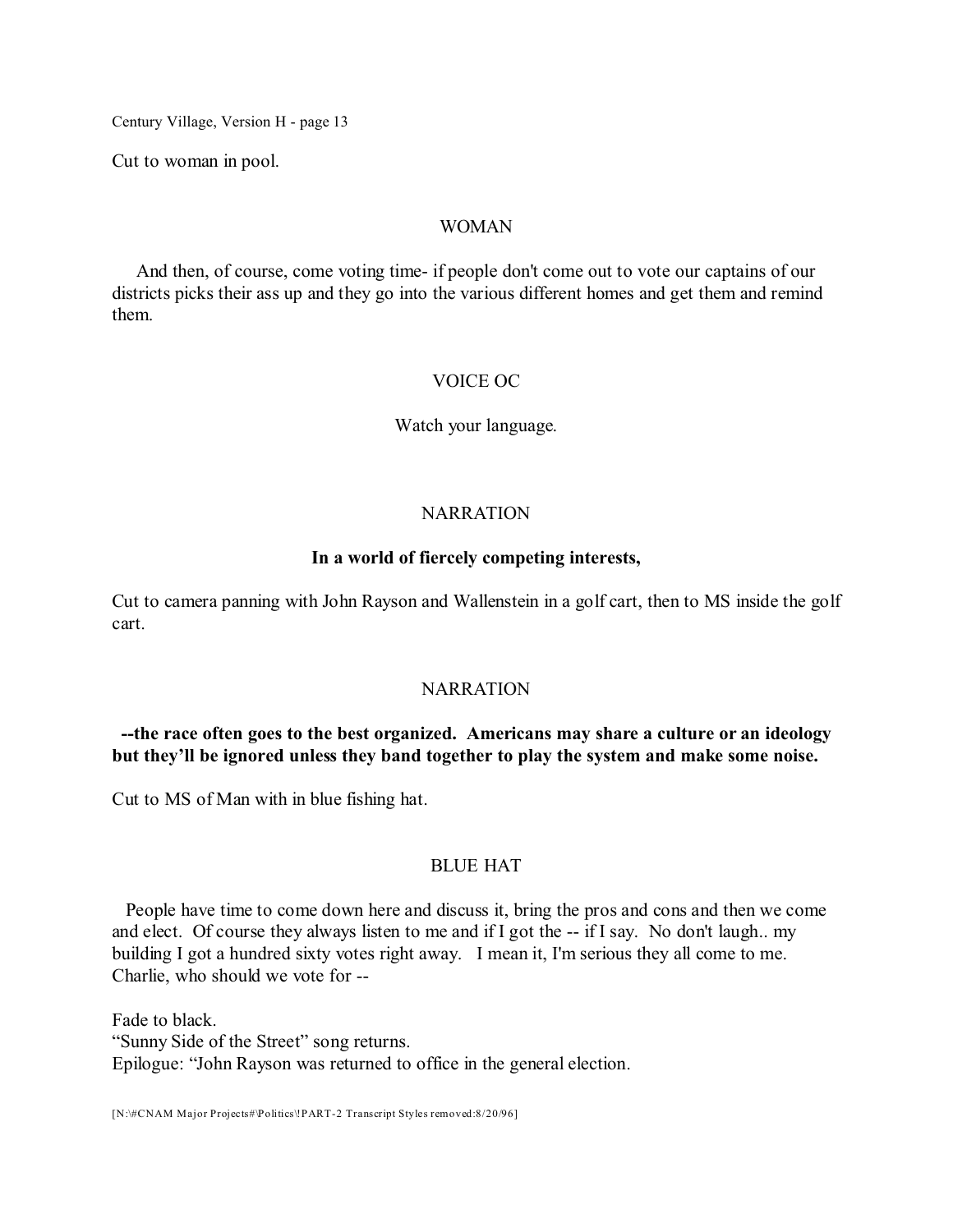Cut to woman in pool.

WOMAN

And then, of course, come voting time- if people don't come out to vote our captains of our districts picks their ass up and they go into the various different homes and get them and remind them.

VOICE OC

Watch your language.

NARRATION

**In a world of fiercely competing interests,**

Cut to camera panning with John Rayson and Wallenstein in a golf cart, then to MS inside the golf cart.

NARRATION

**--the race often goes to the best organized. Americans may share a culture or an ideology but they'll be ignored unless they band together to play the system and make some noise.**

Cut to MS of Man with in blue fishing hat.

BLUE HAT

People have time to come down here and discuss it, bring the pros and cons and then we come and elect. Of course they always listen to me and if I got the -- if I say. No don't laugh.. my building I got a hundred sixty votes right away. I mean it, I'm serious they all come to me. Charlie, who should we vote for --

Fade to black.
"Sunny Side of the Street" song returns.
Epilogue: "John Rayson was returned to office in the general election.

[N:\#CNAM Major Projects#\Politics\!PART-2 Transcript Styles removed:8/20/96]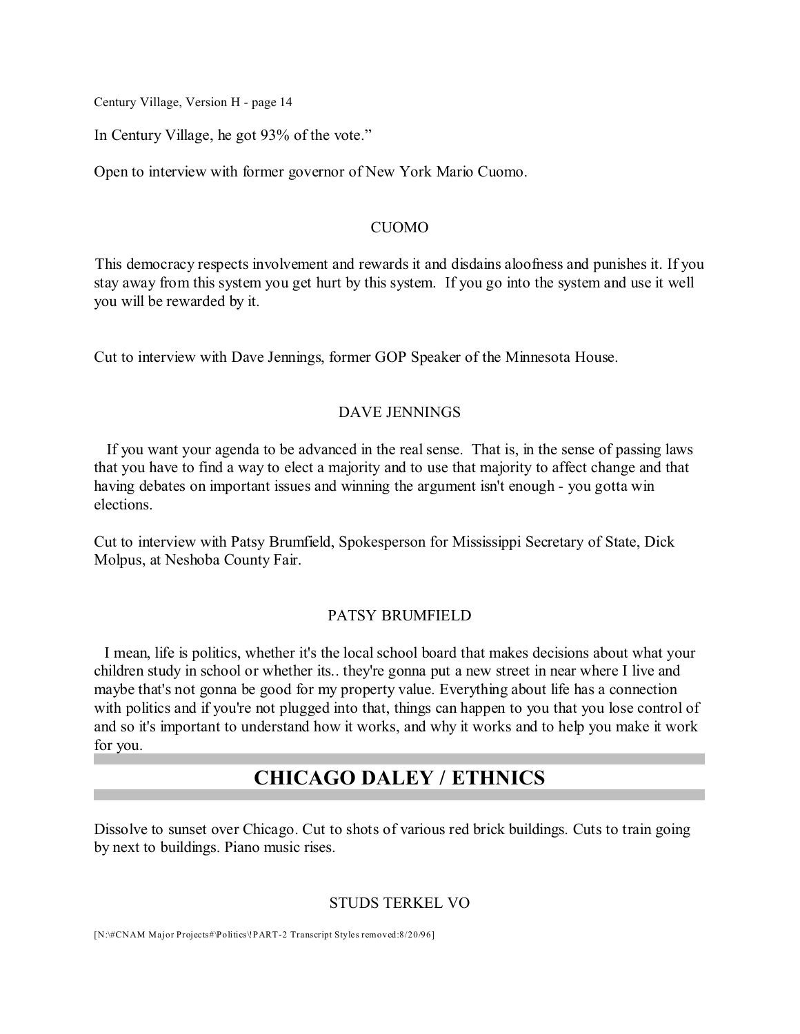In Century Village, he got 93% of the vote."

Open to interview with former governor of New York Mario Cuomo.

CUOMO

This democracy respects involvement and rewards it and disdains aloofness and punishes it. If you stay away from this system you get hurt by this system. If you go into the system and use it well you will be rewarded by it.

Cut to interview with Dave Jennings, former GOP Speaker of the Minnesota House.

DAVE JENNINGS

If you want your agenda to be advanced in the real sense. That is, in the sense of passing laws that you have to find a way to elect a majority and to use that majority to affect change and that having debates on important issues and winning the argument isn't enough - you gotta win elections.

Cut to interview with Patsy Brumfield, Spokesperson for Mississippi Secretary of State, Dick Molpus, at Neshoba County Fair.

PATSY BRUMFIELD

I mean, life is politics, whether it's the local school board that makes decisions about what your children study in school or whether its.. they're gonna put a new street in near where I live and maybe that's not gonna be good for my property value. Everything about life has a connection with politics and if you're not plugged into that, things can happen to you that you lose control of and so it's important to understand how it works, and why it works and to help you make it work for you.

## CHICAGO DALEY / ETHNICS

Dissolve to sunset over Chicago. Cut to shots of various red brick buildings. Cuts to train going by next to buildings. Piano music rises.

STUDS TERKEL VO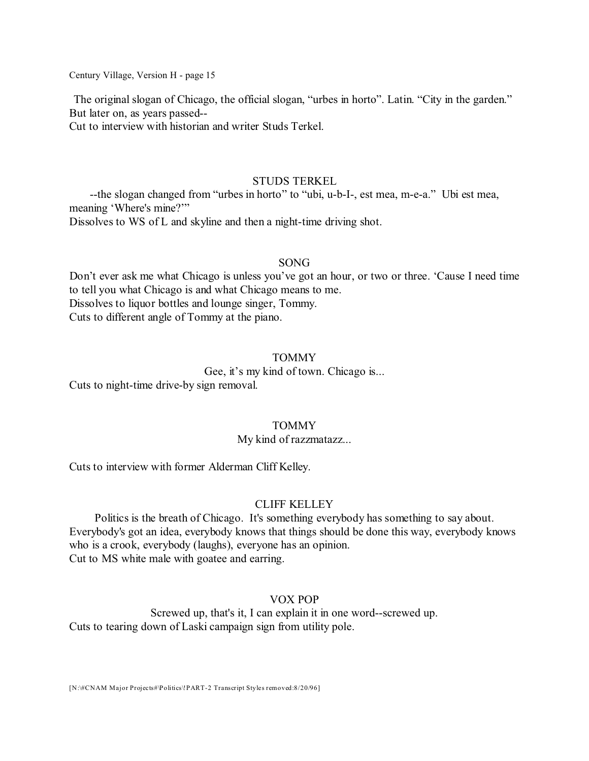The original slogan of Chicago, the official slogan, “urbes in horto”. Latin. “City in the garden.” But later on, as years passed--

Cut to interview with historian and writer Studs Terkel.

STUDS TERKEL

--the slogan changed from “urbes in horto” to “ubi, u-b-I-, est mea, m-e-a.” Ubi est mea, meaning ‘Where's mine?’”

Dissolves to WS of L and skyline and then a night-time driving shot.

SONG

Don’t ever ask me what Chicago is unless you’ve got an hour, or two or three. ‘Cause I need time to tell you what Chicago is and what Chicago means to me.

Dissolves to liquor bottles and lounge singer, Tommy.

Cuts to different angle of Tommy at the piano.

TOMMY

Gee, it’s my kind of town. Chicago is...

Cuts to night-time drive-by sign removal.

TOMMY

My kind of razzmatazz...

Cuts to interview with former Alderman Cliff Kelley.

CLIFF KELLEY

Politics is the breath of Chicago. It's something everybody has something to say about. Everybody's got an idea, everybody knows that things should be done this way, everybody knows who is a crook, everybody (laughs), everyone has an opinion.

Cut to MS white male with goatee and earring.

VOX POP

Screwed up, that's it, I can explain it in one word--screwed up.

Cuts to tearing down of Laski campaign sign from utility pole.

[N:\#CNAM Major Projects#\Politics\!PART-2 Transcript Styles removed:8/20/96]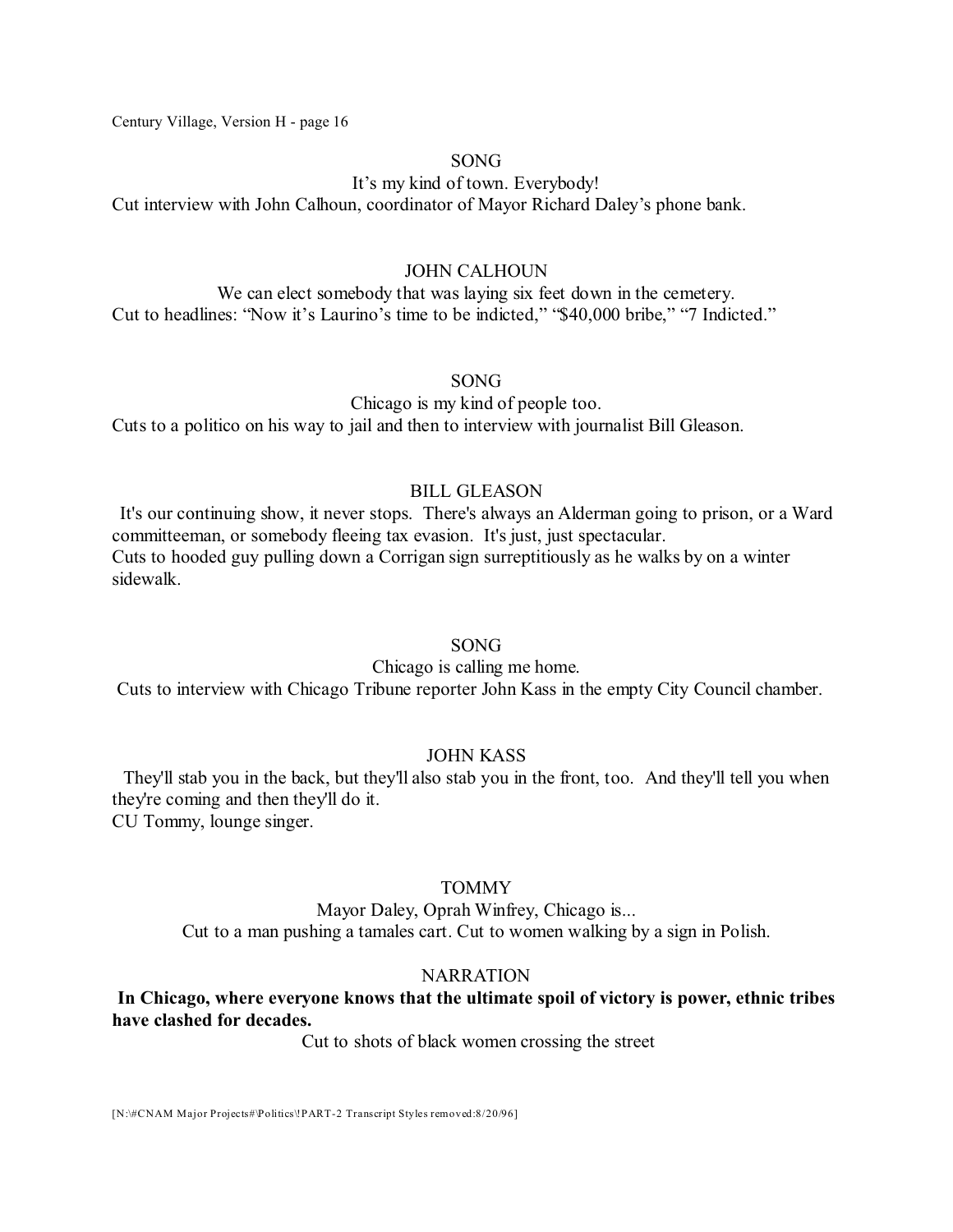SONG

It's my kind of town. Everybody!

Cut interview with John Calhoun, coordinator of Mayor Richard Daley's phone bank.

JOHN CALHOUN

We can elect somebody that was laying six feet down in the cemetery.

Cut to headlines: "Now it's Laurino's time to be indicted," "$40,000 bribe," "7 Indicted."

SONG

Chicago is my kind of people too.

Cuts to a politico on his way to jail and then to interview with journalist Bill Gleason.

BILL GLEASON

It's our continuing show, it never stops. There's always an Alderman going to prison, or a Ward committeeman, or somebody fleeing tax evasion. It's just, just spectacular.

Cuts to hooded guy pulling down a Corrigan sign surreptitiously as he walks by on a winter sidewalk.

SONG

Chicago is calling me home.

Cuts to interview with Chicago Tribune reporter John Kass in the empty City Council chamber.

JOHN KASS

They'll stab you in the back, but they'll also stab you in the front, too. And they'll tell you when they're coming and then they'll do it.

CU Tommy, lounge singer.

TOMMY

Mayor Daley, Oprah Winfrey, Chicago is...

Cut to a man pushing a tamales cart. Cut to women walking by a sign in Polish.

NARRATION

**In Chicago, where everyone knows that the ultimate spoil of victory is power, ethnic tribes have clashed for decades.**

Cut to shots of black women crossing the street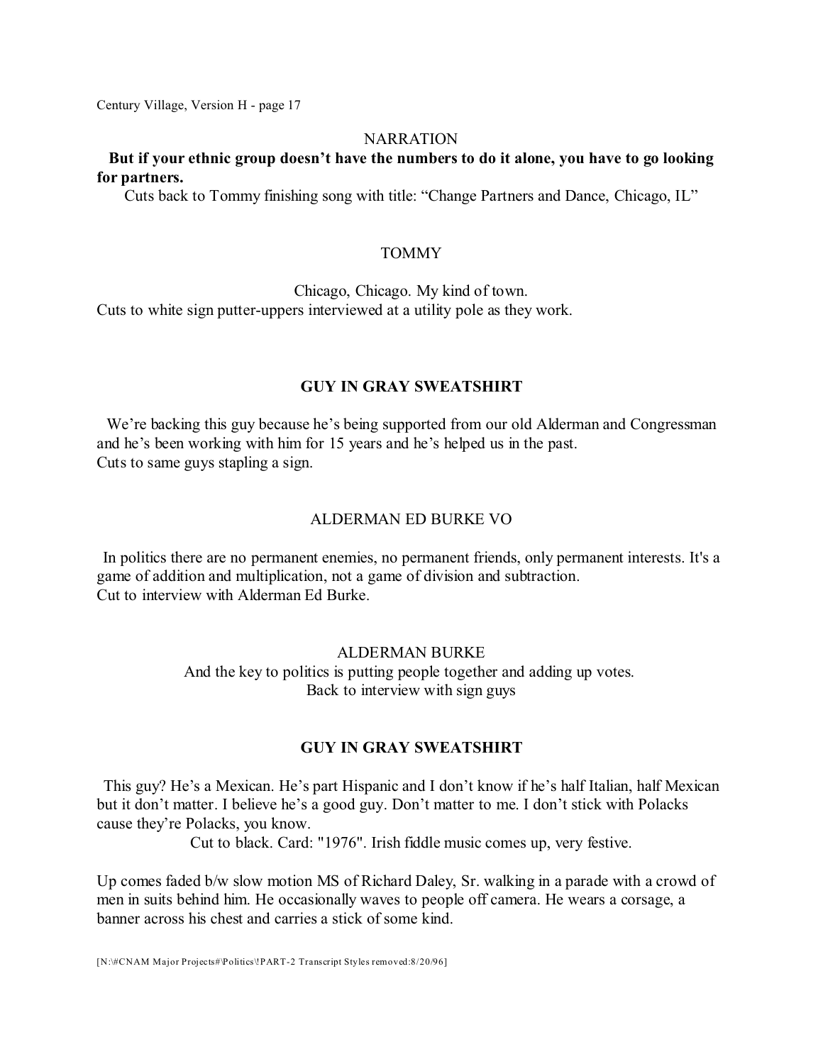NARRATION

**But if your ethnic group doesn't have the numbers to do it alone, you have to go looking for partners.**

Cuts back to Tommy finishing song with title: "Change Partners and Dance, Chicago, IL"

TOMMY

Chicago, Chicago. My kind of town.

Cuts to white sign putter-uppers interviewed at a utility pole as they work.

**GUY IN GRAY SWEATSHIRT**

We're backing this guy because he's being supported from our old Alderman and Congressman and he's been working with him for 15 years and he's helped us in the past.

Cuts to same guys stapling a sign.

ALDERMAN ED BURKE VO

In politics there are no permanent enemies, no permanent friends, only permanent interests. It's a game of addition and multiplication, not a game of division and subtraction.

Cut to interview with Alderman Ed Burke.

ALDERMAN BURKE

And the key to politics is putting people together and adding up votes.

Back to interview with sign guys

**GUY IN GRAY SWEATSHIRT**

This guy? He's a Mexican. He's part Hispanic and I don't know if he's half Italian, half Mexican but it don't matter. I believe he's a good guy. Don't matter to me. I don't stick with Polacks cause they're Polacks, you know.

Cut to black. Card: "1976". Irish fiddle music comes up, very festive.

Up comes faded b/w slow motion MS of Richard Daley, Sr. walking in a parade with a crowd of men in suits behind him. He occasionally waves to people off camera. He wears a corsage, a banner across his chest and carries a stick of some kind.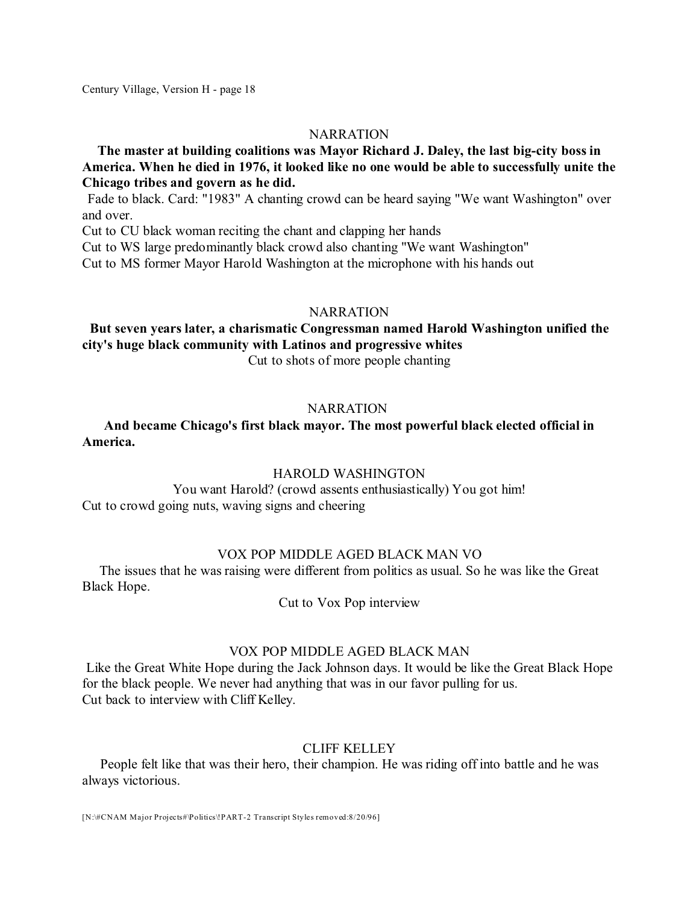NARRATION

**The master at building coalitions was Mayor Richard J. Daley, the last big-city boss in America. When he died in 1976, it looked like no one would be able to successfully unite the Chicago tribes and govern as he did.**

Fade to black. Card: "1983" A chanting crowd can be heard saying "We want Washington" over and over.

Cut to CU black woman reciting the chant and clapping her hands

Cut to WS large predominantly black crowd also chanting "We want Washington"

Cut to MS former Mayor Harold Washington at the microphone with his hands out

NARRATION

**But seven years later, a charismatic Congressman named Harold Washington unified the city's huge black community with Latinos and progressive whites**

Cut to shots of more people chanting

NARRATION

**And became Chicago's first black mayor. The most powerful black elected official in America.**

HAROLD WASHINGTON

You want Harold? (crowd assents enthusiastically) You got him!

Cut to crowd going nuts, waving signs and cheering

VOX POP MIDDLE AGED BLACK MAN VO

The issues that he was raising were different from politics as usual. So he was like the Great Black Hope.

Cut to Vox Pop interview

VOX POP MIDDLE AGED BLACK MAN

Like the Great White Hope during the Jack Johnson days. It would be like the Great Black Hope for the black people. We never had anything that was in our favor pulling for us.

Cut back to interview with Cliff Kelley.

CLIFF KELLEY

People felt like that was their hero, their champion. He was riding off into battle and he was always victorious.

[N:\#CNAM Major Projects#\Politics\!PART-2 Transcript Styles removed:8/20/96]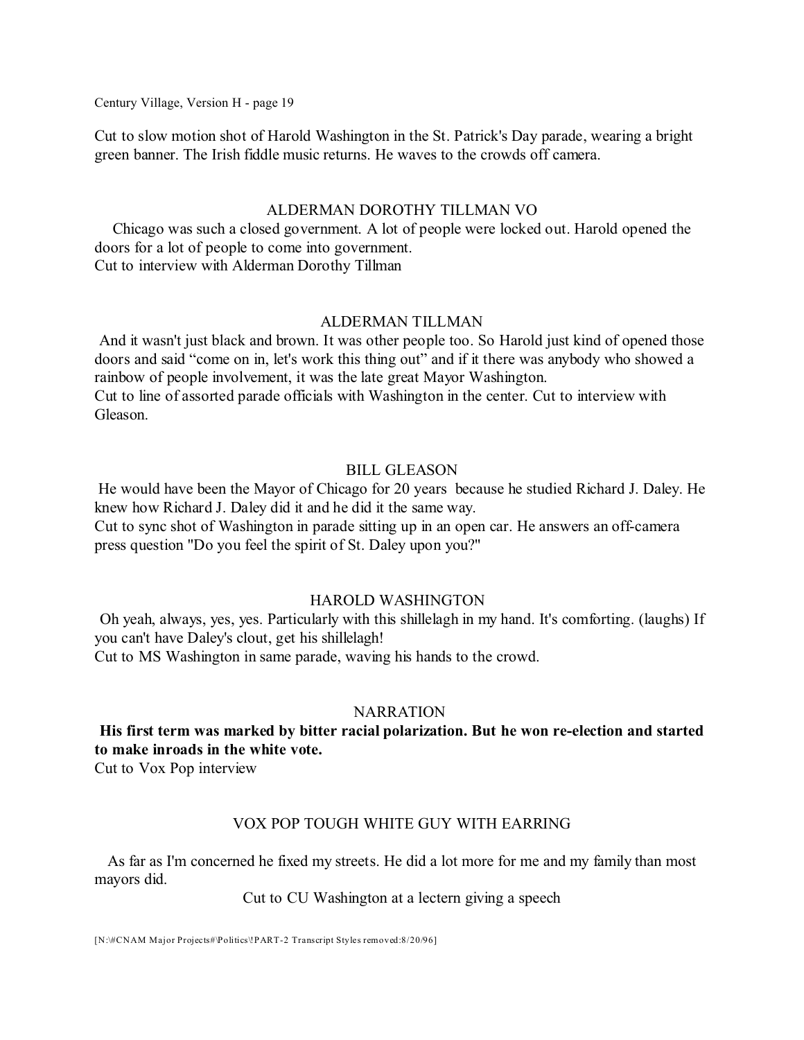Cut to slow motion shot of Harold Washington in the St. Patrick's Day parade, wearing a bright green banner. The Irish fiddle music returns. He waves to the crowds off camera.

ALDERMAN DOROTHY TILLMAN VO

Chicago was such a closed government. A lot of people were locked out. Harold opened the doors for a lot of people to come into government.
Cut to interview with Alderman Dorothy Tillman

ALDERMAN TILLMAN

And it wasn't just black and brown. It was other people too. So Harold just kind of opened those doors and said “come on in, let's work this thing out” and if it there was anybody who showed a rainbow of people involvement, it was the late great Mayor Washington.
Cut to line of assorted parade officials with Washington in the center. Cut to interview with Gleason.

BILL GLEASON

He would have been the Mayor of Chicago for 20 years because he studied Richard J. Daley. He knew how Richard J. Daley did it and he did it the same way.
Cut to sync shot of Washington in parade sitting up in an open car. He answers an off-camera press question "Do you feel the spirit of St. Daley upon you?"

HAROLD WASHINGTON

Oh yeah, always, yes, yes. Particularly with this shillelagh in my hand. It's comforting. (laughs) If you can't have Daley's clout, get his shillelagh!
Cut to MS Washington in same parade, waving his hands to the crowd.

NARRATION

**His first term was marked by bitter racial polarization. But he won re-election and started to make inroads in the white vote.**
Cut to Vox Pop interview

VOX POP TOUGH WHITE GUY WITH EARRING

As far as I'm concerned he fixed my streets. He did a lot more for me and my family than most mayors did.

Cut to CU Washington at a lectern giving a speech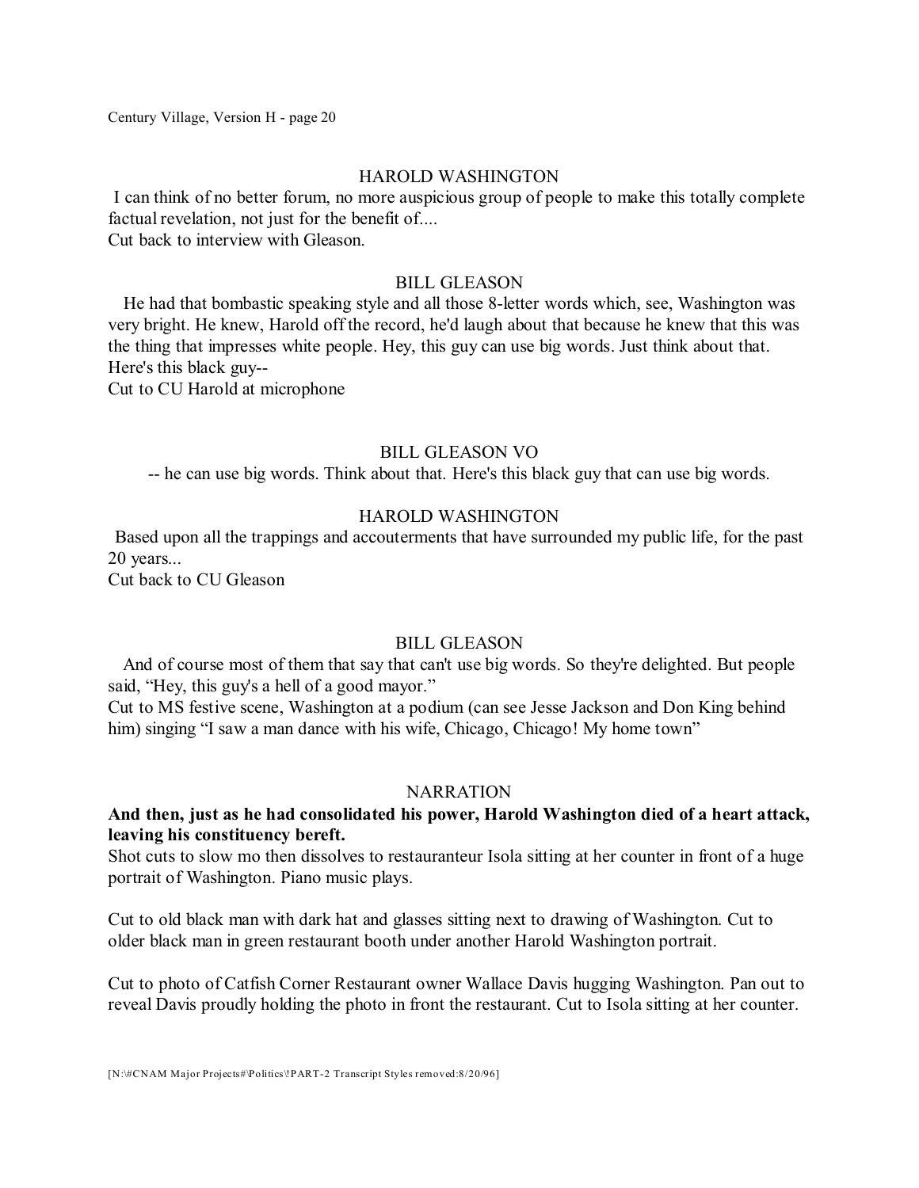HAROLD WASHINGTON

I can think of no better forum, no more auspicious group of people to make this totally complete factual revelation, not just for the benefit of....
Cut back to interview with Gleason.

BILL GLEASON

He had that bombastic speaking style and all those 8-letter words which, see, Washington was very bright. He knew, Harold off the record, he'd laugh about that because he knew that this was the thing that impresses white people. Hey, this guy can use big words. Just think about that. Here's this black guy--
Cut to CU Harold at microphone

BILL GLEASON VO

-- he can use big words. Think about that. Here's this black guy that can use big words.

HAROLD WASHINGTON

Based upon all the trappings and accouterments that have surrounded my public life, for the past 20 years...
Cut back to CU Gleason

BILL GLEASON

And of course most of them that say that can't use big words. So they're delighted. But people said, "Hey, this guy's a hell of a good mayor."
Cut to MS festive scene, Washington at a podium (can see Jesse Jackson and Don King behind him) singing "I saw a man dance with his wife, Chicago, Chicago! My home town"

NARRATION

**And then, just as he had consolidated his power, Harold Washington died of a heart attack, leaving his constituency bereft.**
Shot cuts to slow mo then dissolves to restauranteur Isola sitting at her counter in front of a huge portrait of Washington. Piano music plays.

Cut to old black man with dark hat and glasses sitting next to drawing of Washington. Cut to older black man in green restaurant booth under another Harold Washington portrait.

Cut to photo of Catfish Corner Restaurant owner Wallace Davis hugging Washington. Pan out to reveal Davis proudly holding the photo in front the restaurant. Cut to Isola sitting at her counter.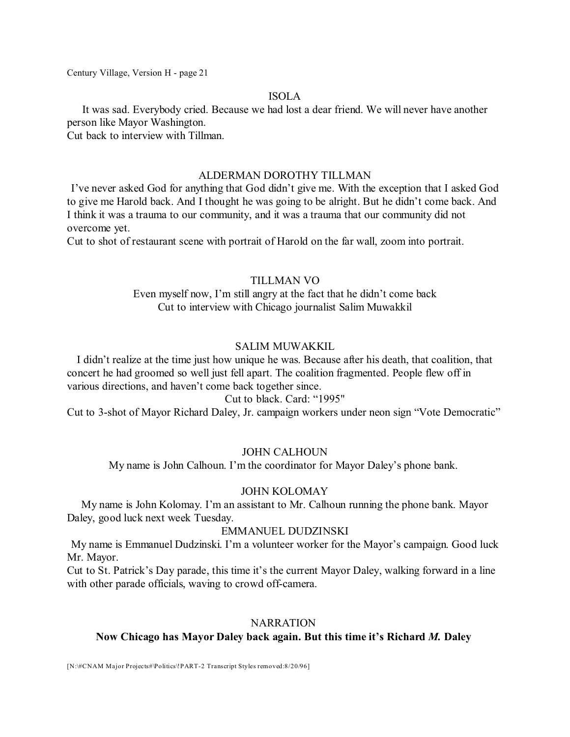ISOLA

It was sad. Everybody cried. Because we had lost a dear friend. We will never have another person like Mayor Washington.

Cut back to interview with Tillman.

ALDERMAN DOROTHY TILLMAN

I've never asked God for anything that God didn't give me. With the exception that I asked God to give me Harold back. And I thought he was going to be alright. But he didn't come back. And I think it was a trauma to our community, and it was a trauma that our community did not overcome yet.

Cut to shot of restaurant scene with portrait of Harold on the far wall, zoom into portrait.

TILLMAN VO

Even myself now, I'm still angry at the fact that he didn't come back

Cut to interview with Chicago journalist Salim Muwakkil

SALIM MUWAKKIL

I didn't realize at the time just how unique he was. Because after his death, that coalition, that concert he had groomed so well just fell apart. The coalition fragmented. People flew off in various directions, and haven't come back together since.

Cut to black. Card: "1995"

Cut to 3-shot of Mayor Richard Daley, Jr. campaign workers under neon sign "Vote Democratic"

JOHN CALHOUN

My name is John Calhoun. I'm the coordinator for Mayor Daley's phone bank.

JOHN KOLOMAY

My name is John Kolomay. I'm an assistant to Mr. Calhoun running the phone bank. Mayor Daley, good luck next week Tuesday.

EMMANUEL DUDZINSKI

My name is Emmanuel Dudzinski. I'm a volunteer worker for the Mayor's campaign. Good luck Mr. Mayor.

Cut to St. Patrick's Day parade, this time it's the current Mayor Daley, walking forward in a line with other parade officials, waving to crowd off-camera.

NARRATION

**Now Chicago has Mayor Daley back again. But this time it's Richard *M.* Daley**

[N:\#CNAM Major Projects#\Politics\!PART-2 Transcript Styles removed:8/20/96]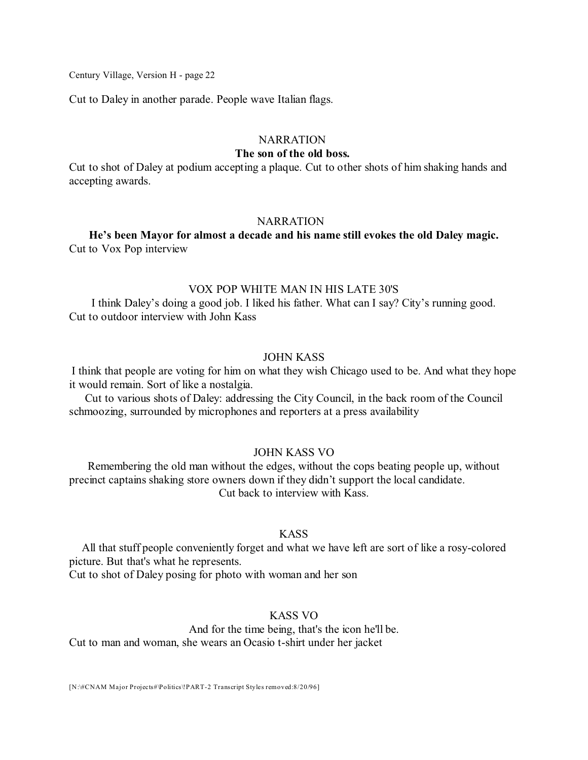Cut to Daley in another parade. People wave Italian flags.

NARRATION

**The son of the old boss.**

Cut to shot of Daley at podium accepting a plaque. Cut to other shots of him shaking hands and accepting awards.

NARRATION

**He's been Mayor for almost a decade and his name still evokes the old Daley magic.**

Cut to Vox Pop interview

VOX POP WHITE MAN IN HIS LATE 30'S

I think Daley's doing a good job. I liked his father. What can I say? City's running good.

Cut to outdoor interview with John Kass

JOHN KASS

I think that people are voting for him on what they wish Chicago used to be. And what they hope it would remain. Sort of like a nostalgia.

Cut to various shots of Daley: addressing the City Council, in the back room of the Council schmoozing, surrounded by microphones and reporters at a press availability

JOHN KASS VO

Remembering the old man without the edges, without the cops beating people up, without precinct captains shaking store owners down if they didn't support the local candidate.

Cut back to interview with Kass.

KASS

All that stuff people conveniently forget and what we have left are sort of like a rosy-colored picture. But that's what he represents.

Cut to shot of Daley posing for photo with woman and her son

KASS VO

And for the time being, that's the icon he'll be.

Cut to man and woman, she wears an Ocasio t-shirt under her jacket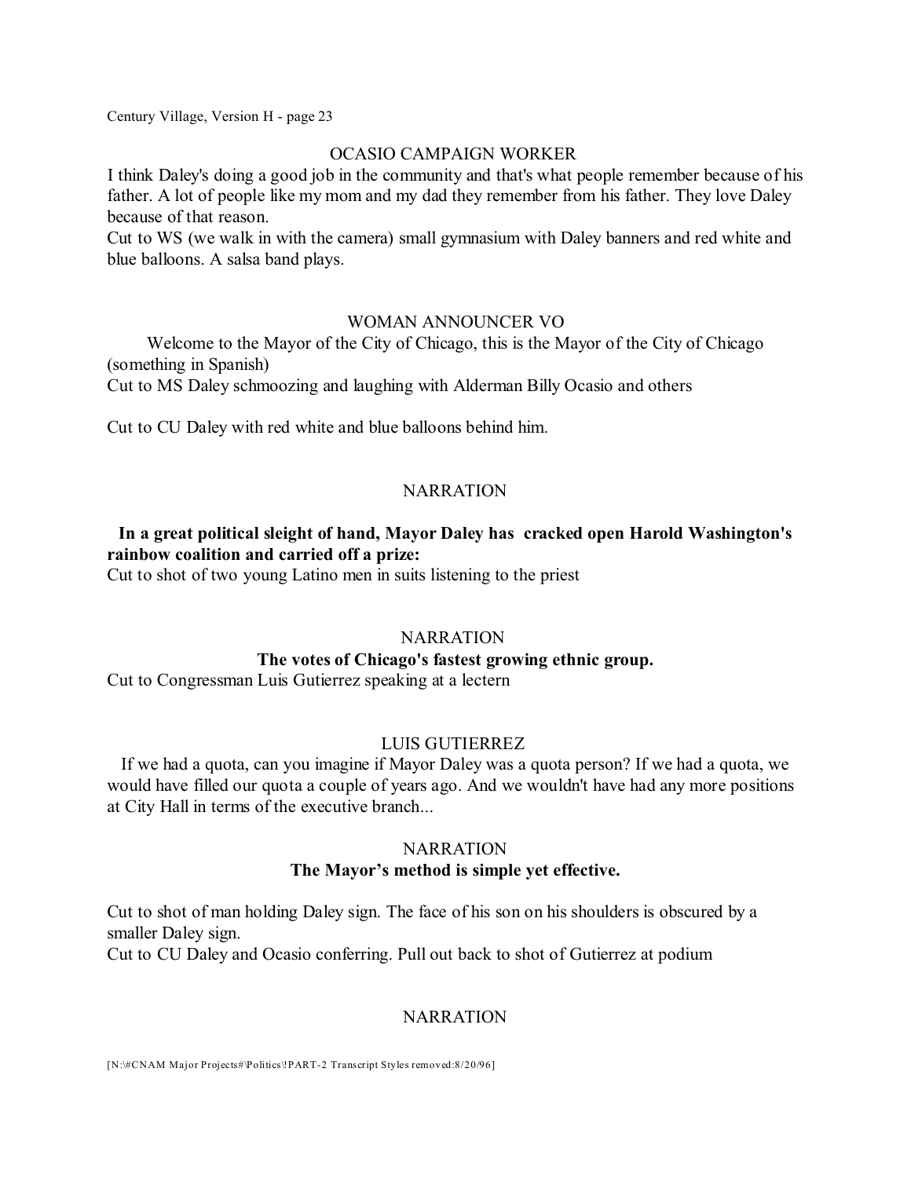OCASIO CAMPAIGN WORKER

I think Daley's doing a good job in the community and that's what people remember because of his father. A lot of people like my mom and my dad they remember from his father. They love Daley because of that reason.

Cut to WS (we walk in with the camera) small gymnasium with Daley banners and red white and blue balloons. A salsa band plays.

WOMAN ANNOUNCER VO

Welcome to the Mayor of the City of Chicago, this is the Mayor of the City of Chicago (something in Spanish)

Cut to MS Daley schmoozing and laughing with Alderman Billy Ocasio and others

Cut to CU Daley with red white and blue balloons behind him.

NARRATION

**In a great political sleight of hand, Mayor Daley has cracked open Harold Washington's rainbow coalition and carried off a prize:**

Cut to shot of two young Latino men in suits listening to the priest

NARRATION

**The votes of Chicago's fastest growing ethnic group.**

Cut to Congressman Luis Gutierrez speaking at a lectern

LUIS GUTIERREZ

If we had a quota, can you imagine if Mayor Daley was a quota person? If we had a quota, we would have filled our quota a couple of years ago. And we wouldn't have had any more positions at City Hall in terms of the executive branch...

NARRATION

**The Mayor's method is simple yet effective.**

Cut to shot of man holding Daley sign. The face of his son on his shoulders is obscured by a smaller Daley sign.

Cut to CU Daley and Ocasio conferring. Pull out back to shot of Gutierrez at podium

NARRATION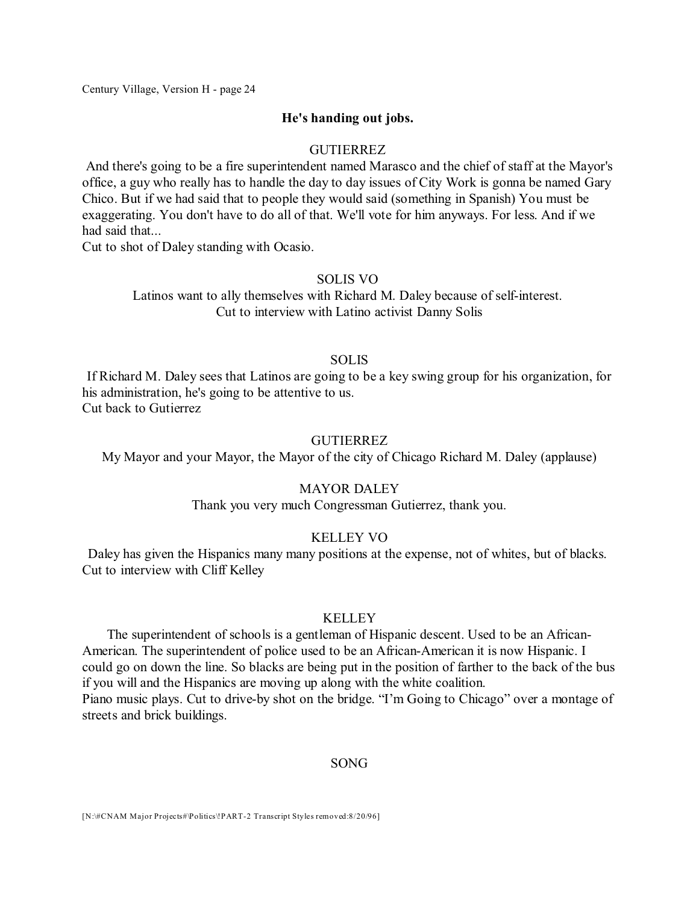**He's handing out jobs.**

GUTIERREZ

And there's going to be a fire superintendent named Marasco and the chief of staff at the Mayor's office, a guy who really has to handle the day to day issues of City Work is gonna be named Gary Chico. But if we had said that to people they would said (something in Spanish) You must be exaggerating. You don't have to do all of that. We'll vote for him anyways. For less. And if we had said that...
Cut to shot of Daley standing with Ocasio.

SOLIS VO

Latinos want to ally themselves with Richard M. Daley because of self-interest.
Cut to interview with Latino activist Danny Solis

SOLIS

If Richard M. Daley sees that Latinos are going to be a key swing group for his organization, for his administration, he's going to be attentive to us.
Cut back to Gutierrez

GUTIERREZ

My Mayor and your Mayor, the Mayor of the city of Chicago Richard M. Daley (applause)

MAYOR DALEY

Thank you very much Congressman Gutierrez, thank you.

KELLEY VO

Daley has given the Hispanics many many positions at the expense, not of whites, but of blacks.
Cut to interview with Cliff Kelley

KELLEY

The superintendent of schools is a gentleman of Hispanic descent. Used to be an African-American. The superintendent of police used to be an African-American it is now Hispanic. I could go on down the line. So blacks are being put in the position of farther to the back of the bus if you will and the Hispanics are moving up along with the white coalition.
Piano music plays. Cut to drive-by shot on the bridge. "I'm Going to Chicago" over a montage of streets and brick buildings.

SONG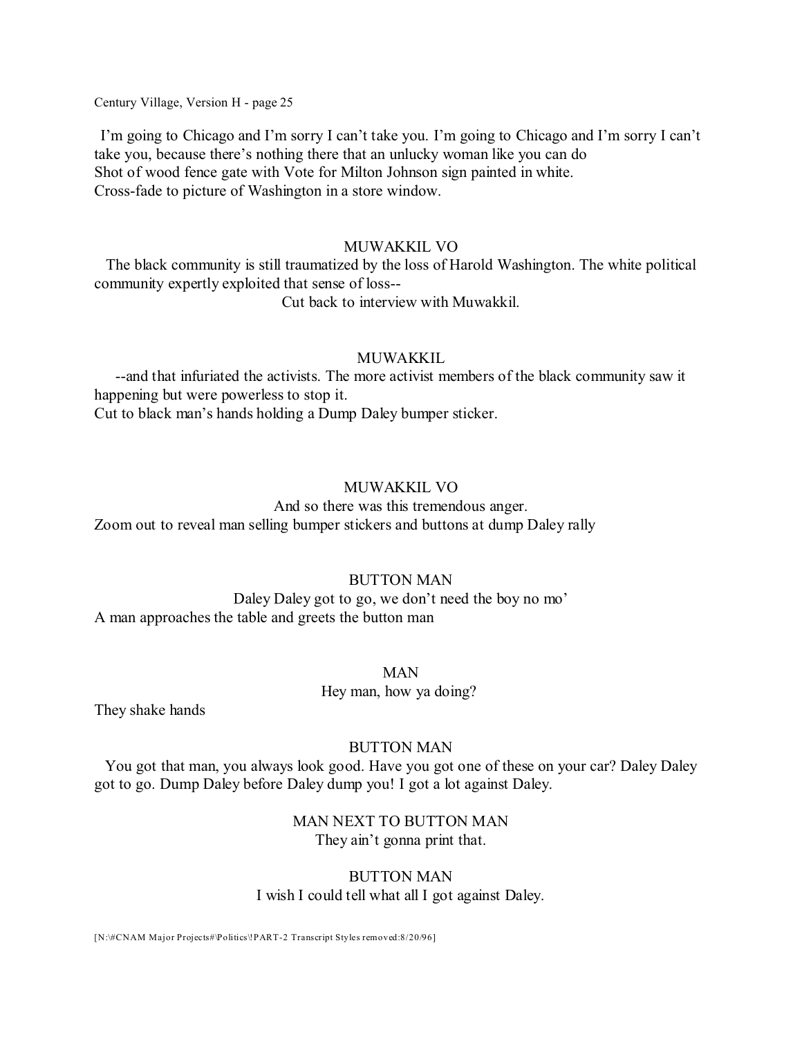I'm going to Chicago and I'm sorry I can't take you. I'm going to Chicago and I'm sorry I can't take you, because there's nothing there that an unlucky woman like you can do
Shot of wood fence gate with Vote for Milton Johnson sign painted in white.
Cross-fade to picture of Washington in a store window.

MUWAKKIL VO

The black community is still traumatized by the loss of Harold Washington. The white political community expertly exploited that sense of loss--

Cut back to interview with Muwakkil.

MUWAKKIL

--and that infuriated the activists. The more activist members of the black community saw it happening but were powerless to stop it.
Cut to black man's hands holding a Dump Daley bumper sticker.

MUWAKKIL VO

And so there was this tremendous anger.

Zoom out to reveal man selling bumper stickers and buttons at dump Daley rally

BUTTON MAN

Daley Daley got to go, we don't need the boy no mo'

A man approaches the table and greets the button man

MAN

Hey man, how ya doing?

They shake hands

BUTTON MAN

You got that man, you always look good. Have you got one of these on your car? Daley Daley got to go. Dump Daley before Daley dump you! I got a lot against Daley.

MAN NEXT TO BUTTON MAN

They ain't gonna print that.

BUTTON MAN

I wish I could tell what all I got against Daley.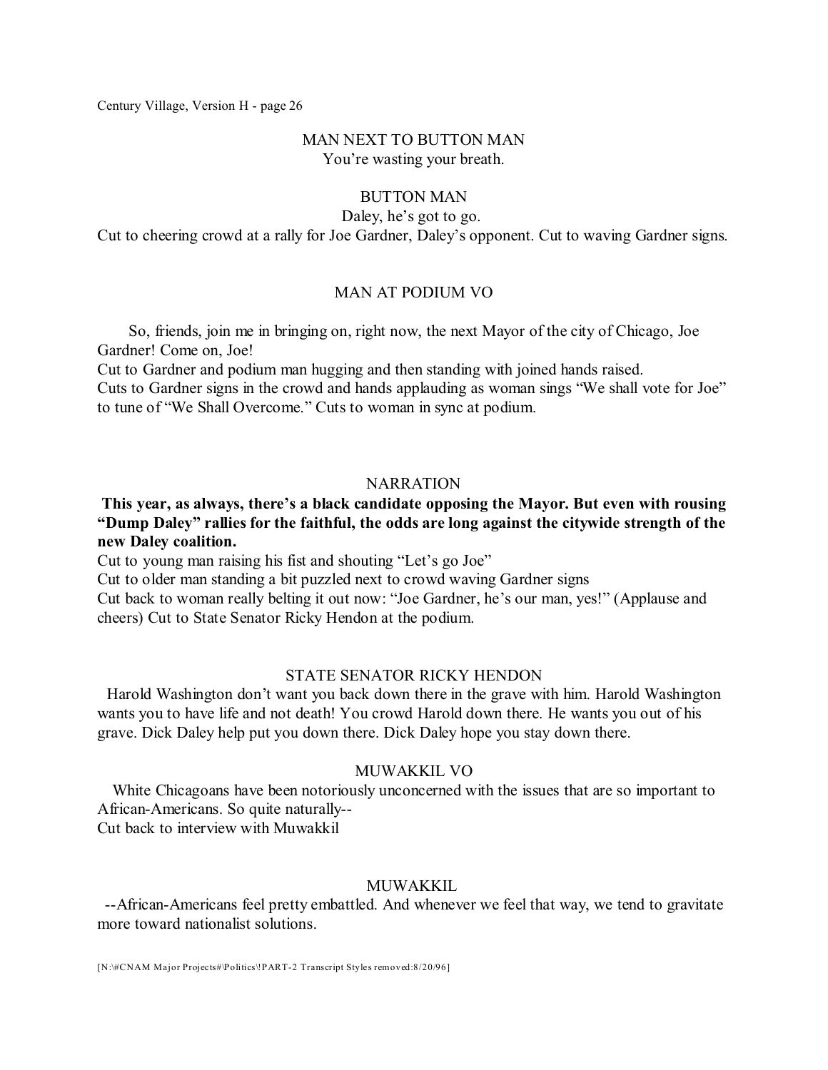MAN NEXT TO BUTTON MAN

You're wasting your breath.

BUTTON MAN

Daley, he's got to go.

Cut to cheering crowd at a rally for Joe Gardner, Daley's opponent. Cut to waving Gardner signs.

MAN AT PODIUM VO

So, friends, join me in bringing on, right now, the next Mayor of the city of Chicago, Joe Gardner! Come on, Joe!

Cut to Gardner and podium man hugging and then standing with joined hands raised.

Cuts to Gardner signs in the crowd and hands applauding as woman sings "We shall vote for Joe" to tune of "We Shall Overcome." Cuts to woman in sync at podium.

NARRATION

**This year, as always, there's a black candidate opposing the Mayor. But even with rousing "Dump Daley" rallies for the faithful, the odds are long against the citywide strength of the new Daley coalition.**

Cut to young man raising his fist and shouting "Let's go Joe"

Cut to older man standing a bit puzzled next to crowd waving Gardner signs

Cut back to woman really belting it out now: "Joe Gardner, he's our man, yes!" (Applause and cheers) Cut to State Senator Ricky Hendon at the podium.

STATE SENATOR RICKY HENDON

Harold Washington don't want you back down there in the grave with him. Harold Washington wants you to have life and not death! You crowd Harold down there. He wants you out of his grave. Dick Daley help put you down there. Dick Daley hope you stay down there.

MUWAKKIL VO

White Chicagoans have been notoriously unconcerned with the issues that are so important to African-Americans. So quite naturally--

Cut back to interview with Muwakkil

MUWAKKIL

--African-Americans feel pretty embattled. And whenever we feel that way, we tend to gravitate more toward nationalist solutions.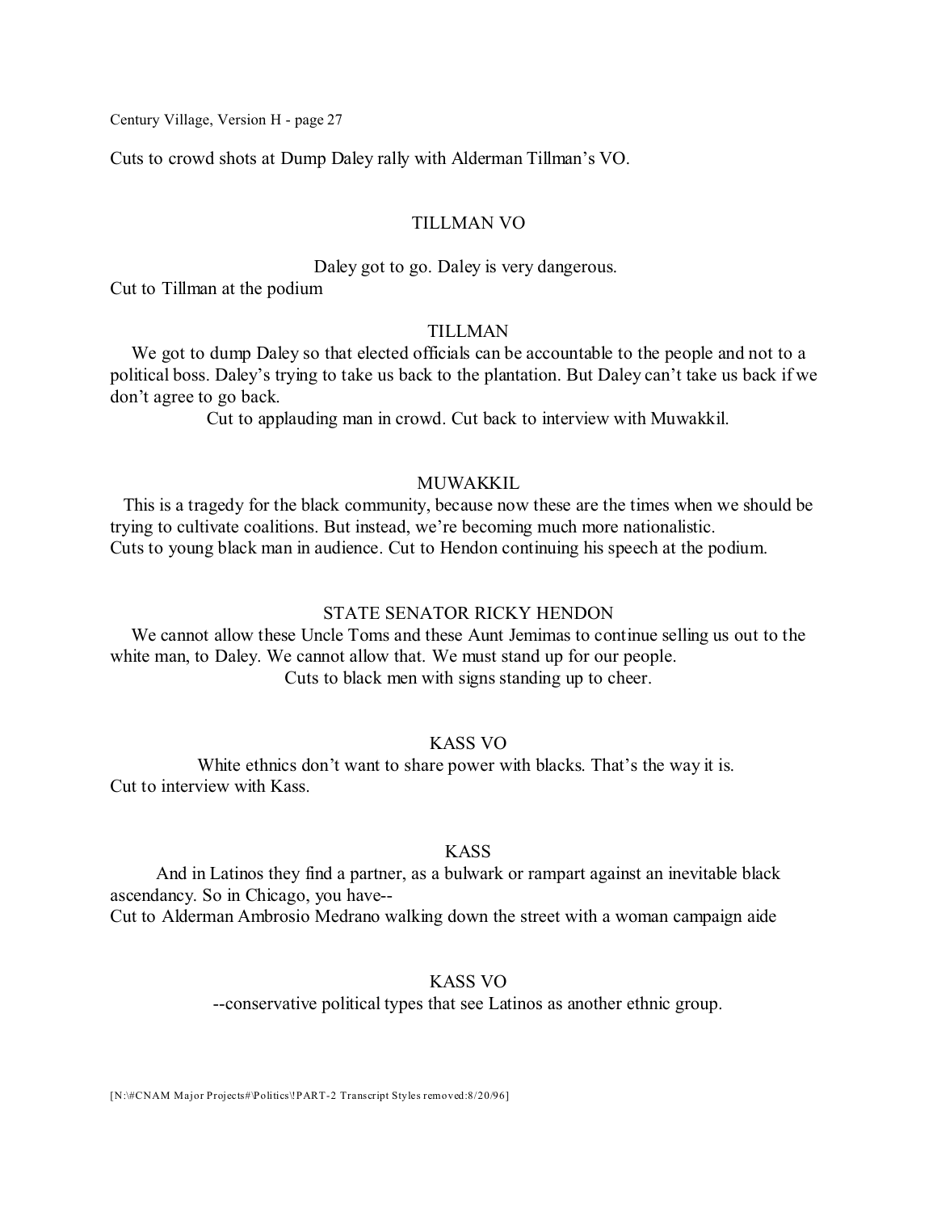Cuts to crowd shots at Dump Daley rally with Alderman Tillman's VO.

TILLMAN VO

Daley got to go. Daley is very dangerous.

Cut to Tillman at the podium

TILLMAN

We got to dump Daley so that elected officials can be accountable to the people and not to a political boss. Daley's trying to take us back to the plantation. But Daley can't take us back if we don't agree to go back.

Cut to applauding man in crowd. Cut back to interview with Muwakkil.

MUWAKKIL

This is a tragedy for the black community, because now these are the times when we should be trying to cultivate coalitions. But instead, we're becoming much more nationalistic.

Cuts to young black man in audience. Cut to Hendon continuing his speech at the podium.

STATE SENATOR RICKY HENDON

We cannot allow these Uncle Toms and these Aunt Jemimas to continue selling us out to the white man, to Daley. We cannot allow that. We must stand up for our people.

Cuts to black men with signs standing up to cheer.

KASS VO

White ethnics don't want to share power with blacks. That's the way it is.

Cut to interview with Kass.

KASS

And in Latinos they find a partner, as a bulwark or rampart against an inevitable black ascendancy. So in Chicago, you have--

Cut to Alderman Ambrosio Medrano walking down the street with a woman campaign aide

KASS VO

--conservative political types that see Latinos as another ethnic group.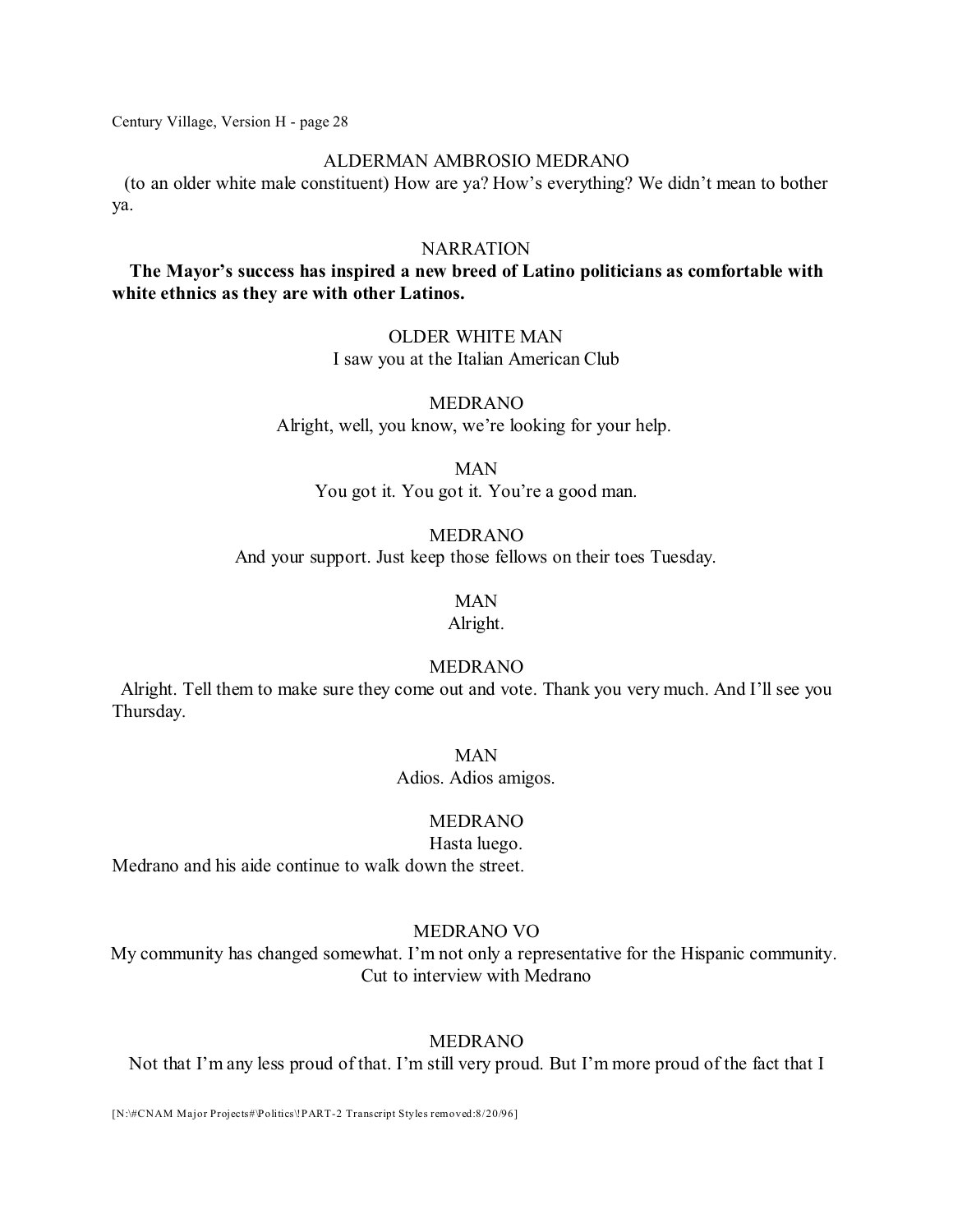ALDERMAN AMBROSIO MEDRANO

(to an older white male constituent) How are ya? How's everything? We didn't mean to bother ya.

NARRATION

**The Mayor's success has inspired a new breed of Latino politicians as comfortable with white ethnics as they are with other Latinos.**

OLDER WHITE MAN

I saw you at the Italian American Club

MEDRANO

Alright, well, you know, we're looking for your help.

MAN

You got it. You got it. You're a good man.

MEDRANO

And your support. Just keep those fellows on their toes Tuesday.

MAN

Alright.

MEDRANO

Alright. Tell them to make sure they come out and vote. Thank you very much. And I'll see you Thursday.

MAN

Adios. Adios amigos.

MEDRANO

Hasta luego.

Medrano and his aide continue to walk down the street.

MEDRANO VO

My community has changed somewhat. I'm not only a representative for the Hispanic community.

Cut to interview with Medrano

MEDRANO

Not that I'm any less proud of that. I'm still very proud. But I'm more proud of the fact that I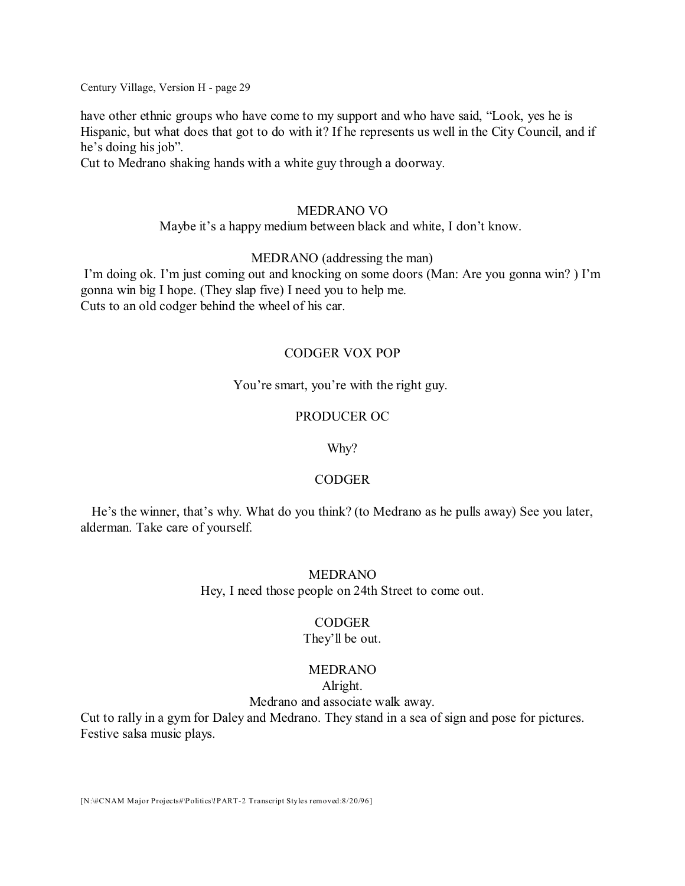have other ethnic groups who have come to my support and who have said, "Look, yes he is Hispanic, but what does that got to do with it? If he represents us well in the City Council, and if he's doing his job".
Cut to Medrano shaking hands with a white guy through a doorway.

MEDRANO VO

Maybe it's a happy medium between black and white, I don't know.

MEDRANO (addressing the man)

I'm doing ok. I'm just coming out and knocking on some doors (Man: Are you gonna win? ) I'm gonna win big I hope. (They slap five) I need you to help me.
Cuts to an old codger behind the wheel of his car.

CODGER VOX POP

You're smart, you're with the right guy.

PRODUCER OC

Why?

CODGER

He's the winner, that's why. What do you think? (to Medrano as he pulls away) See you later, alderman. Take care of yourself.

MEDRANO

Hey, I need those people on 24th Street to come out.

CODGER

They'll be out.

MEDRANO

Alright.

Medrano and associate walk away.

Cut to rally in a gym for Daley and Medrano. They stand in a sea of sign and pose for pictures. Festive salsa music plays.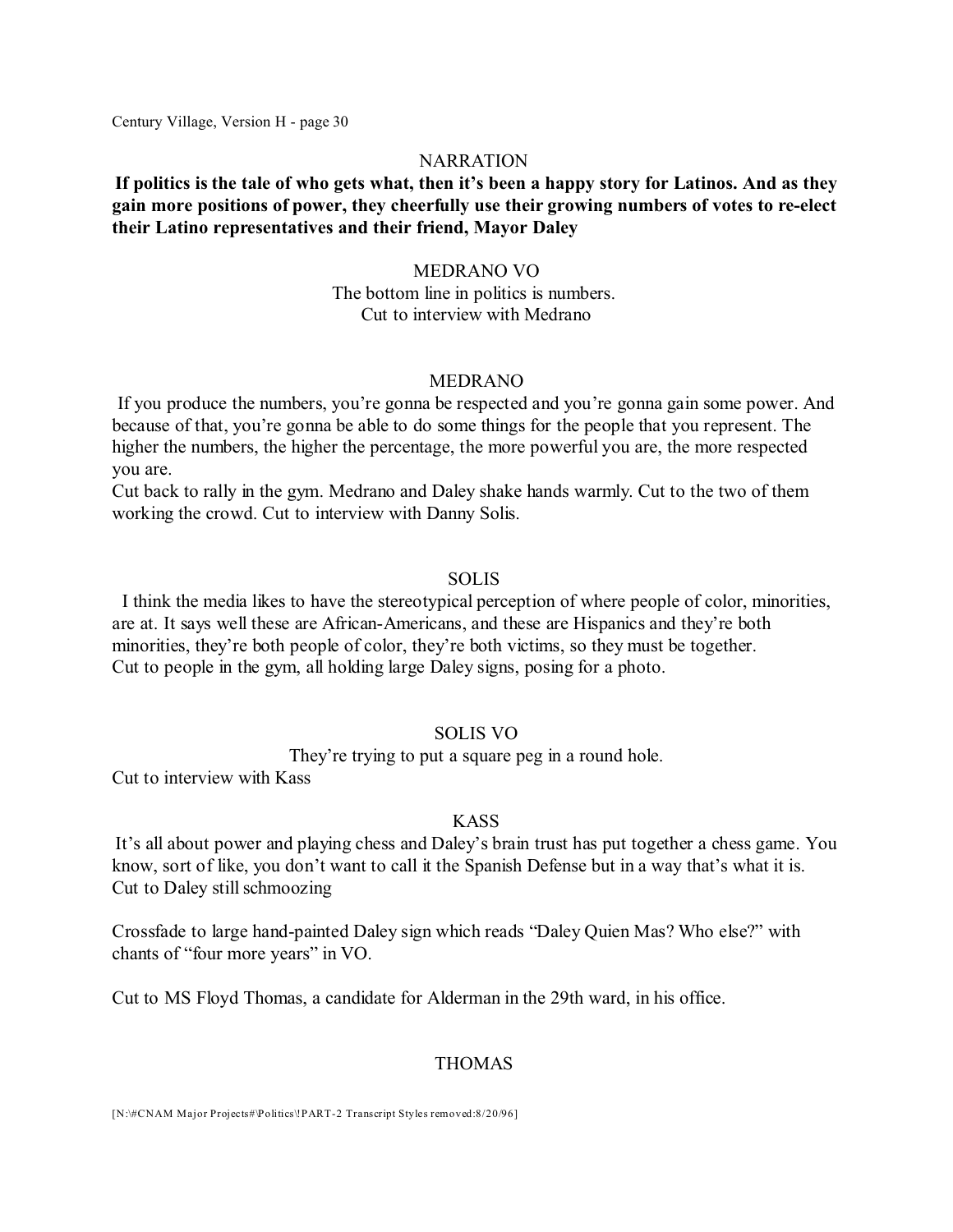NARRATION

**If politics is the tale of who gets what, then it's been a happy story for Latinos. And as they gain more positions of power, they cheerfully use their growing numbers of votes to re-elect their Latino representatives and their friend, Mayor Daley**

MEDRANO VO

The bottom line in politics is numbers.

Cut to interview with Medrano

MEDRANO

If you produce the numbers, you're gonna be respected and you're gonna gain some power. And because of that, you're gonna be able to do some things for the people that you represent. The higher the numbers, the higher the percentage, the more powerful you are, the more respected you are.

Cut back to rally in the gym. Medrano and Daley shake hands warmly. Cut to the two of them working the crowd. Cut to interview with Danny Solis.

SOLIS

I think the media likes to have the stereotypical perception of where people of color, minorities, are at. It says well these are African-Americans, and these are Hispanics and they're both minorities, they're both people of color, they're both victims, so they must be together.

Cut to people in the gym, all holding large Daley signs, posing for a photo.

SOLIS VO

They're trying to put a square peg in a round hole.

Cut to interview with Kass

KASS

It's all about power and playing chess and Daley's brain trust has put together a chess game. You know, sort of like, you don't want to call it the Spanish Defense but in a way that's what it is.

Cut to Daley still schmoozing

Crossfade to large hand-painted Daley sign which reads "Daley Quien Mas? Who else?" with chants of "four more years" in VO.

Cut to MS Floyd Thomas, a candidate for Alderman in the 29th ward, in his office.

THOMAS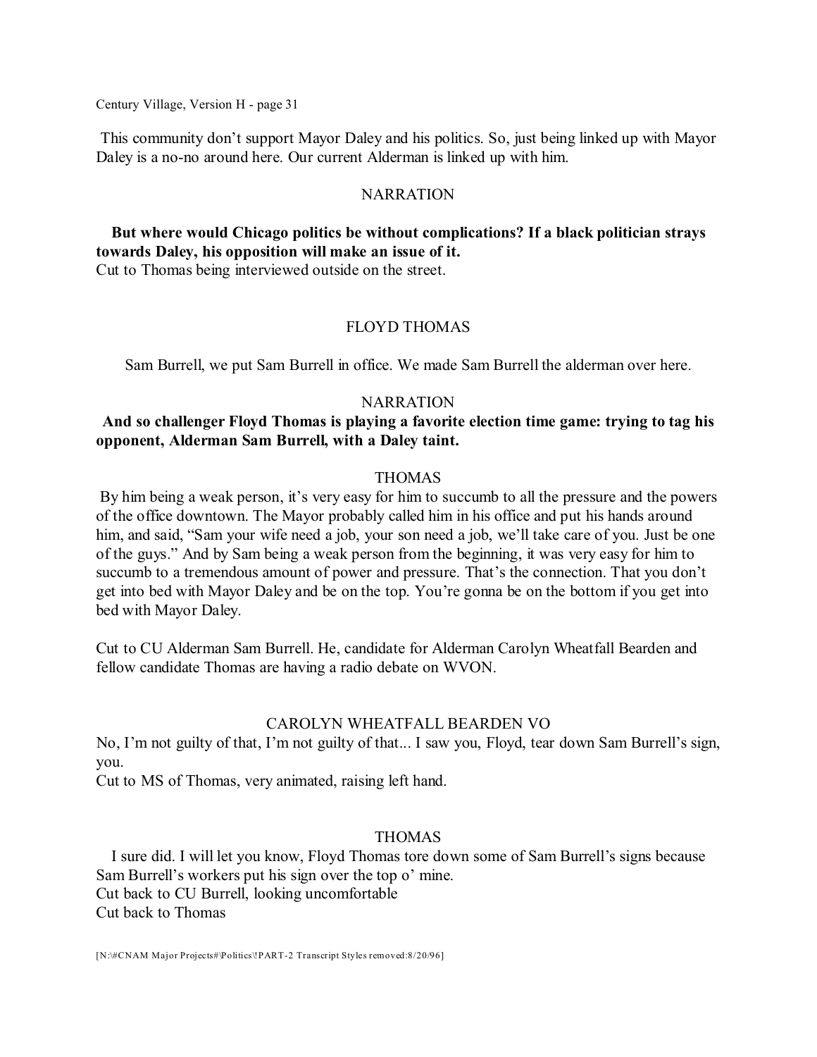This community don't support Mayor Daley and his politics. So, just being linked up with Mayor Daley is a no-no around here. Our current Alderman is linked up with him.

NARRATION

**But where would Chicago politics be without complications? If a black politician strays towards Daley, his opposition will make an issue of it.**

Cut to Thomas being interviewed outside on the street.

FLOYD THOMAS

Sam Burrell, we put Sam Burrell in office. We made Sam Burrell the alderman over here.

NARRATION

**And so challenger Floyd Thomas is playing a favorite election time game: trying to tag his opponent, Alderman Sam Burrell, with a Daley taint.**

THOMAS

By him being a weak person, it's very easy for him to succumb to all the pressure and the powers of the office downtown. The Mayor probably called him in his office and put his hands around him, and said, "Sam your wife need a job, your son need a job, we'll take care of you. Just be one of the guys." And by Sam being a weak person from the beginning, it was very easy for him to succumb to a tremendous amount of power and pressure. That's the connection. That you don't get into bed with Mayor Daley and be on the top. You're gonna be on the bottom if you get into bed with Mayor Daley.

Cut to CU Alderman Sam Burrell. He, candidate for Alderman Carolyn Wheatfall Bearden and fellow candidate Thomas are having a radio debate on WVON.

CAROLYN WHEATFALL BEARDEN VO

No, I'm not guilty of that, I'm not guilty of that... I saw you, Floyd, tear down Sam Burrell's sign, you.

Cut to MS of Thomas, very animated, raising left hand.

THOMAS

I sure did. I will let you know, Floyd Thomas tore down some of Sam Burrell's signs because Sam Burrell's workers put his sign over the top o' mine.

Cut back to CU Burrell, looking uncomfortable

Cut back to Thomas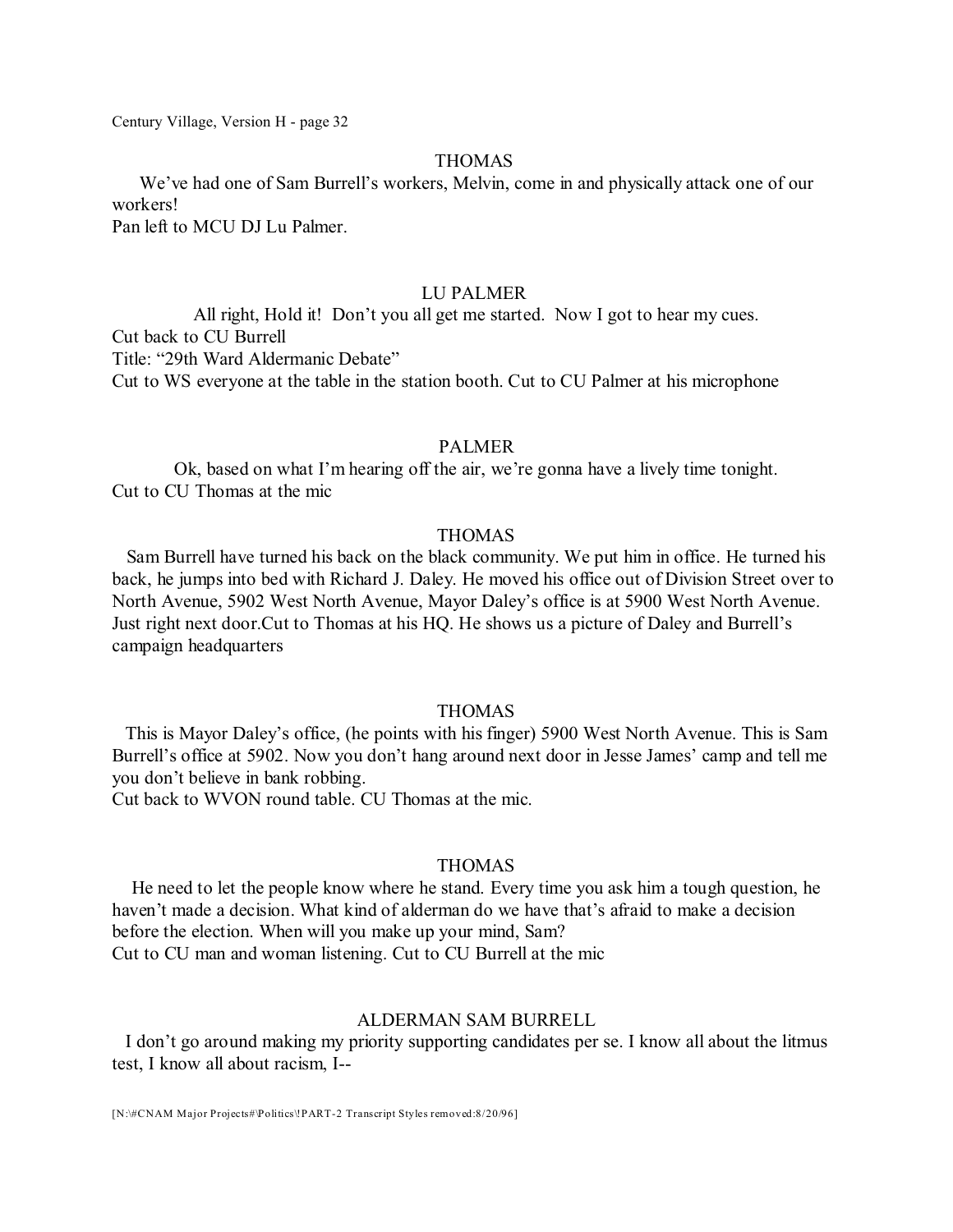THOMAS

We've had one of Sam Burrell's workers, Melvin, come in and physically attack one of our workers!

Pan left to MCU DJ Lu Palmer.

LU PALMER

All right, Hold it! Don't you all get me started. Now I got to hear my cues.

Cut back to CU Burrell

Title: "29th Ward Aldermanic Debate"

Cut to WS everyone at the table in the station booth. Cut to CU Palmer at his microphone

PALMER

Ok, based on what I'm hearing off the air, we're gonna have a lively time tonight.

Cut to CU Thomas at the mic

THOMAS

Sam Burrell have turned his back on the black community. We put him in office. He turned his back, he jumps into bed with Richard J. Daley. He moved his office out of Division Street over to North Avenue, 5902 West North Avenue, Mayor Daley's office is at 5900 West North Avenue. Just right next door.Cut to Thomas at his HQ. He shows us a picture of Daley and Burrell's campaign headquarters

THOMAS

This is Mayor Daley's office, (he points with his finger) 5900 West North Avenue. This is Sam Burrell's office at 5902. Now you don't hang around next door in Jesse James' camp and tell me you don't believe in bank robbing.

Cut back to WVON round table. CU Thomas at the mic.

THOMAS

He need to let the people know where he stand. Every time you ask him a tough question, he haven't made a decision. What kind of alderman do we have that's afraid to make a decision before the election. When will you make up your mind, Sam?

Cut to CU man and woman listening. Cut to CU Burrell at the mic

ALDERMAN SAM BURRELL

I don't go around making my priority supporting candidates per se. I know all about the litmus test, I know all about racism, I--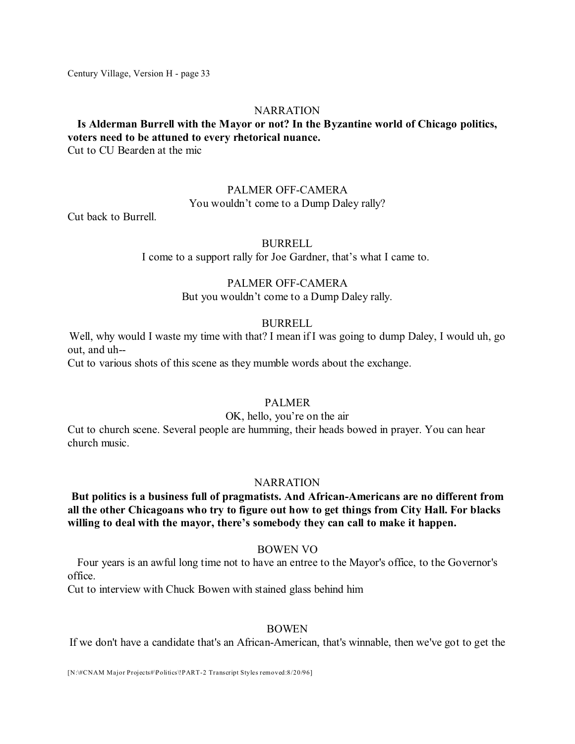NARRATION

**Is Alderman Burrell with the Mayor or not? In the Byzantine world of Chicago politics, voters need to be attuned to every rhetorical nuance.**

Cut to CU Bearden at the mic

PALMER OFF-CAMERA

You wouldn't come to a Dump Daley rally?

Cut back to Burrell.

BURRELL

I come to a support rally for Joe Gardner, that's what I came to.

PALMER OFF-CAMERA

But you wouldn't come to a Dump Daley rally.

BURRELL

Well, why would I waste my time with that? I mean if I was going to dump Daley, I would uh, go out, and uh--

Cut to various shots of this scene as they mumble words about the exchange.

PALMER

OK, hello, you're on the air

Cut to church scene. Several people are humming, their heads bowed in prayer. You can hear church music.

NARRATION

**But politics is a business full of pragmatists. And African-Americans are no different from all the other Chicagoans who try to figure out how to get things from City Hall. For blacks willing to deal with the mayor, there's somebody they can call to make it happen.**

BOWEN VO

Four years is an awful long time not to have an entree to the Mayor's office, to the Governor's office.

Cut to interview with Chuck Bowen with stained glass behind him

BOWEN

If we don't have a candidate that's an African-American, that's winnable, then we've got to get the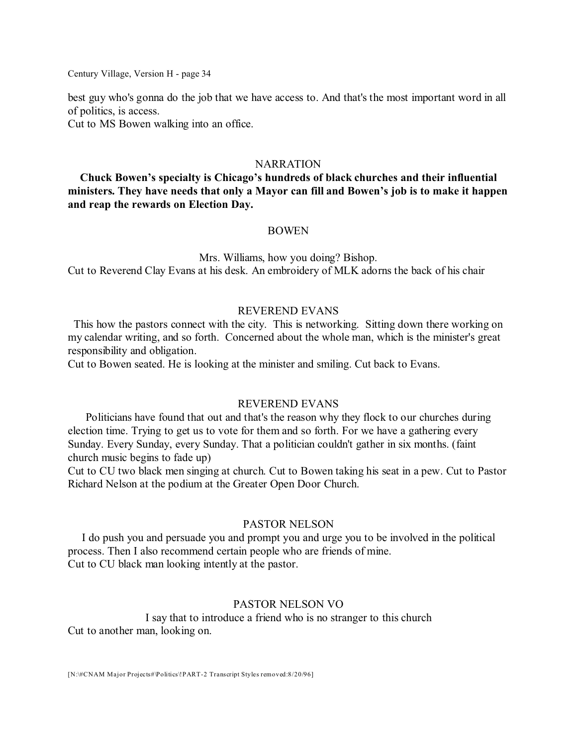best guy who's gonna do the job that we have access to. And that's the most important word in all of politics, is access.

Cut to MS Bowen walking into an office.

NARRATION

**Chuck Bowen's specialty is Chicago's hundreds of black churches and their influential ministers. They have needs that only a Mayor can fill and Bowen's job is to make it happen and reap the rewards on Election Day.**

BOWEN

Mrs. Williams, how you doing? Bishop.

Cut to Reverend Clay Evans at his desk. An embroidery of MLK adorns the back of his chair

REVEREND EVANS

This how the pastors connect with the city. This is networking. Sitting down there working on my calendar writing, and so forth. Concerned about the whole man, which is the minister's great responsibility and obligation.

Cut to Bowen seated. He is looking at the minister and smiling. Cut back to Evans.

REVEREND EVANS

Politicians have found that out and that's the reason why they flock to our churches during election time. Trying to get us to vote for them and so forth. For we have a gathering every Sunday. Every Sunday, every Sunday. That a politician couldn't gather in six months. (faint church music begins to fade up)

Cut to CU two black men singing at church. Cut to Bowen taking his seat in a pew. Cut to Pastor Richard Nelson at the podium at the Greater Open Door Church.

PASTOR NELSON

I do push you and persuade you and prompt you and urge you to be involved in the political process. Then I also recommend certain people who are friends of mine.

Cut to CU black man looking intently at the pastor.

PASTOR NELSON VO

I say that to introduce a friend who is no stranger to this church

Cut to another man, looking on.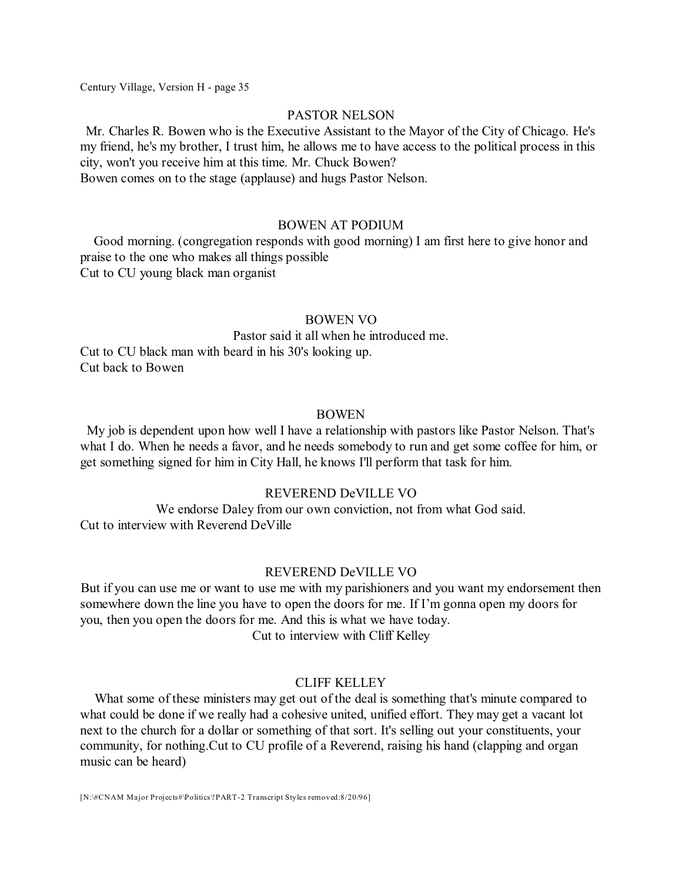PASTOR NELSON

Mr. Charles R. Bowen who is the Executive Assistant to the Mayor of the City of Chicago. He's my friend, he's my brother, I trust him, he allows me to have access to the political process in this city, won't you receive him at this time. Mr. Chuck Bowen?
Bowen comes on to the stage (applause) and hugs Pastor Nelson.

BOWEN AT PODIUM

Good morning. (congregation responds with good morning) I am first here to give honor and praise to the one who makes all things possible
Cut to CU young black man organist

BOWEN VO

Pastor said it all when he introduced me.
Cut to CU black man with beard in his 30's looking up.
Cut back to Bowen

BOWEN

My job is dependent upon how well I have a relationship with pastors like Pastor Nelson. That's what I do. When he needs a favor, and he needs somebody to run and get some coffee for him, or get something signed for him in City Hall, he knows I'll perform that task for him.

REVEREND DeVILLE VO

We endorse Daley from our own conviction, not from what God said.
Cut to interview with Reverend DeVille

REVEREND DeVILLE VO

But if you can use me or want to use me with my parishioners and you want my endorsement then somewhere down the line you have to open the doors for me. If I'm gonna open my doors for you, then you open the doors for me. And this is what we have today.
Cut to interview with Cliff Kelley

CLIFF KELLEY

What some of these ministers may get out of the deal is something that's minute compared to what could be done if we really had a cohesive united, unified effort. They may get a vacant lot next to the church for a dollar or something of that sort. It's selling out your constituents, your community, for nothing.Cut to CU profile of a Reverend, raising his hand (clapping and organ music can be heard)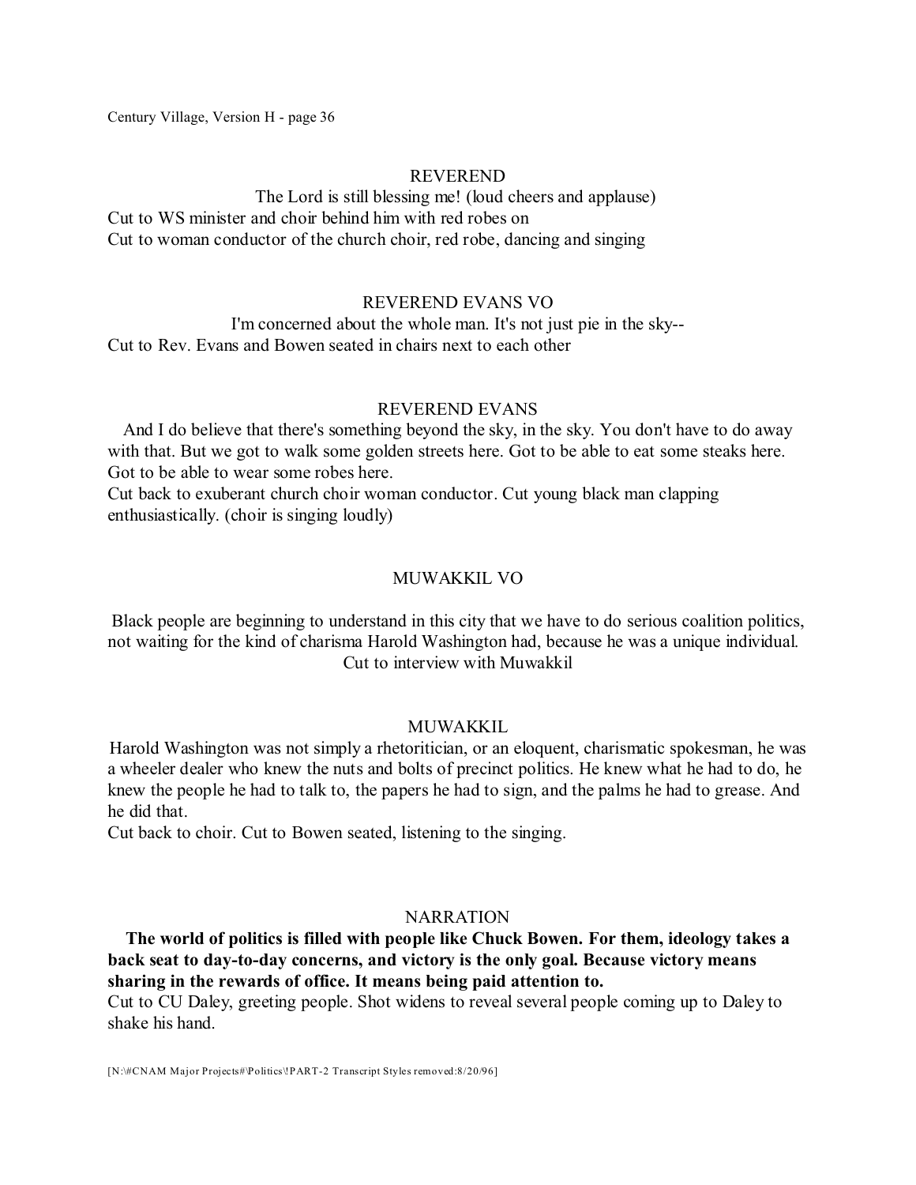REVEREND

The Lord is still blessing me! (loud cheers and applause)

Cut to WS minister and choir behind him with red robes on

Cut to woman conductor of the church choir, red robe, dancing and singing

REVEREND EVANS VO

I'm concerned about the whole man. It's not just pie in the sky--

Cut to Rev. Evans and Bowen seated in chairs next to each other

REVEREND EVANS

And I do believe that there's something beyond the sky, in the sky. You don't have to do away with that. But we got to walk some golden streets here. Got to be able to eat some steaks here. Got to be able to wear some robes here.

Cut back to exuberant church choir woman conductor. Cut young black man clapping enthusiastically. (choir is singing loudly)

MUWAKKIL VO

Black people are beginning to understand in this city that we have to do serious coalition politics, not waiting for the kind of charisma Harold Washington had, because he was a unique individual.

Cut to interview with Muwakkil

MUWAKKIL

Harold Washington was not simply a rhetoritician, or an eloquent, charismatic spokesman, he was a wheeler dealer who knew the nuts and bolts of precinct politics. He knew what he had to do, he knew the people he had to talk to, the papers he had to sign, and the palms he had to grease. And he did that.

Cut back to choir. Cut to Bowen seated, listening to the singing.

NARRATION

**The world of politics is filled with people like Chuck Bowen. For them, ideology takes a back seat to day-to-day concerns, and victory is the only goal. Because victory means sharing in the rewards of office. It means being paid attention to.**

Cut to CU Daley, greeting people. Shot widens to reveal several people coming up to Daley to shake his hand.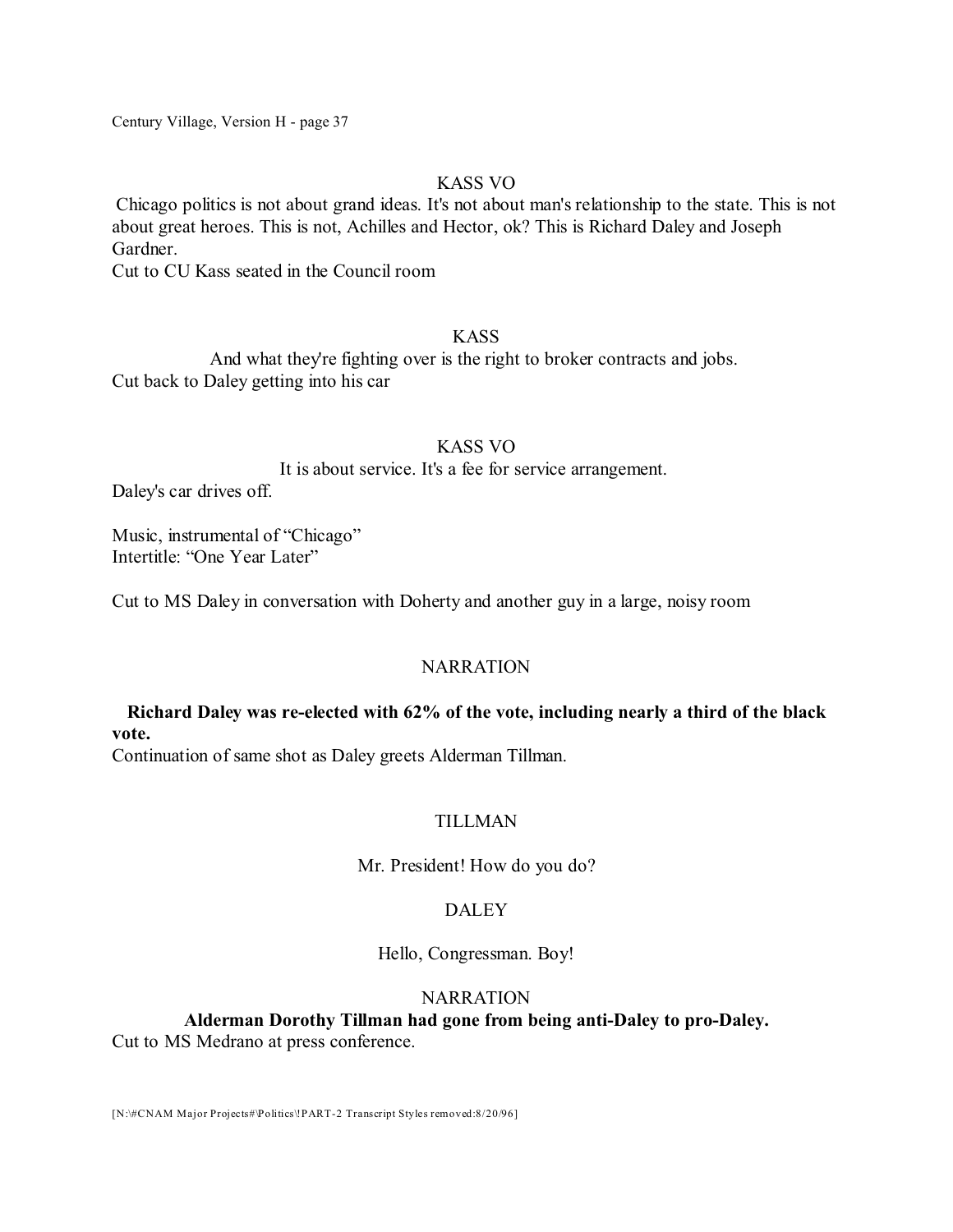KASS VO

Chicago politics is not about grand ideas. It's not about man's relationship to the state. This is not about great heroes. This is not, Achilles and Hector, ok? This is Richard Daley and Joseph Gardner.

Cut to CU Kass seated in the Council room

KASS

And what they're fighting over is the right to broker contracts and jobs.

Cut back to Daley getting into his car

KASS VO

It is about service. It's a fee for service arrangement.

Daley's car drives off.

Music, instrumental of "Chicago"
Intertitle: "One Year Later"

Cut to MS Daley in conversation with Doherty and another guy in a large, noisy room

NARRATION

**Richard Daley was re-elected with 62% of the vote, including nearly a third of the black vote.**

Continuation of same shot as Daley greets Alderman Tillman.

TILLMAN

Mr. President! How do you do?

DALEY

Hello, Congressman. Boy!

NARRATION

**Alderman Dorothy Tillman had gone from being anti-Daley to pro-Daley.**

Cut to MS Medrano at press conference.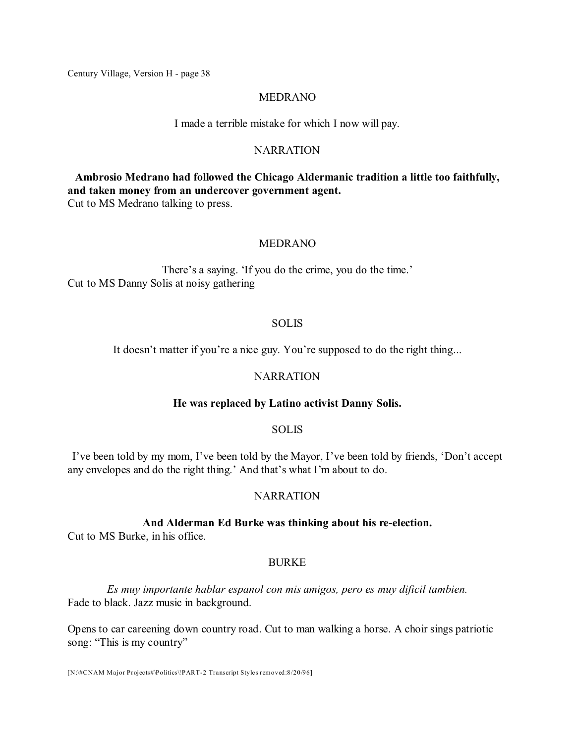MEDRANO

I made a terrible mistake for which I now will pay.

NARRATION

**Ambrosio Medrano had followed the Chicago Aldermanic tradition a little too faithfully, and taken money from an undercover government agent.**

Cut to MS Medrano talking to press.

MEDRANO

There's a saying. 'If you do the crime, you do the time.'

Cut to MS Danny Solis at noisy gathering

SOLIS

It doesn't matter if you're a nice guy. You're supposed to do the right thing...

NARRATION

**He was replaced by Latino activist Danny Solis.**

SOLIS

I've been told by my mom, I've been told by the Mayor, I've been told by friends, 'Don't accept any envelopes and do the right thing.' And that's what I'm about to do.

NARRATION

**And Alderman Ed Burke was thinking about his re-election.**

Cut to MS Burke, in his office.

BURKE

*Es muy importante hablar espanol con mis amigos, pero es muy dificil tambien.*

Fade to black. Jazz music in background.

Opens to car careening down country road. Cut to man walking a horse. A choir sings patriotic song: "This is my country"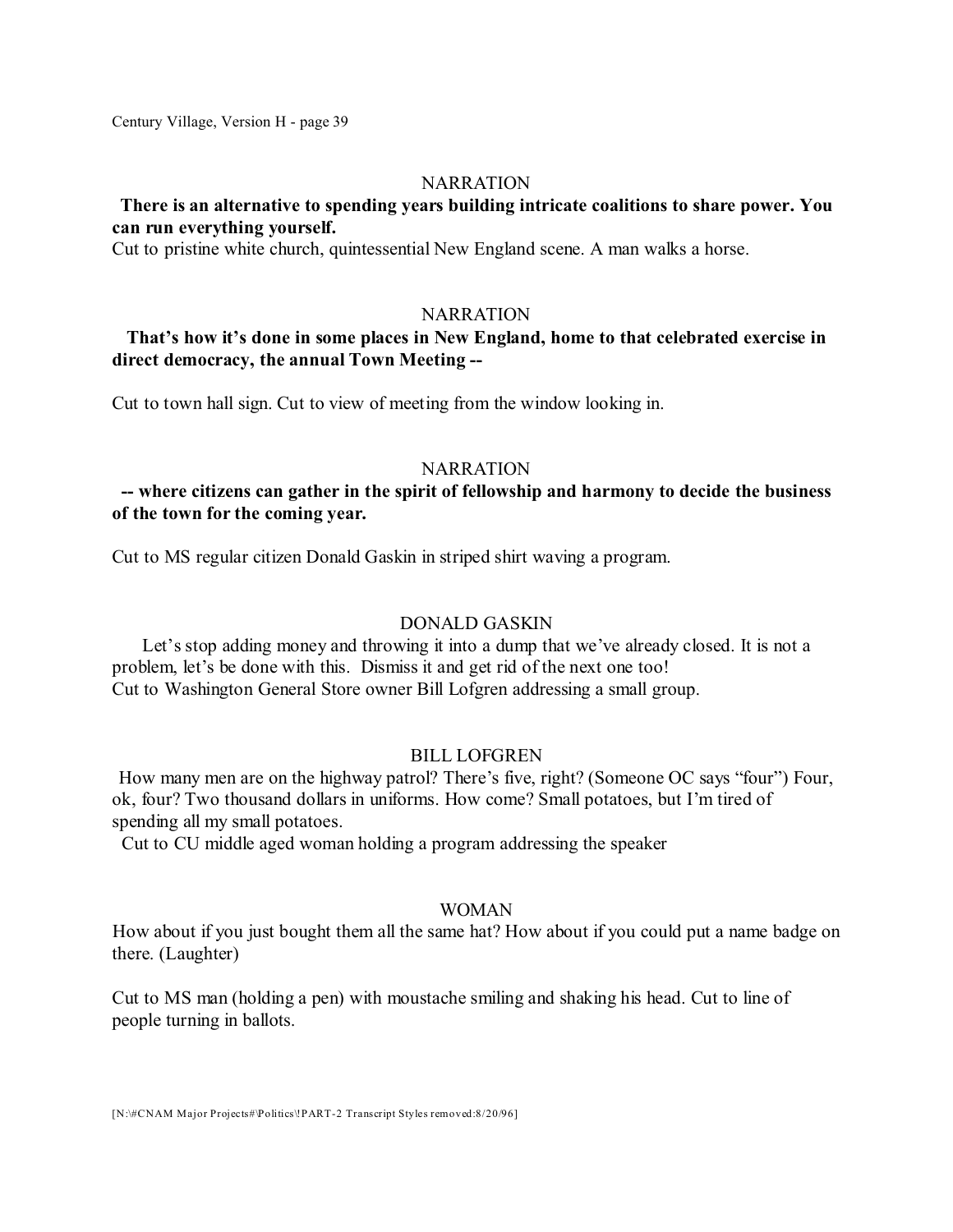NARRATION

**There is an alternative to spending years building intricate coalitions to share power. You can run everything yourself.**

Cut to pristine white church, quintessential New England scene. A man walks a horse.

NARRATION

**That's how it's done in some places in New England, home to that celebrated exercise in direct democracy, the annual Town Meeting --**

Cut to town hall sign. Cut to view of meeting from the window looking in.

NARRATION

**-- where citizens can gather in the spirit of fellowship and harmony to decide the business of the town for the coming year.**

Cut to MS regular citizen Donald Gaskin in striped shirt waving a program.

DONALD GASKIN

Let's stop adding money and throwing it into a dump that we've already closed. It is not a problem, let's be done with this. Dismiss it and get rid of the next one too!

Cut to Washington General Store owner Bill Lofgren addressing a small group.

BILL LOFGREN

How many men are on the highway patrol? There's five, right? (Someone OC says "four") Four, ok, four? Two thousand dollars in uniforms. How come? Small potatoes, but I'm tired of spending all my small potatoes.

Cut to CU middle aged woman holding a program addressing the speaker

WOMAN

How about if you just bought them all the same hat? How about if you could put a name badge on there. (Laughter)

Cut to MS man (holding a pen) with moustache smiling and shaking his head. Cut to line of people turning in ballots.

[N:\#CNAM Major Projects#\Politics\!PART-2 Transcript Styles removed:8/20/96]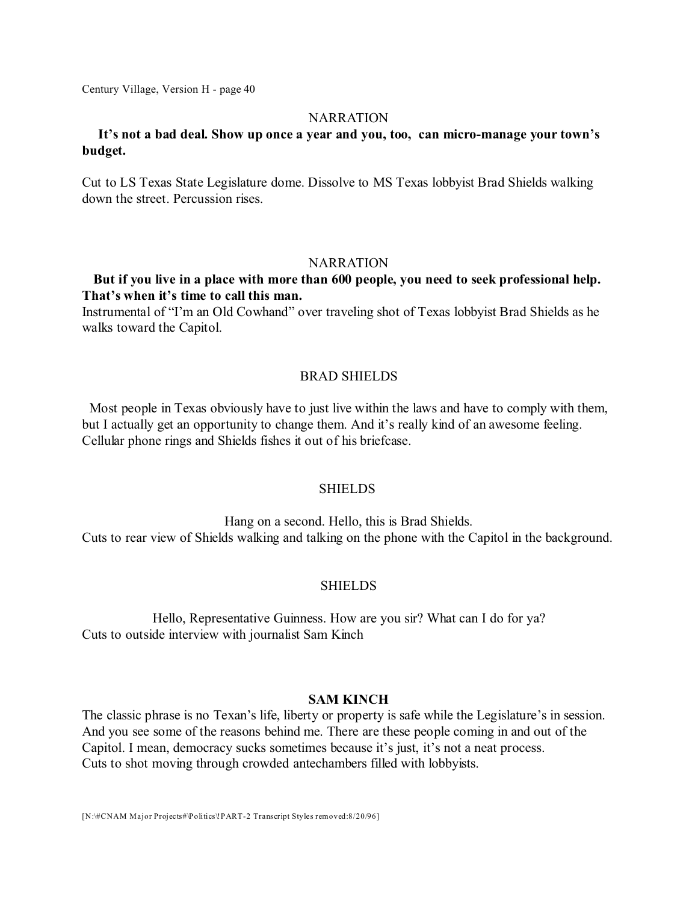NARRATION

**It's not a bad deal. Show up once a year and you, too, can micro-manage your town's budget.**

Cut to LS Texas State Legislature dome. Dissolve to MS Texas lobbyist Brad Shields walking down the street. Percussion rises.

NARRATION

**But if you live in a place with more than 600 people, you need to seek professional help. That's when it's time to call this man.**

Instrumental of "I'm an Old Cowhand" over traveling shot of Texas lobbyist Brad Shields as he walks toward the Capitol.

BRAD SHIELDS

Most people in Texas obviously have to just live within the laws and have to comply with them, but I actually get an opportunity to change them. And it's really kind of an awesome feeling.

Cellular phone rings and Shields fishes it out of his briefcase.

SHIELDS

Hang on a second. Hello, this is Brad Shields.

Cuts to rear view of Shields walking and talking on the phone with the Capitol in the background.

SHIELDS

Hello, Representative Guinness. How are you sir? What can I do for ya?

Cuts to outside interview with journalist Sam Kinch

**SAM KINCH**

The classic phrase is no Texan's life, liberty or property is safe while the Legislature's in session. And you see some of the reasons behind me. There are these people coming in and out of the Capitol. I mean, democracy sucks sometimes because it's just, it's not a neat process.

Cuts to shot moving through crowded antechambers filled with lobbyists.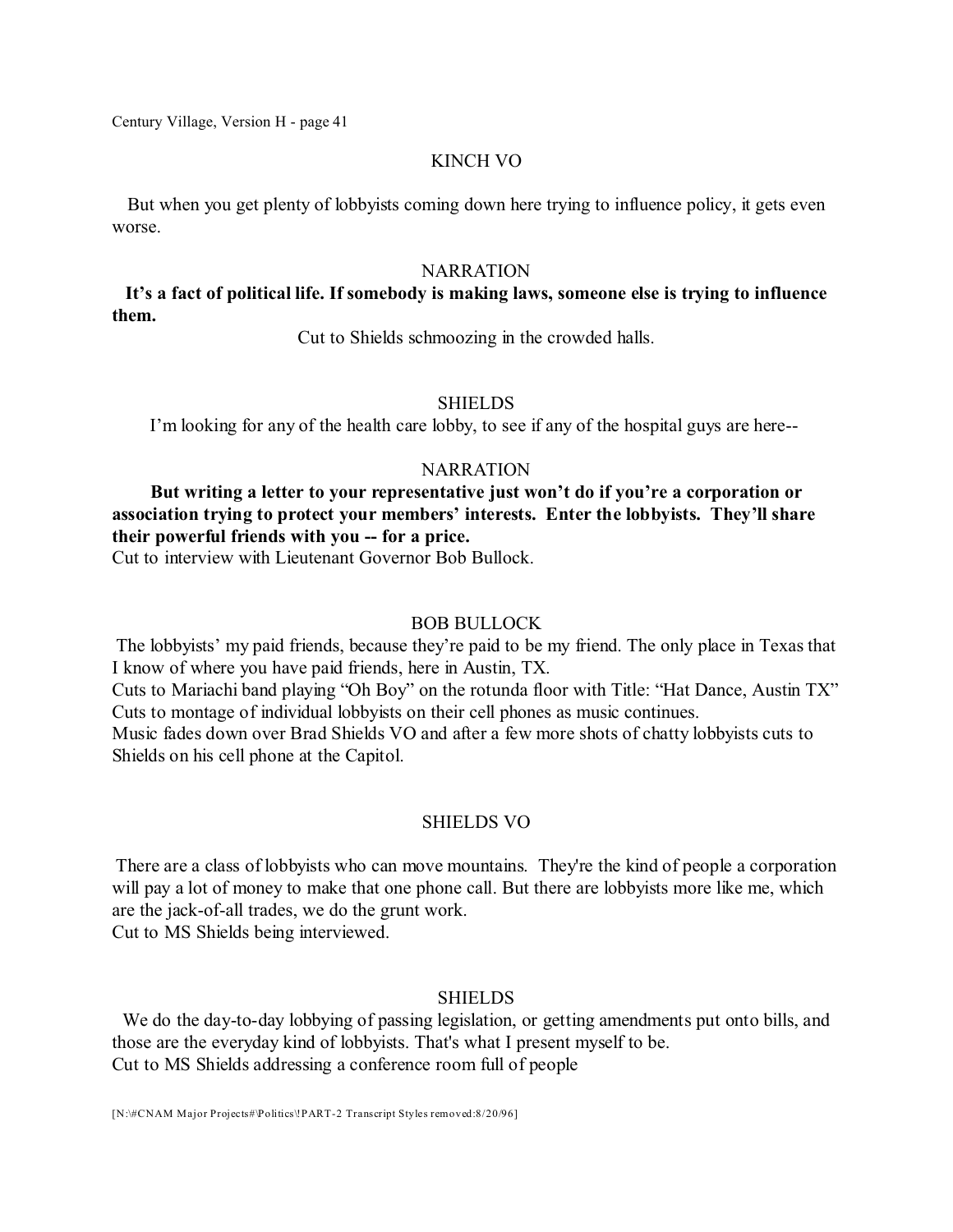KINCH VO

But when you get plenty of lobbyists coming down here trying to influence policy, it gets even worse.

NARRATION

**It's a fact of political life. If somebody is making laws, someone else is trying to influence them.**

Cut to Shields schmoozing in the crowded halls.

SHIELDS

I'm looking for any of the health care lobby, to see if any of the hospital guys are here--

NARRATION

**But writing a letter to your representative just won't do if you're a corporation or association trying to protect your members' interests. Enter the lobbyists. They'll share their powerful friends with you -- for a price.**

Cut to interview with Lieutenant Governor Bob Bullock.

BOB BULLOCK

The lobbyists' my paid friends, because they're paid to be my friend. The only place in Texas that I know of where you have paid friends, here in Austin, TX.

Cuts to Mariachi band playing "Oh Boy" on the rotunda floor with Title: "Hat Dance, Austin TX"

Cuts to montage of individual lobbyists on their cell phones as music continues.

Music fades down over Brad Shields VO and after a few more shots of chatty lobbyists cuts to Shields on his cell phone at the Capitol.

SHIELDS VO

There are a class of lobbyists who can move mountains. They're the kind of people a corporation will pay a lot of money to make that one phone call. But there are lobbyists more like me, which are the jack-of-all trades, we do the grunt work.

Cut to MS Shields being interviewed.

SHIELDS

We do the day-to-day lobbying of passing legislation, or getting amendments put onto bills, and those are the everyday kind of lobbyists. That's what I present myself to be.

Cut to MS Shields addressing a conference room full of people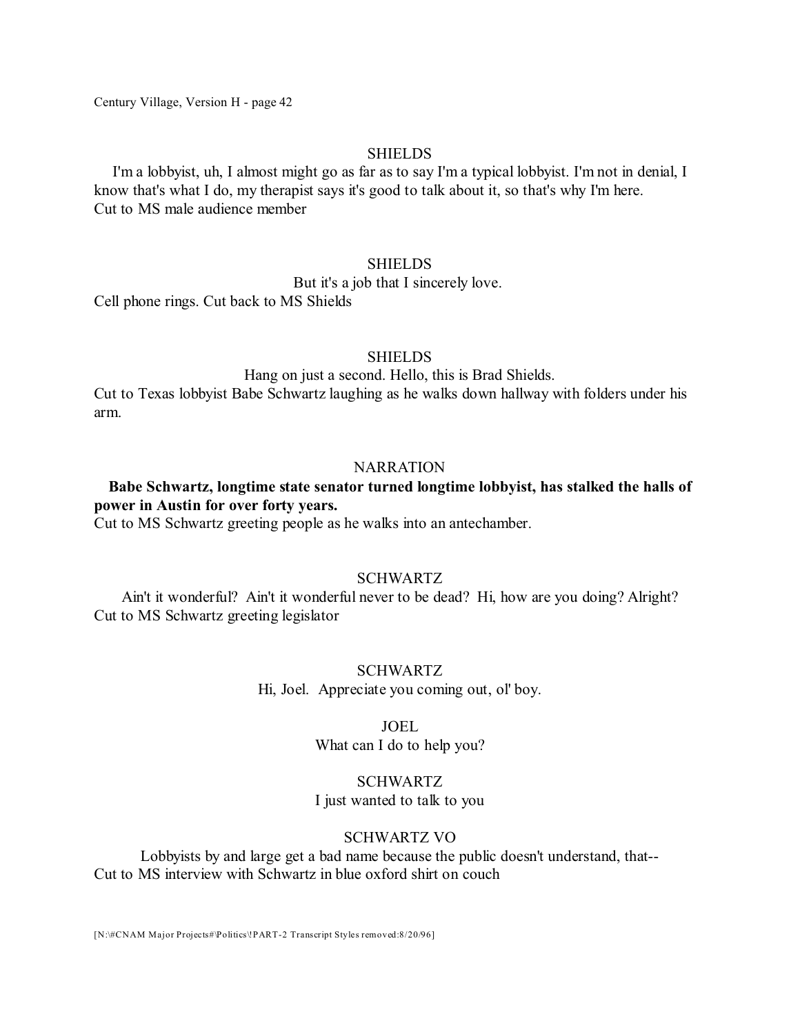SHIELDS

I'm a lobbyist, uh, I almost might go as far as to say I'm a typical lobbyist. I'm not in denial, I know that's what I do, my therapist says it's good to talk about it, so that's why I'm here.
Cut to MS male audience member

SHIELDS

But it's a job that I sincerely love.

Cell phone rings. Cut back to MS Shields

SHIELDS

Hang on just a second. Hello, this is Brad Shields.

Cut to Texas lobbyist Babe Schwartz laughing as he walks down hallway with folders under his arm.

NARRATION

**Babe Schwartz, longtime state senator turned longtime lobbyist, has stalked the halls of power in Austin for over forty years.**

Cut to MS Schwartz greeting people as he walks into an antechamber.

SCHWARTZ

Ain't it wonderful? Ain't it wonderful never to be dead? Hi, how are you doing? Alright?

Cut to MS Schwartz greeting legislator

SCHWARTZ

Hi, Joel. Appreciate you coming out, ol' boy.

JOEL

What can I do to help you?

SCHWARTZ

I just wanted to talk to you

SCHWARTZ VO

Lobbyists by and large get a bad name because the public doesn't understand, that--

Cut to MS interview with Schwartz in blue oxford shirt on couch

[N:\#CNAM Major Projects#\Politics\!PART-2 Transcript Styles removed:8/20/96]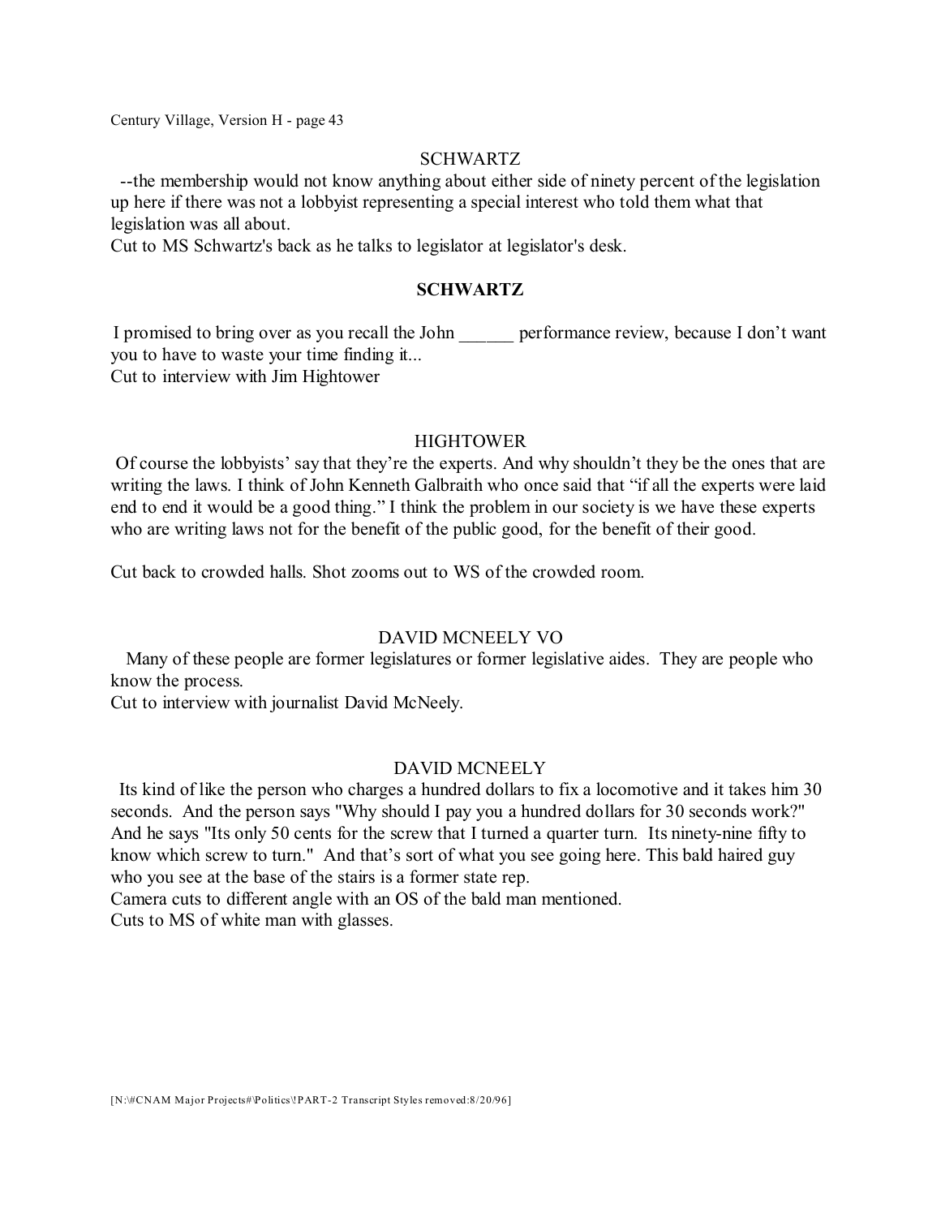SCHWARTZ

--the membership would not know anything about either side of ninety percent of the legislation up here if there was not a lobbyist representing a special interest who told them what that legislation was all about.

Cut to MS Schwartz's back as he talks to legislator at legislator's desk.

**SCHWARTZ**

I promised to bring over as you recall the John ______ performance review, because I don't want you to have to waste your time finding it...

Cut to interview with Jim Hightower

HIGHTOWER

Of course the lobbyists' say that they're the experts. And why shouldn't they be the ones that are writing the laws. I think of John Kenneth Galbraith who once said that "if all the experts were laid end to end it would be a good thing." I think the problem in our society is we have these experts who are writing laws not for the benefit of the public good, for the benefit of their good.

Cut back to crowded halls. Shot zooms out to WS of the crowded room.

DAVID MCNEELY VO

Many of these people are former legislatures or former legislative aides. They are people who know the process.

Cut to interview with journalist David McNeely.

DAVID MCNEELY

Its kind of like the person who charges a hundred dollars to fix a locomotive and it takes him 30 seconds. And the person says "Why should I pay you a hundred dollars for 30 seconds work?" And he says "Its only 50 cents for the screw that I turned a quarter turn. Its ninety-nine fifty to know which screw to turn." And that's sort of what you see going here. This bald haired guy who you see at the base of the stairs is a former state rep.

Camera cuts to different angle with an OS of the bald man mentioned.

Cuts to MS of white man with glasses.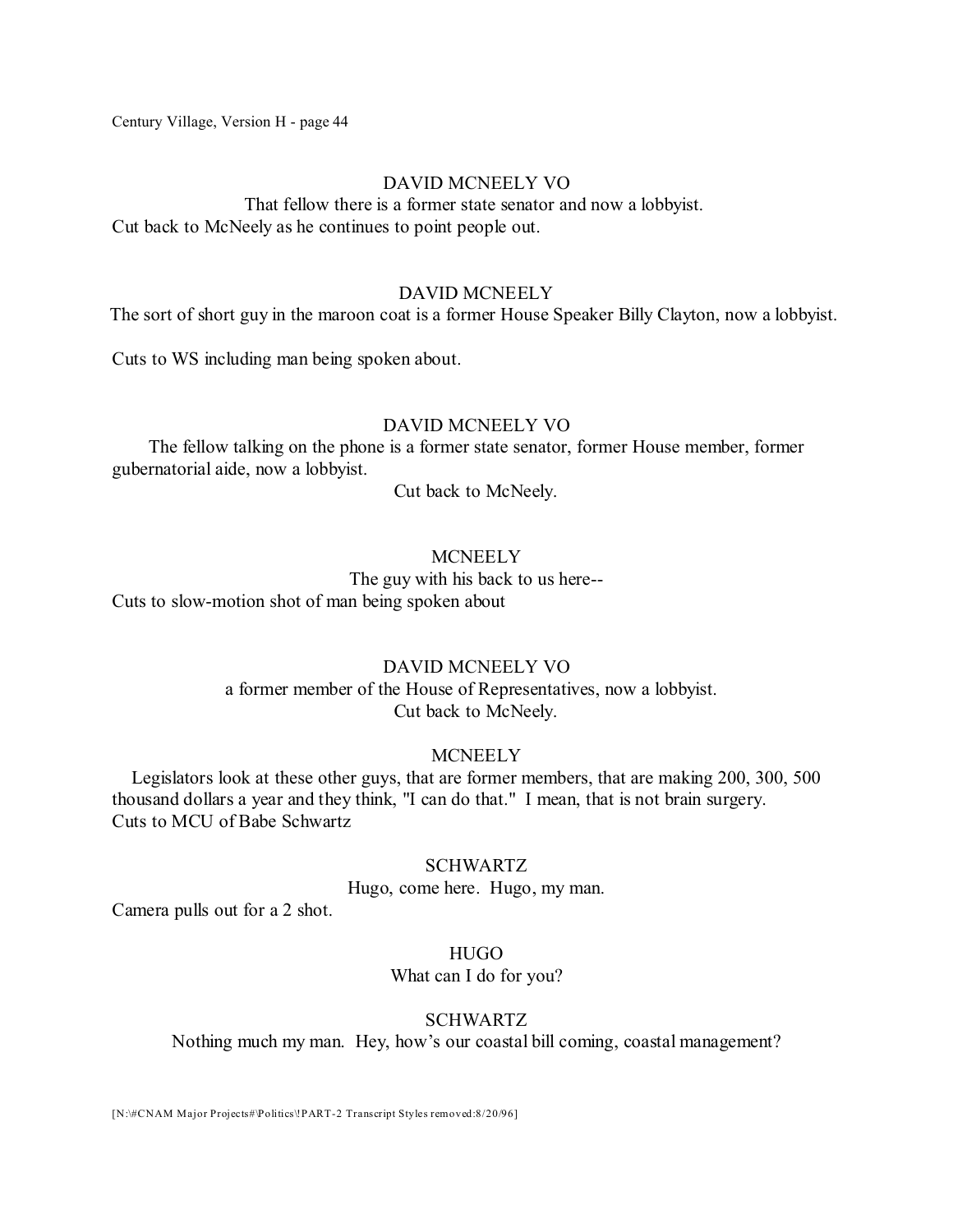DAVID MCNEELY VO

That fellow there is a former state senator and now a lobbyist.

Cut back to McNeely as he continues to point people out.

DAVID MCNEELY

The sort of short guy in the maroon coat is a former House Speaker Billy Clayton, now a lobbyist.

Cuts to WS including man being spoken about.

DAVID MCNEELY VO

The fellow talking on the phone is a former state senator, former House member, former gubernatorial aide, now a lobbyist.

Cut back to McNeely.

MCNEELY

The guy with his back to us here--

Cuts to slow-motion shot of man being spoken about

DAVID MCNEELY VO

a former member of the House of Representatives, now a lobbyist.

Cut back to McNeely.

MCNEELY

Legislators look at these other guys, that are former members, that are making 200, 300, 500 thousand dollars a year and they think, "I can do that." I mean, that is not brain surgery.

Cuts to MCU of Babe Schwartz

SCHWARTZ

Hugo, come here. Hugo, my man.

Camera pulls out for a 2 shot.

HUGO

What can I do for you?

SCHWARTZ

Nothing much my man. Hey, how's our coastal bill coming, coastal management?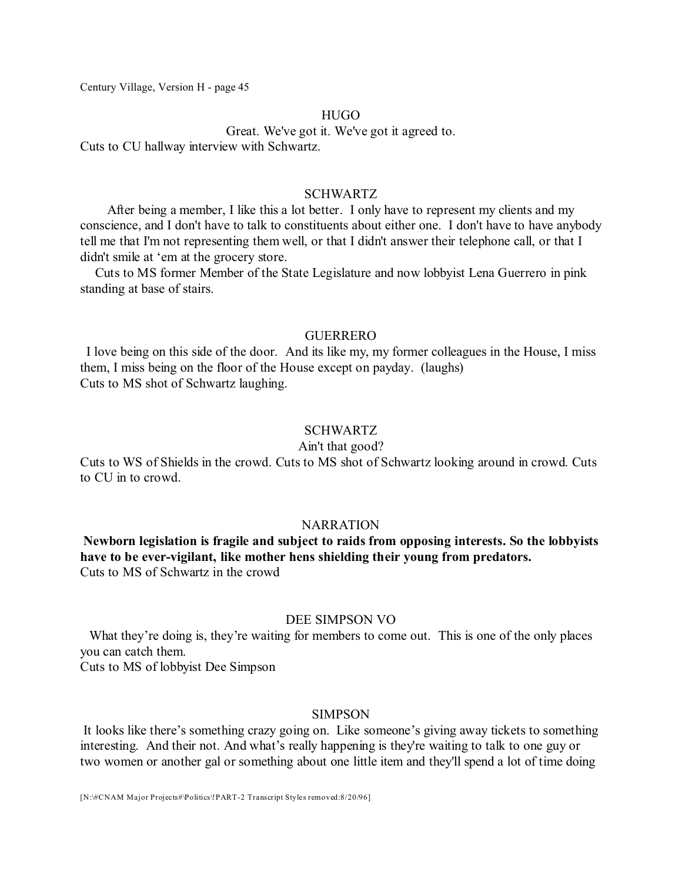HUGO

Great. We've got it. We've got it agreed to.

Cuts to CU hallway interview with Schwartz.

SCHWARTZ

After being a member, I like this a lot better. I only have to represent my clients and my conscience, and I don't have to talk to constituents about either one. I don't have to have anybody tell me that I'm not representing them well, or that I didn't answer their telephone call, or that I didn't smile at 'em at the grocery store.

Cuts to MS former Member of the State Legislature and now lobbyist Lena Guerrero in pink standing at base of stairs.

GUERRERO

I love being on this side of the door. And its like my, my former colleagues in the House, I miss them, I miss being on the floor of the House except on payday. (laughs)

Cuts to MS shot of Schwartz laughing.

SCHWARTZ

Ain't that good?

Cuts to WS of Shields in the crowd. Cuts to MS shot of Schwartz looking around in crowd. Cuts to CU in to crowd.

NARRATION

**Newborn legislation is fragile and subject to raids from opposing interests. So the lobbyists have to be ever-vigilant, like mother hens shielding their young from predators.**

Cuts to MS of Schwartz in the crowd

DEE SIMPSON VO

What they're doing is, they're waiting for members to come out. This is one of the only places you can catch them.

Cuts to MS of lobbyist Dee Simpson

SIMPSON

It looks like there's something crazy going on. Like someone's giving away tickets to something interesting. And their not. And what's really happening is they're waiting to talk to one guy or two women or another gal or something about one little item and they'll spend a lot of time doing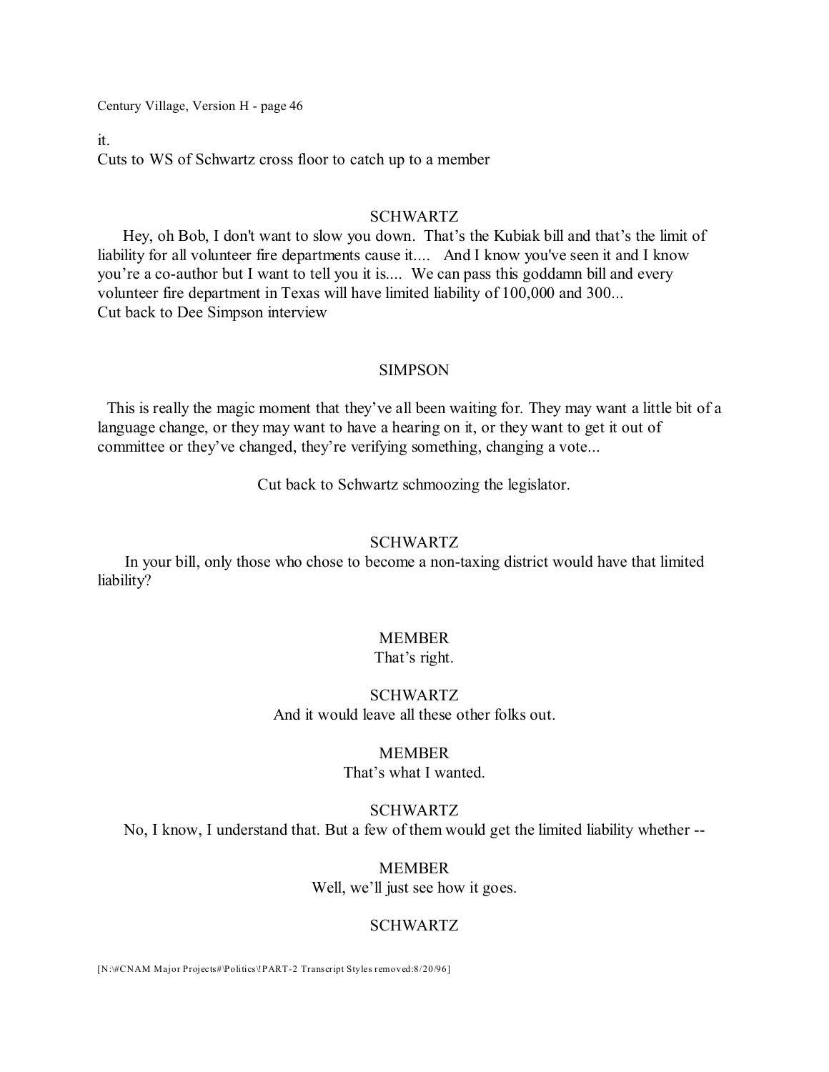it.

Cuts to WS of Schwartz cross floor to catch up to a member

SCHWARTZ

Hey, oh Bob, I don't want to slow you down. That's the Kubiak bill and that's the limit of liability for all volunteer fire departments cause it.... And I know you've seen it and I know you're a co-author but I want to tell you it is.... We can pass this goddamn bill and every volunteer fire department in Texas will have limited liability of 100,000 and 300...

Cut back to Dee Simpson interview

SIMPSON

This is really the magic moment that they've all been waiting for. They may want a little bit of a language change, or they may want to have a hearing on it, or they want to get it out of committee or they've changed, they're verifying something, changing a vote...

Cut back to Schwartz schmoozing the legislator.

SCHWARTZ

In your bill, only those who chose to become a non-taxing district would have that limited liability?

MEMBER

That's right.

SCHWARTZ

And it would leave all these other folks out.

MEMBER

That's what I wanted.

SCHWARTZ

No, I know, I understand that. But a few of them would get the limited liability whether --

MEMBER

Well, we'll just see how it goes.

SCHWARTZ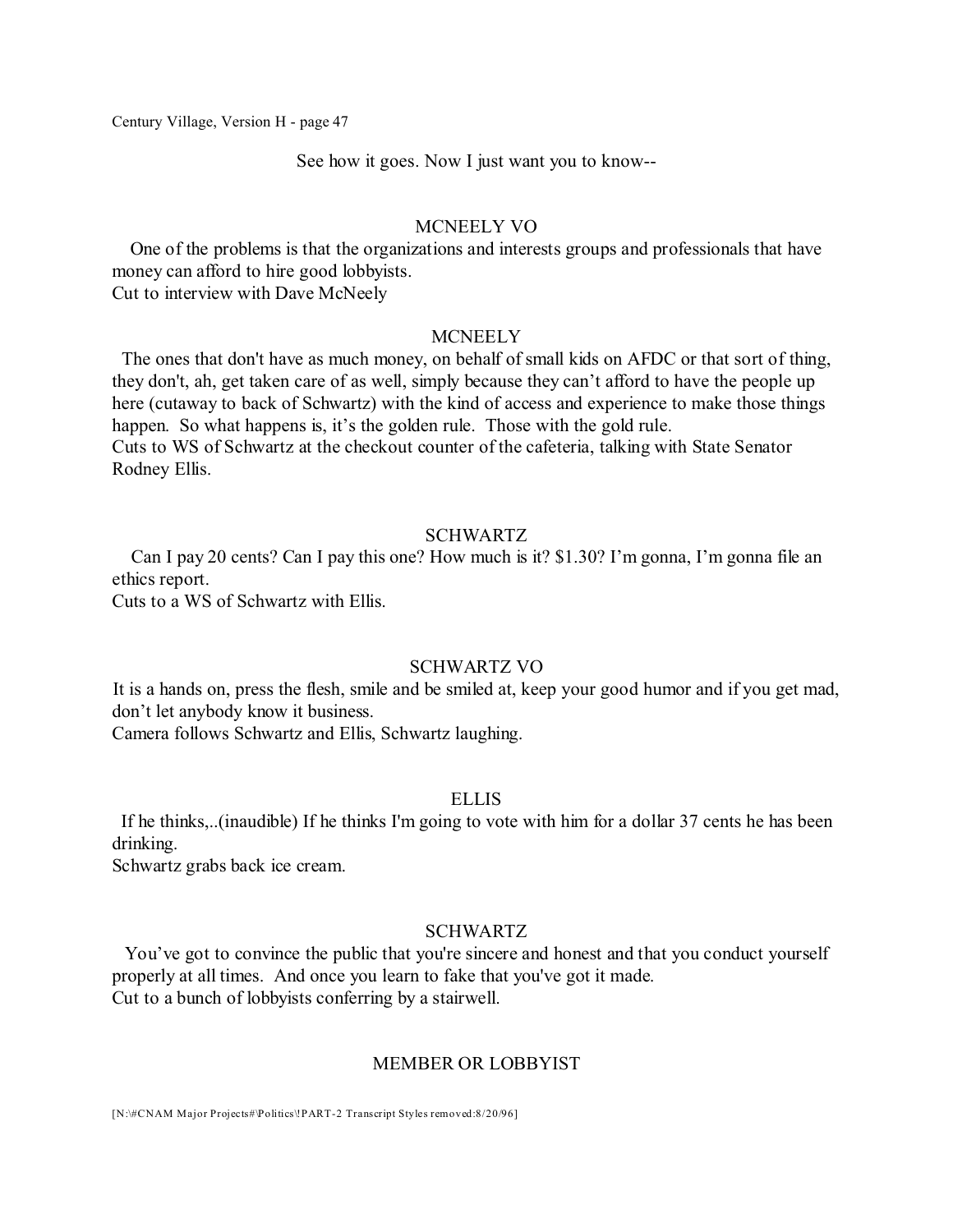See how it goes. Now I just want you to know--

MCNEELY VO

One of the problems is that the organizations and interests groups and professionals that have money can afford to hire good lobbyists.
Cut to interview with Dave McNeely

MCNEELY

The ones that don't have as much money, on behalf of small kids on AFDC or that sort of thing, they don't, ah, get taken care of as well, simply because they can't afford to have the people up here (cutaway to back of Schwartz) with the kind of access and experience to make those things happen. So what happens is, it's the golden rule. Those with the gold rule.
Cuts to WS of Schwartz at the checkout counter of the cafeteria, talking with State Senator Rodney Ellis.

SCHWARTZ

Can I pay 20 cents? Can I pay this one? How much is it? $1.30? I'm gonna, I'm gonna file an ethics report.
Cuts to a WS of Schwartz with Ellis.

SCHWARTZ VO

It is a hands on, press the flesh, smile and be smiled at, keep your good humor and if you get mad, don't let anybody know it business.
Camera follows Schwartz and Ellis, Schwartz laughing.

ELLIS

If he thinks,..(inaudible) If he thinks I'm going to vote with him for a dollar 37 cents he has been drinking.
Schwartz grabs back ice cream.

SCHWARTZ

You've got to convince the public that you're sincere and honest and that you conduct yourself properly at all times. And once you learn to fake that you've got it made.
Cut to a bunch of lobbyists conferring by a stairwell.

MEMBER OR LOBBYIST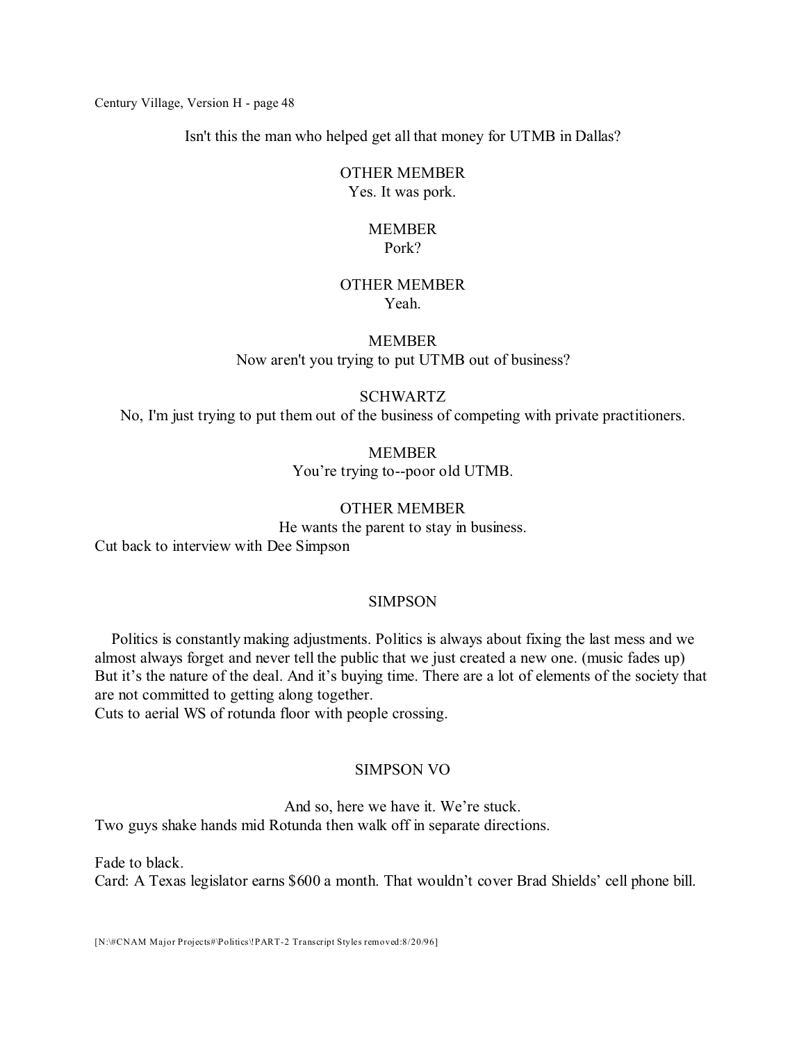Isn't this the man who helped get all that money for UTMB in Dallas?

OTHER MEMBER
Yes. It was pork.

MEMBER
Pork?

OTHER MEMBER
Yeah.

MEMBER
Now aren't you trying to put UTMB out of business?

SCHWARTZ
No, I'm just trying to put them out of the business of competing with private practitioners.

MEMBER
You're trying to--poor old UTMB.

OTHER MEMBER
He wants the parent to stay in business.

Cut back to interview with Dee Simpson

SIMPSON

Politics is constantly making adjustments. Politics is always about fixing the last mess and we almost always forget and never tell the public that we just created a new one. (music fades up) But it's the nature of the deal. And it's buying time. There are a lot of elements of the society that are not committed to getting along together.

Cuts to aerial WS of rotunda floor with people crossing.

SIMPSON VO

And so, here we have it. We're stuck.

Two guys shake hands mid Rotunda then walk off in separate directions.

Fade to black.

Card: A Texas legislator earns $600 a month. That wouldn't cover Brad Shields' cell phone bill.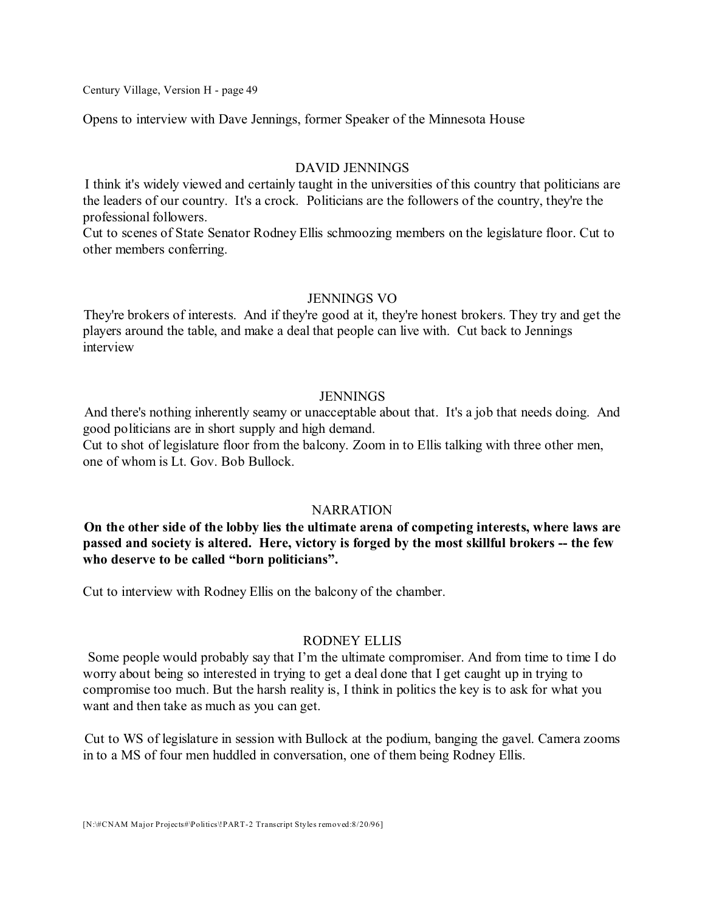Opens to interview with Dave Jennings, former Speaker of the Minnesota House

DAVID JENNINGS

I think it's widely viewed and certainly taught in the universities of this country that politicians are the leaders of our country. It's a crock. Politicians are the followers of the country, they're the professional followers.

Cut to scenes of State Senator Rodney Ellis schmoozing members on the legislature floor. Cut to other members conferring.

JENNINGS VO

They're brokers of interests. And if they're good at it, they're honest brokers. They try and get the players around the table, and make a deal that people can live with. Cut back to Jennings interview

JENNINGS

And there's nothing inherently seamy or unacceptable about that. It's a job that needs doing. And good politicians are in short supply and high demand.

Cut to shot of legislature floor from the balcony. Zoom in to Ellis talking with three other men, one of whom is Lt. Gov. Bob Bullock.

NARRATION

**On the other side of the lobby lies the ultimate arena of competing interests, where laws are passed and society is altered. Here, victory is forged by the most skillful brokers -- the few who deserve to be called "born politicians".**

Cut to interview with Rodney Ellis on the balcony of the chamber.

RODNEY ELLIS

Some people would probably say that I'm the ultimate compromiser. And from time to time I do worry about being so interested in trying to get a deal done that I get caught up in trying to compromise too much. But the harsh reality is, I think in politics the key is to ask for what you want and then take as much as you can get.

Cut to WS of legislature in session with Bullock at the podium, banging the gavel. Camera zooms in to a MS of four men huddled in conversation, one of them being Rodney Ellis.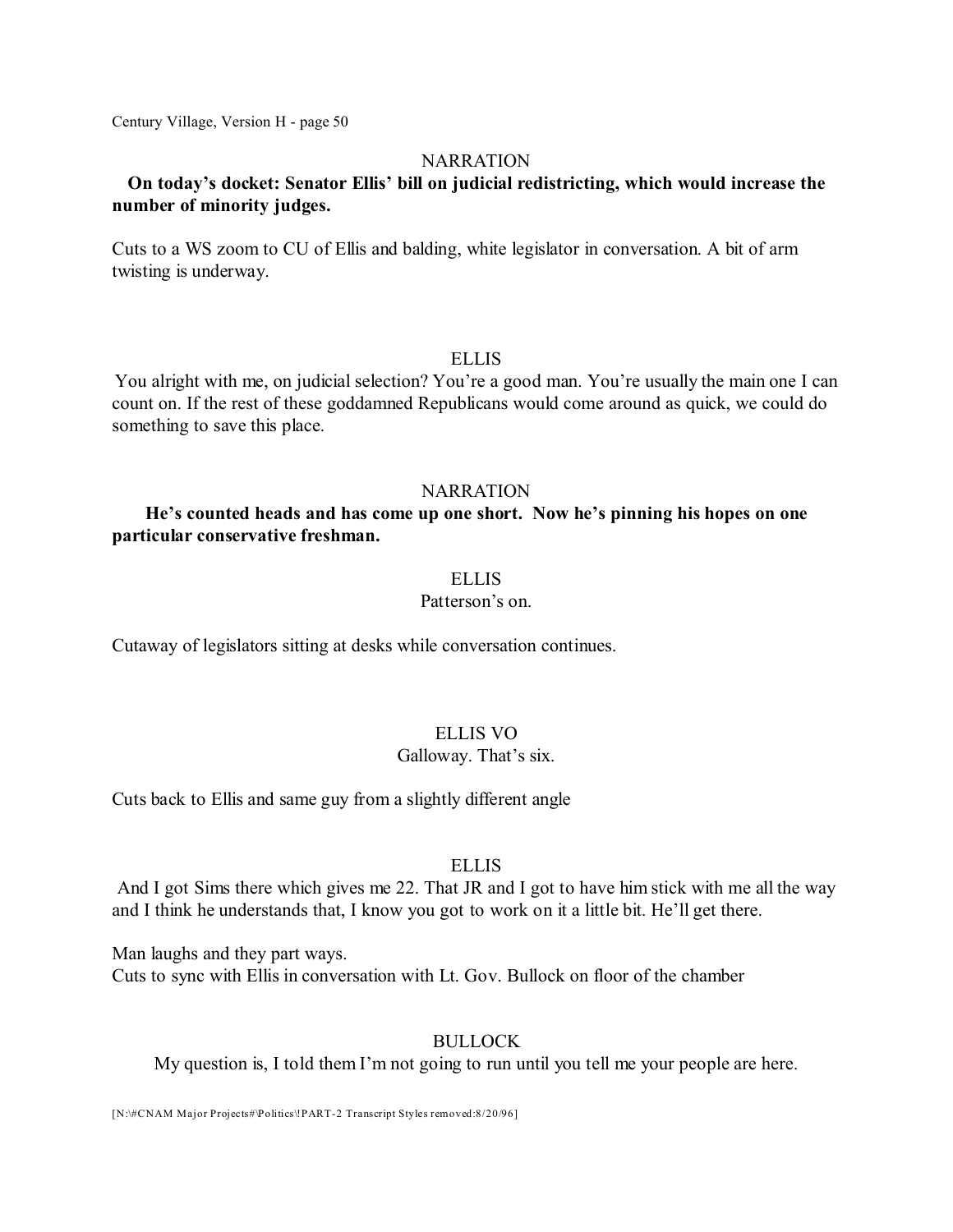NARRATION

**On today's docket: Senator Ellis' bill on judicial redistricting, which would increase the number of minority judges.**

Cuts to a WS zoom to CU of Ellis and balding, white legislator in conversation. A bit of arm twisting is underway.

ELLIS

You alright with me, on judicial selection? You're a good man. You're usually the main one I can count on. If the rest of these goddamned Republicans would come around as quick, we could do something to save this place.

NARRATION

**He's counted heads and has come up one short. Now he's pinning his hopes on one particular conservative freshman.**

ELLIS

Patterson's on.

Cutaway of legislators sitting at desks while conversation continues.

ELLIS VO

Galloway. That's six.

Cuts back to Ellis and same guy from a slightly different angle

ELLIS

And I got Sims there which gives me 22. That JR and I got to have him stick with me all the way and I think he understands that, I know you got to work on it a little bit. He'll get there.

Man laughs and they part ways.
Cuts to sync with Ellis in conversation with Lt. Gov. Bullock on floor of the chamber

BULLOCK

My question is, I told them I'm not going to run until you tell me your people are here.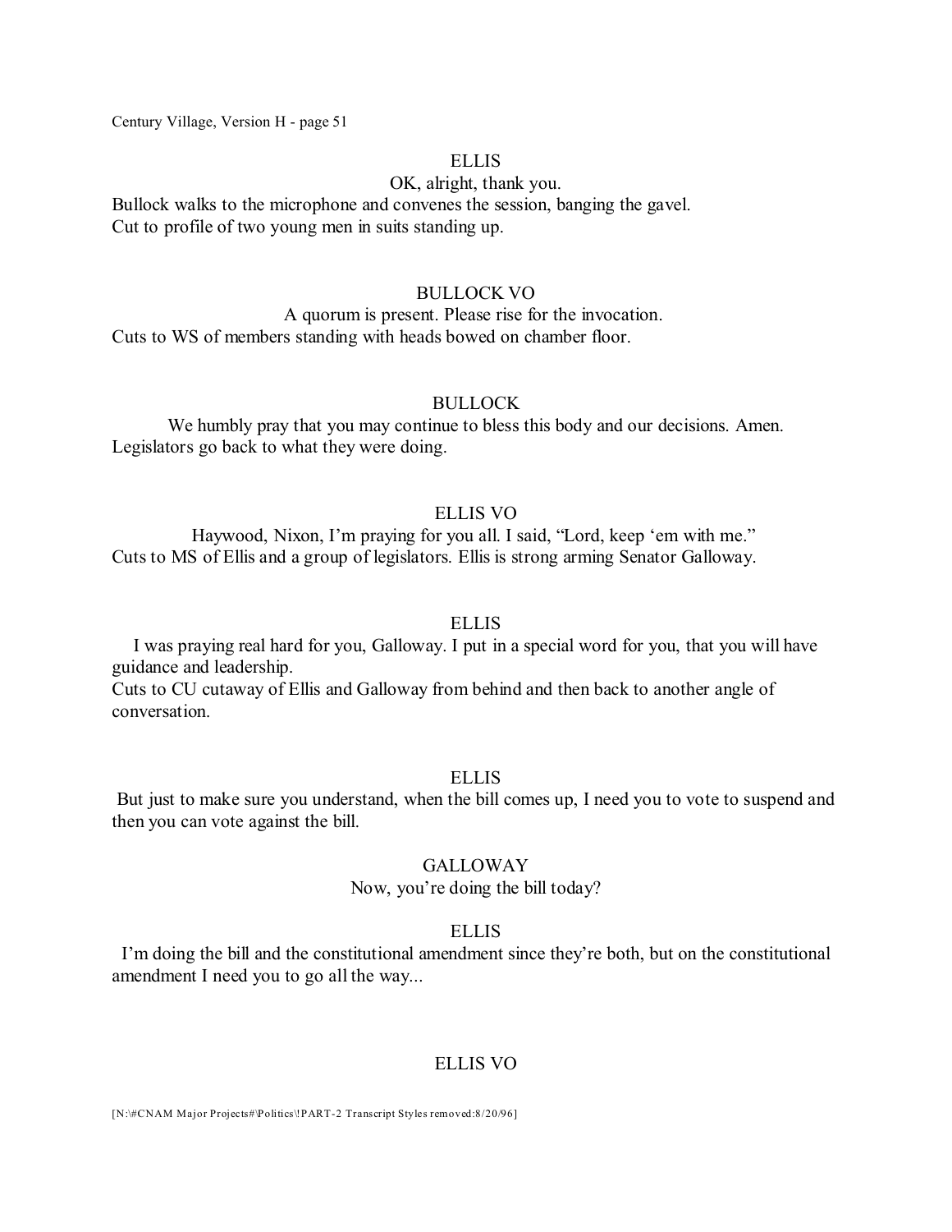ELLIS

OK, alright, thank you.

Bullock walks to the microphone and convenes the session, banging the gavel.
Cut to profile of two young men in suits standing up.

BULLOCK VO

A quorum is present. Please rise for the invocation.

Cuts to WS of members standing with heads bowed on chamber floor.

BULLOCK

We humbly pray that you may continue to bless this body and our decisions. Amen.

Legislators go back to what they were doing.

ELLIS VO

Haywood, Nixon, I'm praying for you all. I said, "Lord, keep 'em with me."

Cuts to MS of Ellis and a group of legislators. Ellis is strong arming Senator Galloway.

ELLIS

I was praying real hard for you, Galloway. I put in a special word for you, that you will have guidance and leadership.

Cuts to CU cutaway of Ellis and Galloway from behind and then back to another angle of conversation.

ELLIS

But just to make sure you understand, when the bill comes up, I need you to vote to suspend and then you can vote against the bill.

GALLOWAY

Now, you're doing the bill today?

ELLIS

I'm doing the bill and the constitutional amendment since they're both, but on the constitutional amendment I need you to go all the way...

ELLIS VO

[N:\#CNAM Major Projects#\Politics\!PART-2 Transcript Styles removed:8/20/96]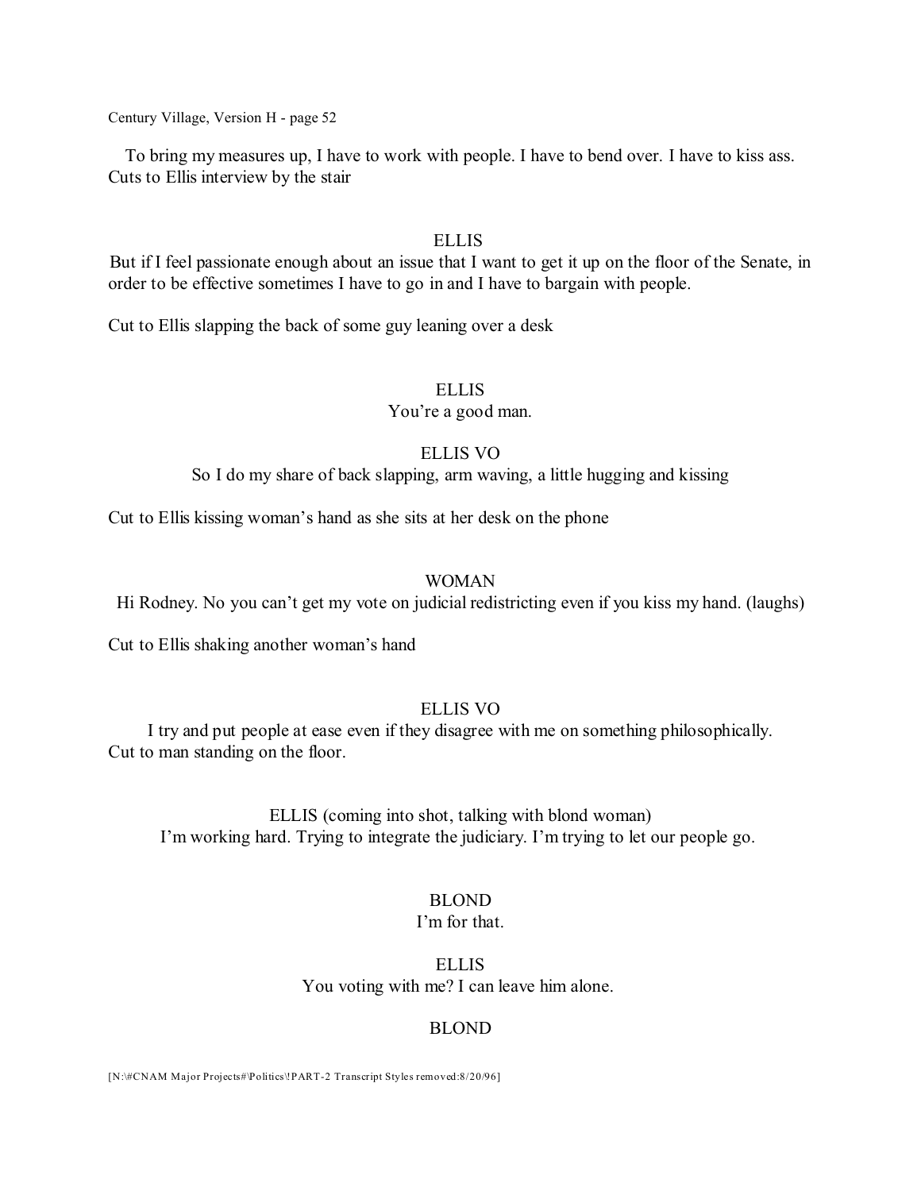To bring my measures up, I have to work with people. I have to bend over. I have to kiss ass.
Cuts to Ellis interview by the stair

ELLIS
But if I feel passionate enough about an issue that I want to get it up on the floor of the Senate, in order to be effective sometimes I have to go in and I have to bargain with people.

Cut to Ellis slapping the back of some guy leaning over a desk

ELLIS
You're a good man.

ELLIS VO
So I do my share of back slapping, arm waving, a little hugging and kissing

Cut to Ellis kissing woman's hand as she sits at her desk on the phone

WOMAN
Hi Rodney. No you can't get my vote on judicial redistricting even if you kiss my hand. (laughs)

Cut to Ellis shaking another woman's hand

ELLIS VO
I try and put people at ease even if they disagree with me on something philosophically.
Cut to man standing on the floor.

ELLIS (coming into shot, talking with blond woman)
I'm working hard. Trying to integrate the judiciary. I'm trying to let our people go.

BLOND
I'm for that.

ELLIS
You voting with me? I can leave him alone.

BLOND

[N:\#CNAM Major Projects#\Politics\!PART-2 Transcript Styles removed:8/20/96]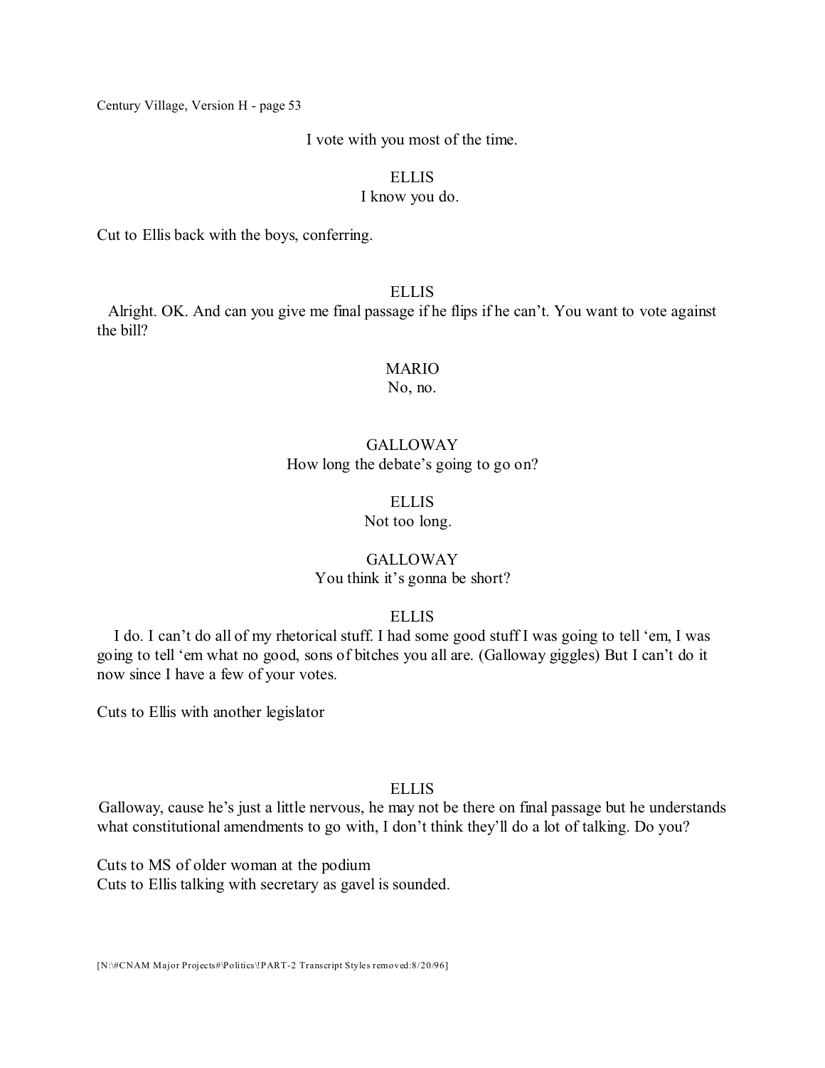I vote with you most of the time.

ELLIS
I know you do.

Cut to Ellis back with the boys, conferring.

ELLIS
Alright. OK. And can you give me final passage if he flips if he can't. You want to vote against the bill?

MARIO
No, no.

GALLOWAY
How long the debate's going to go on?

ELLIS
Not too long.

GALLOWAY
You think it's gonna be short?

ELLIS
I do. I can't do all of my rhetorical stuff. I had some good stuff I was going to tell 'em, I was going to tell 'em what no good, sons of bitches you all are. (Galloway giggles) But I can't do it now since I have a few of your votes.

Cuts to Ellis with another legislator

ELLIS
Galloway, cause he's just a little nervous, he may not be there on final passage but he understands what constitutional amendments to go with, I don't think they'll do a lot of talking. Do you?

Cuts to MS of older woman at the podium
Cuts to Ellis talking with secretary as gavel is sounded.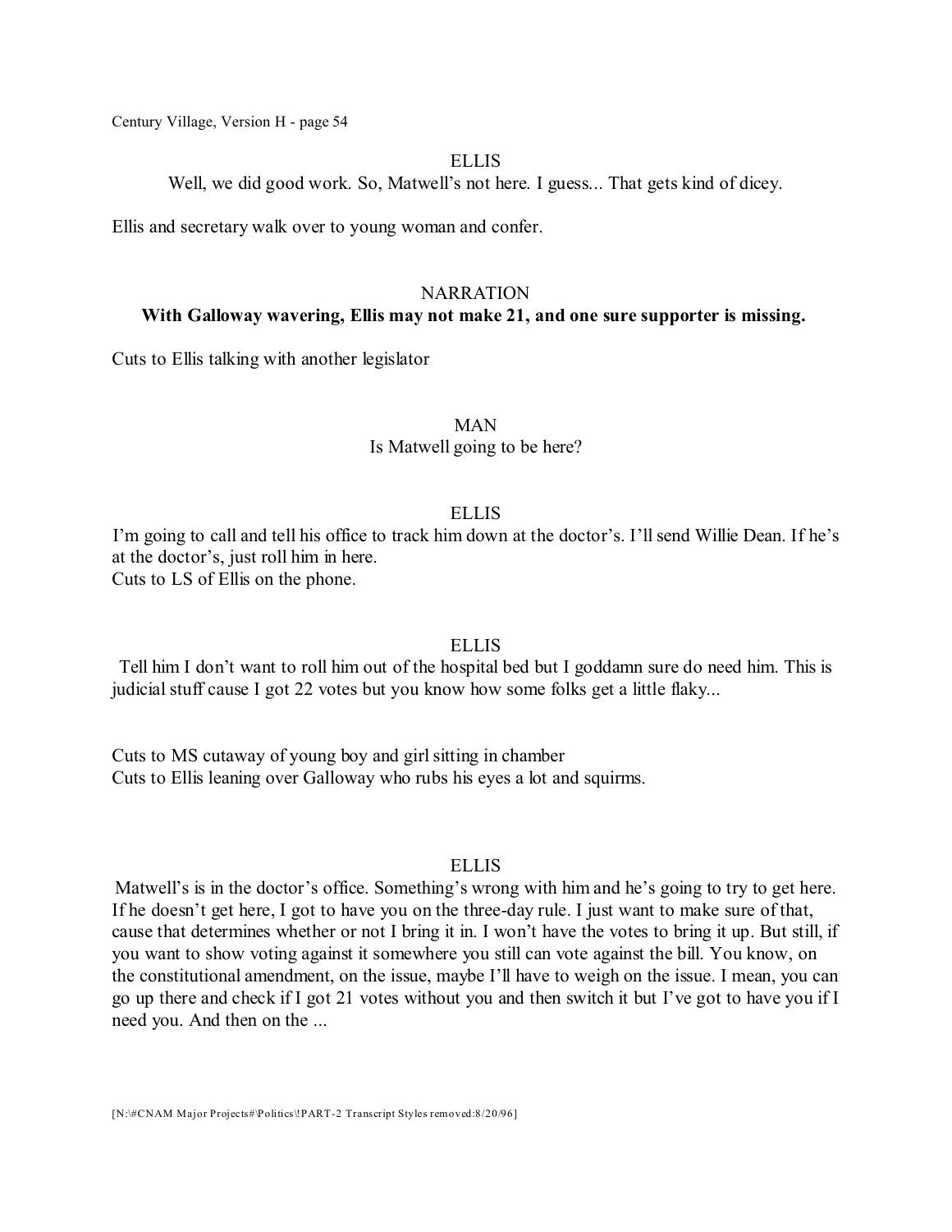ELLIS

Well, we did good work. So, Matwell's not here. I guess... That gets kind of dicey.

Ellis and secretary walk over to young woman and confer.

NARRATION

**With Galloway wavering, Ellis may not make 21, and one sure supporter is missing.**

Cuts to Ellis talking with another legislator

MAN

Is Matwell going to be here?

ELLIS

I'm going to call and tell his office to track him down at the doctor's. I'll send Willie Dean. If he's at the doctor's, just roll him in here.

Cuts to LS of Ellis on the phone.

ELLIS

Tell him I don't want to roll him out of the hospital bed but I goddamn sure do need him. This is judicial stuff cause I got 22 votes but you know how some folks get a little flaky...

Cuts to MS cutaway of young boy and girl sitting in chamber

Cuts to Ellis leaning over Galloway who rubs his eyes a lot and squirms.

ELLIS

Matwell's is in the doctor's office. Something's wrong with him and he's going to try to get here. If he doesn't get here, I got to have you on the three-day rule. I just want to make sure of that, cause that determines whether or not I bring it in. I won't have the votes to bring it up. But still, if you want to show voting against it somewhere you still can vote against the bill. You know, on the constitutional amendment, on the issue, maybe I'll have to weigh on the issue. I mean, you can go up there and check if I got 21 votes without you and then switch it but I've got to have you if I need you. And then on the ...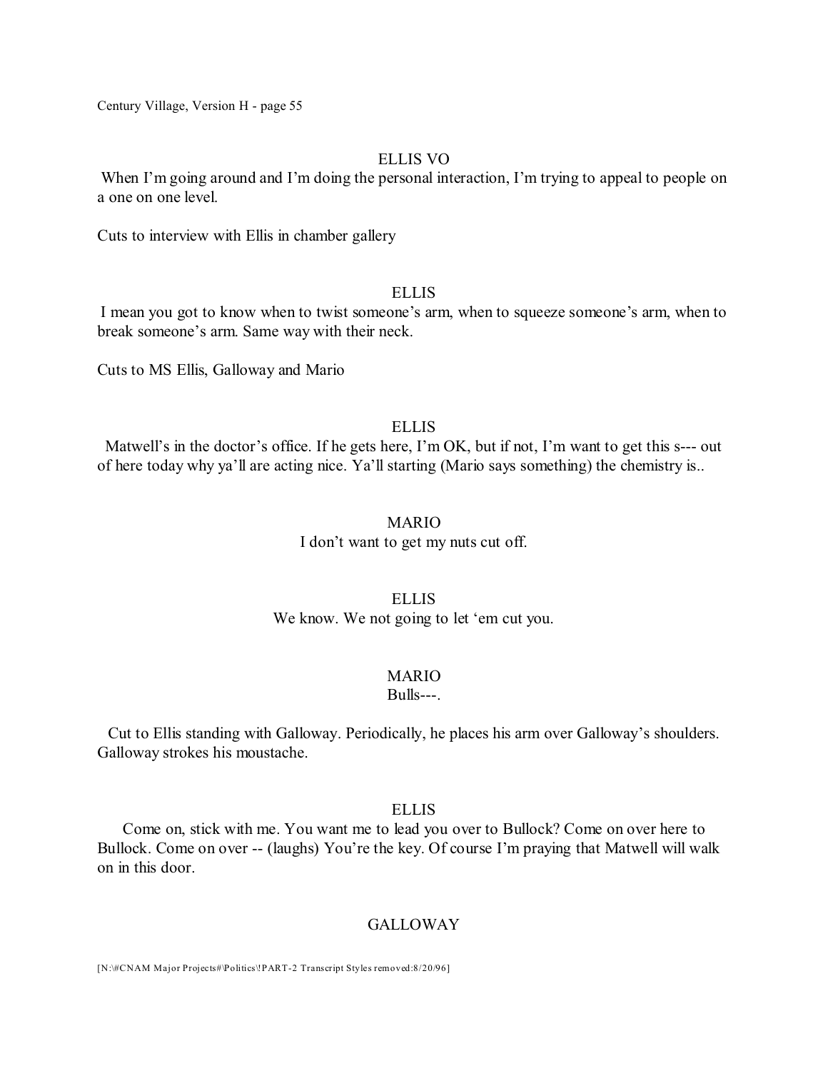ELLIS VO

When I'm going around and I'm doing the personal interaction, I'm trying to appeal to people on a one on one level.

Cuts to interview with Ellis in chamber gallery

ELLIS

I mean you got to know when to twist someone's arm, when to squeeze someone's arm, when to break someone's arm. Same way with their neck.

Cuts to MS Ellis, Galloway and Mario

ELLIS

Matwell's in the doctor's office. If he gets here, I'm OK, but if not, I'm want to get this s--- out of here today why ya'll are acting nice. Ya'll starting (Mario says something) the chemistry is..

MARIO

I don't want to get my nuts cut off.

ELLIS

We know. We not going to let 'em cut you.

MARIO

Bulls---.

Cut to Ellis standing with Galloway. Periodically, he places his arm over Galloway's shoulders. Galloway strokes his moustache.

ELLIS

Come on, stick with me. You want me to lead you over to Bullock? Come on over here to Bullock. Come on over -- (laughs) You're the key. Of course I'm praying that Matwell will walk on in this door.

GALLOWAY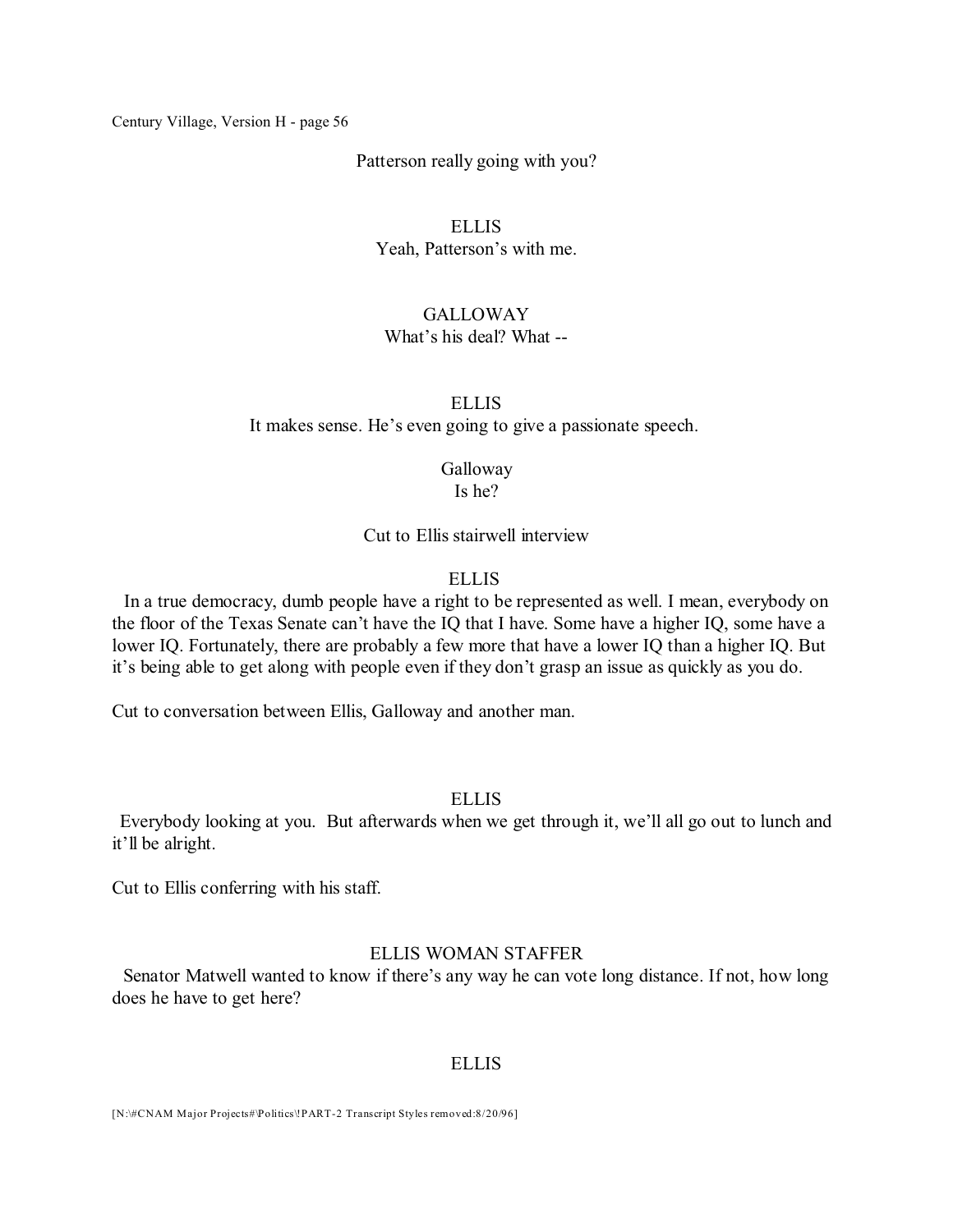Patterson really going with you?

ELLIS

Yeah, Patterson's with me.

GALLOWAY

What's his deal? What --

ELLIS

It makes sense. He's even going to give a passionate speech.

Galloway

Is he?

Cut to Ellis stairwell interview

ELLIS

In a true democracy, dumb people have a right to be represented as well. I mean, everybody on the floor of the Texas Senate can't have the IQ that I have. Some have a higher IQ, some have a lower IQ. Fortunately, there are probably a few more that have a lower IQ than a higher IQ. But it's being able to get along with people even if they don't grasp an issue as quickly as you do.

Cut to conversation between Ellis, Galloway and another man.

ELLIS

Everybody looking at you. But afterwards when we get through it, we'll all go out to lunch and it'll be alright.

Cut to Ellis conferring with his staff.

ELLIS WOMAN STAFFER

Senator Matwell wanted to know if there's any way he can vote long distance. If not, how long does he have to get here?

ELLIS

[N:\#CNAM Major Projects#\Politics\!PART-2 Transcript Styles removed:8/20/96]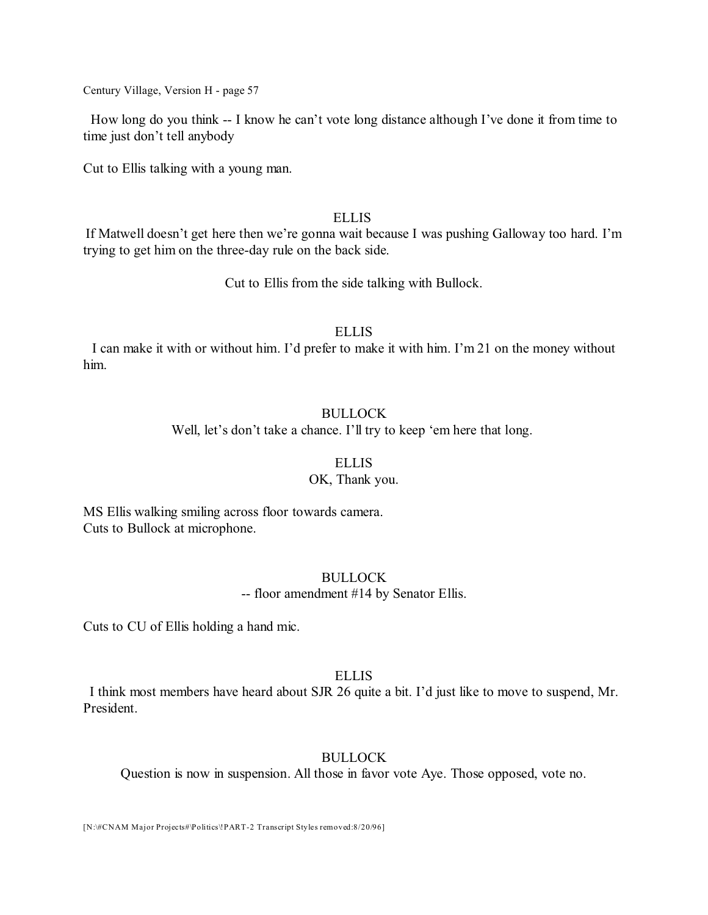How long do you think -- I know he can't vote long distance although I've done it from time to time just don't tell anybody

Cut to Ellis talking with a young man.

ELLIS

If Matwell doesn't get here then we're gonna wait because I was pushing Galloway too hard. I'm trying to get him on the three-day rule on the back side.

Cut to Ellis from the side talking with Bullock.

ELLIS

I can make it with or without him. I'd prefer to make it with him. I'm 21 on the money without him.

BULLOCK

Well, let's don't take a chance. I'll try to keep 'em here that long.

ELLIS

OK, Thank you.

MS Ellis walking smiling across floor towards camera.
Cuts to Bullock at microphone.

BULLOCK

-- floor amendment #14 by Senator Ellis.

Cuts to CU of Ellis holding a hand mic.

ELLIS

I think most members have heard about SJR 26 quite a bit. I'd just like to move to suspend, Mr. President.

BULLOCK

Question is now in suspension. All those in favor vote Aye. Those opposed, vote no.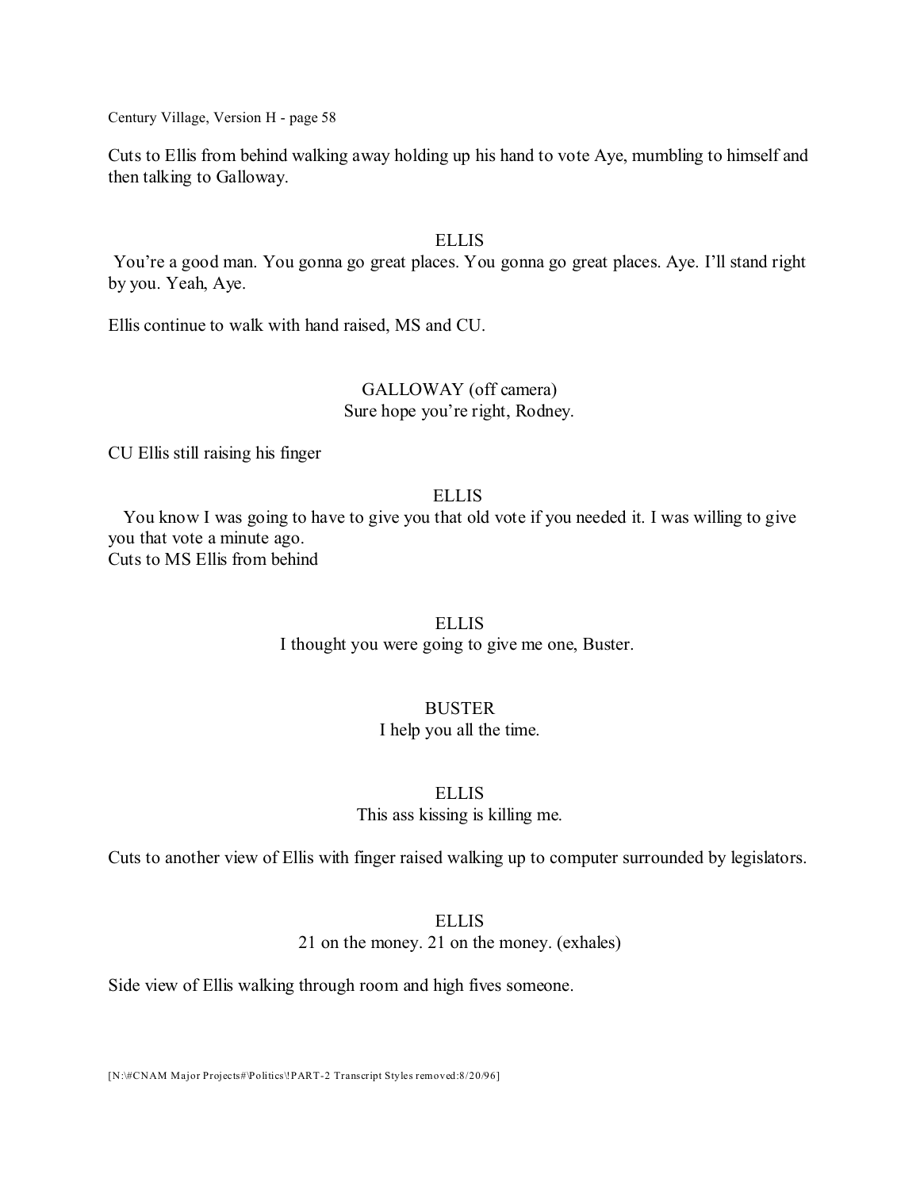Cuts to Ellis from behind walking away holding up his hand to vote Aye, mumbling to himself and then talking to Galloway.

ELLIS

You're a good man. You gonna go great places. You gonna go great places. Aye. I'll stand right by you. Yeah, Aye.

Ellis continue to walk with hand raised, MS and CU.

GALLOWAY (off camera)

Sure hope you're right, Rodney.

CU Ellis still raising his finger

ELLIS

You know I was going to have to give you that old vote if you needed it. I was willing to give you that vote a minute ago.

Cuts to MS Ellis from behind

ELLIS

I thought you were going to give me one, Buster.

BUSTER

I help you all the time.

ELLIS

This ass kissing is killing me.

Cuts to another view of Ellis with finger raised walking up to computer surrounded by legislators.

ELLIS

21 on the money. 21 on the money. (exhales)

Side view of Ellis walking through room and high fives someone.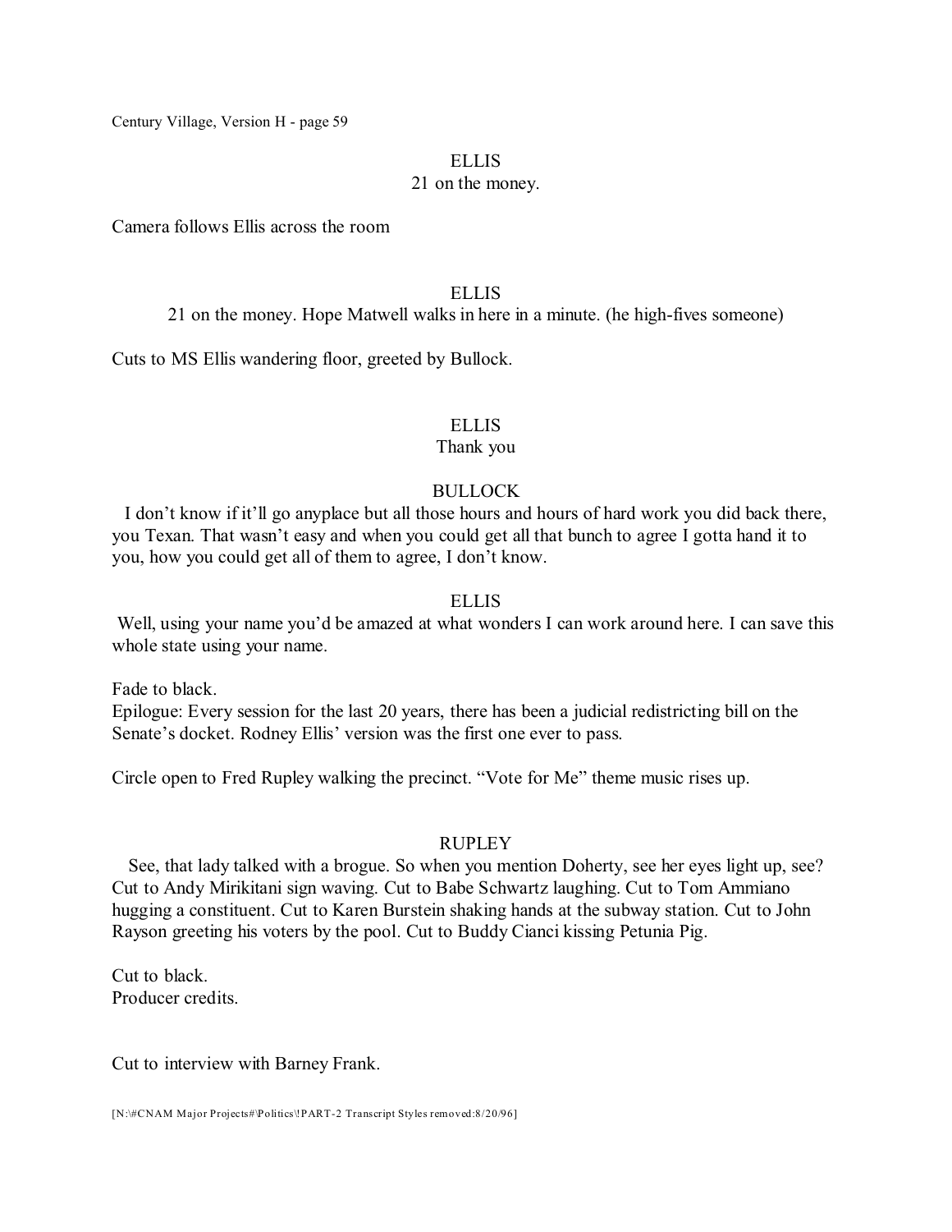ELLIS

21 on the money.

Camera follows Ellis across the room

ELLIS

21 on the money. Hope Matwell walks in here in a minute. (he high-fives someone)

Cuts to MS Ellis wandering floor, greeted by Bullock.

ELLIS

Thank you

BULLOCK

I don't know if it'll go anyplace but all those hours and hours of hard work you did back there, you Texan. That wasn't easy and when you could get all that bunch to agree I gotta hand it to you, how you could get all of them to agree, I don't know.

ELLIS

Well, using your name you'd be amazed at what wonders I can work around here. I can save this whole state using your name.

Fade to black.
Epilogue: Every session for the last 20 years, there has been a judicial redistricting bill on the Senate's docket. Rodney Ellis' version was the first one ever to pass.

Circle open to Fred Rupley walking the precinct. "Vote for Me" theme music rises up.

RUPLEY

See, that lady talked with a brogue. So when you mention Doherty, see her eyes light up, see? Cut to Andy Mirikitani sign waving. Cut to Babe Schwartz laughing. Cut to Tom Ammiano hugging a constituent. Cut to Karen Burstein shaking hands at the subway station. Cut to John Rayson greeting his voters by the pool. Cut to Buddy Cianci kissing Petunia Pig.

Cut to black.
Producer credits.

Cut to interview with Barney Frank.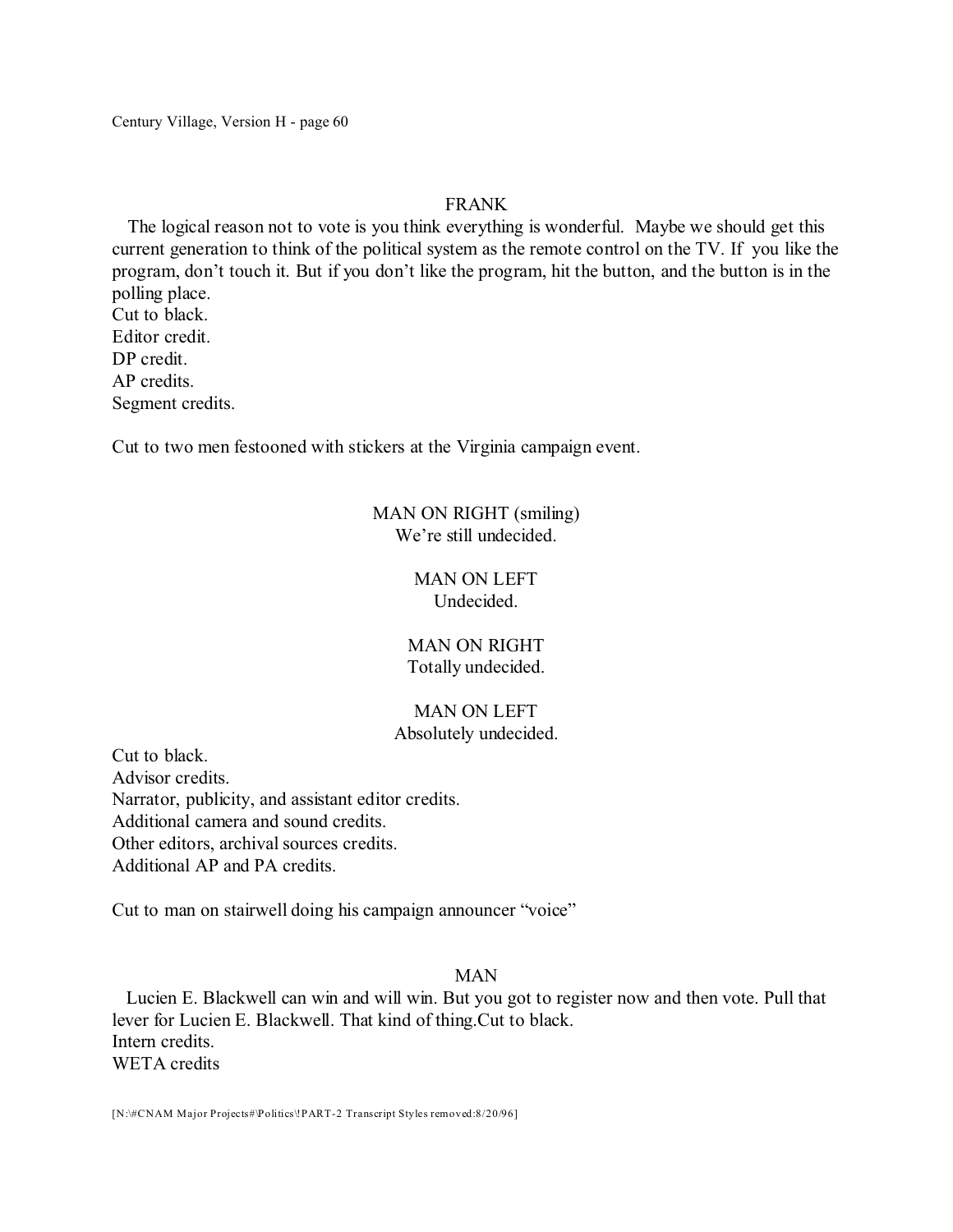FRANK

The logical reason not to vote is you think everything is wonderful.  Maybe we should get this current generation to think of the political system as the remote control on the TV. If  you like the program, don't touch it. But if you don't like the program, hit the button, and the button is in the polling place.
Cut to black.
Editor credit.
DP credit.
AP credits.
Segment credits.

Cut to two men festooned with stickers at the Virginia campaign event.

MAN ON RIGHT (smiling)
We're still undecided.

MAN ON LEFT
Undecided.

MAN ON RIGHT
Totally undecided.

MAN ON LEFT
Absolutely undecided.

Cut to black.
Advisor credits.
Narrator, publicity, and assistant editor credits.
Additional camera and sound credits.
Other editors, archival sources credits.
Additional AP and PA credits.

Cut to man on stairwell doing his campaign announcer "voice"

MAN

Lucien E. Blackwell can win and will win. But you got to register now and then vote. Pull that lever for Lucien E. Blackwell. That kind of thing.Cut to black.
Intern credits.
WETA credits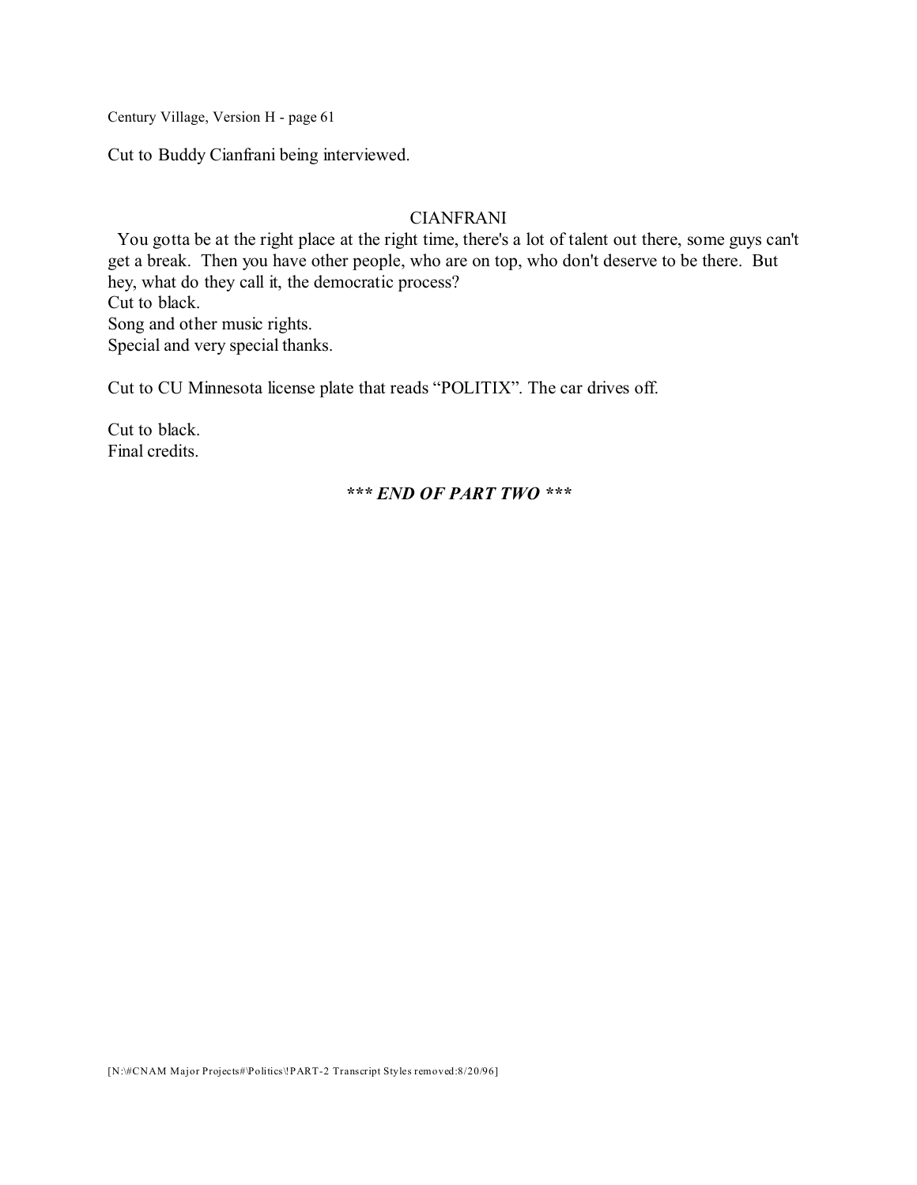Cut to Buddy Cianfrani being interviewed.

CIANFRANI

You gotta be at the right place at the right time, there's a lot of talent out there, some guys can't get a break. Then you have other people, who are on top, who don't deserve to be there. But hey, what do they call it, the democratic process?
Cut to black.
Song and other music rights.
Special and very special thanks.

Cut to CU Minnesota license plate that reads “POLITIX”. The car drives off.

Cut to black.
Final credits.

***\*\*\* END OF PART TWO \*\*\****